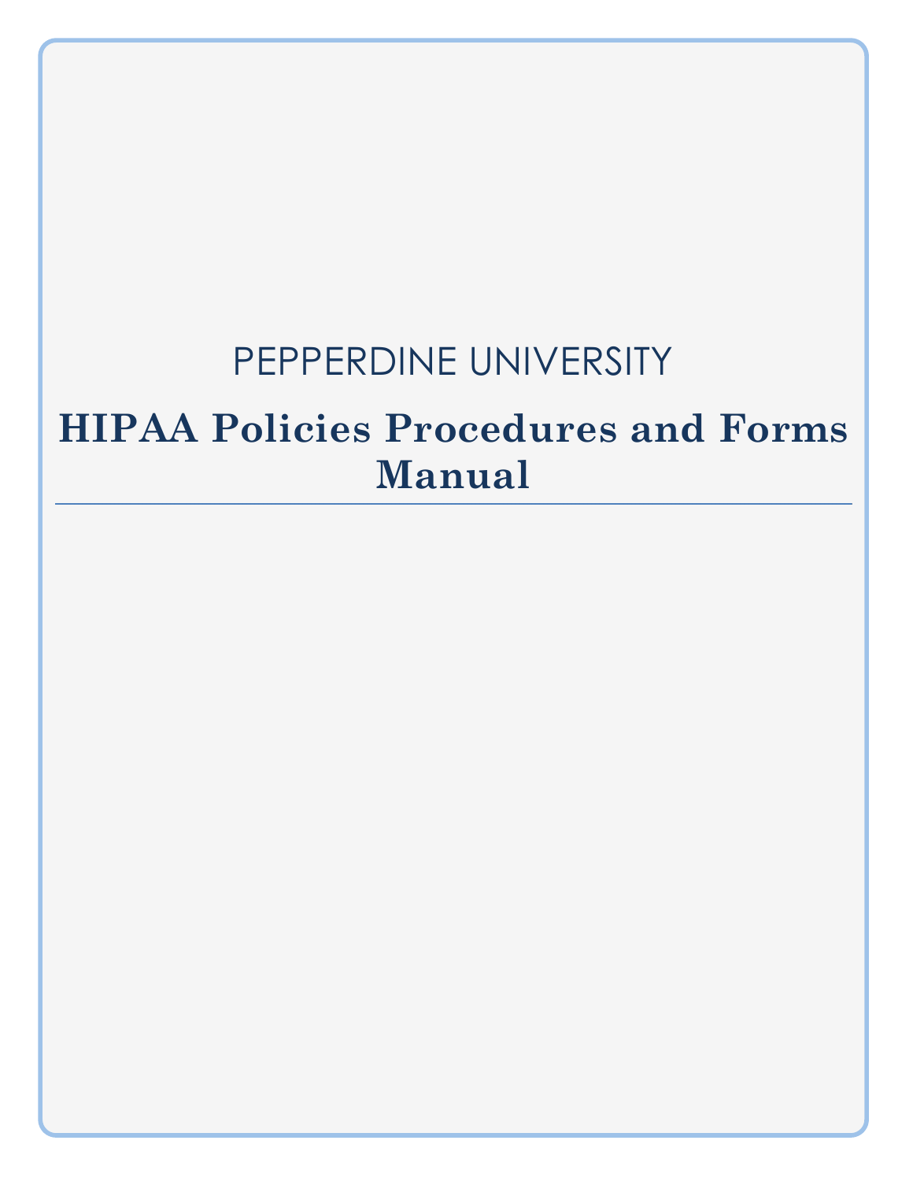PEPPERDINE UNIVERSITY

# HIPAA Policies Procedures and Forms Manual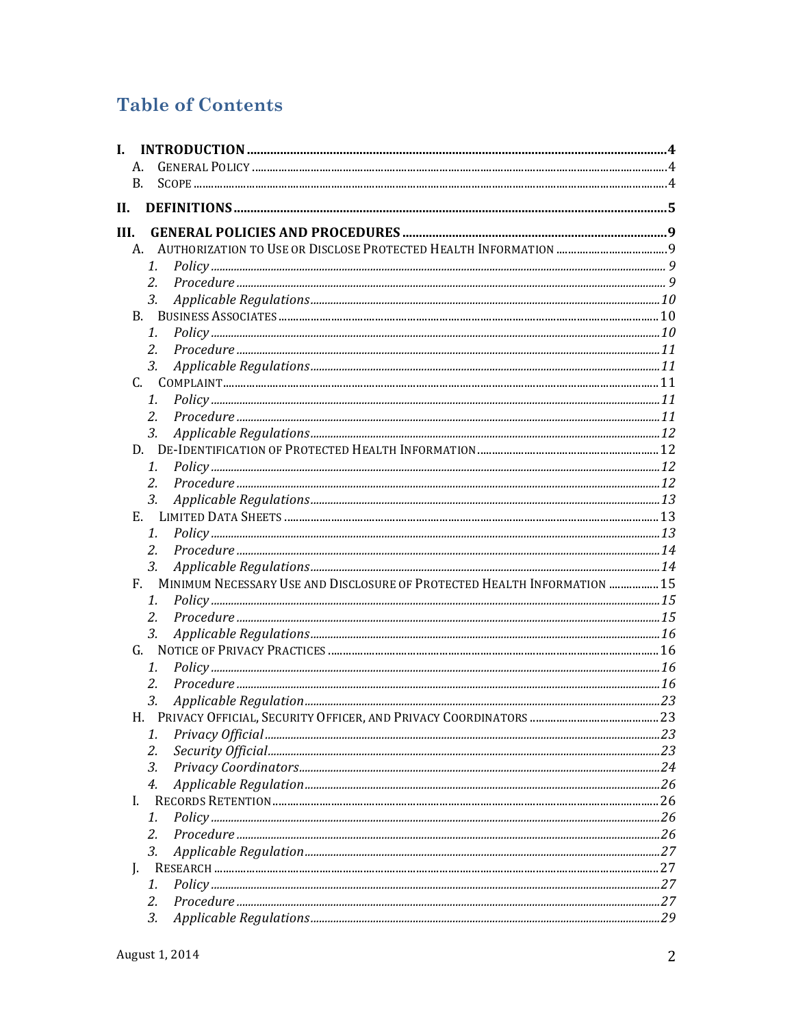# Table of Contents

- **I. INTRODUCTION** .......... **4**
  - A. GENERAL POLICY .......... 4
  - B. SCOPE .......... 4
- **II. DEFINITIONS** .......... **5**
- **III. GENERAL POLICIES AND PROCEDURES** .......... **9**
  - A. AUTHORIZATION TO USE OR DISCLOSE PROTECTED HEALTH INFORMATION .......... 9
    - *1. Policy .......... 9*
    - *2. Procedure .......... 9*
    - *3. Applicable Regulations .......... 10*
  - B. BUSINESS ASSOCIATES .......... 10
    - *1. Policy .......... 10*
    - *2. Procedure .......... 11*
    - *3. Applicable Regulations .......... 11*
  - C. COMPLAINT .......... 11
    - *1. Policy .......... 11*
    - *2. Procedure .......... 11*
    - *3. Applicable Regulations .......... 12*
  - D. DE-IDENTIFICATION OF PROTECTED HEALTH INFORMATION .......... 12
    - *1. Policy .......... 12*
    - *2. Procedure .......... 12*
    - *3. Applicable Regulations .......... 13*
  - E. LIMITED DATA SHEETS .......... 13
    - *1. Policy .......... 13*
    - *2. Procedure .......... 14*
    - *3. Applicable Regulations .......... 14*
  - F. MINIMUM NECESSARY USE AND DISCLOSURE OF PROTECTED HEALTH INFORMATION .......... 15
    - *1. Policy .......... 15*
    - *2. Procedure .......... 15*
    - *3. Applicable Regulations .......... 16*
  - G. NOTICE OF PRIVACY PRACTICES .......... 16
    - *1. Policy .......... 16*
    - *2. Procedure .......... 16*
    - *3. Applicable Regulation .......... 23*
  - H. PRIVACY OFFICIAL, SECURITY OFFICER, AND PRIVACY COORDINATORS .......... 23
    - *1. Privacy Official .......... 23*
    - *2. Security Official .......... 23*
    - *3. Privacy Coordinators .......... 24*
    - *4. Applicable Regulation .......... 26*
  - I. RECORDS RETENTION .......... 26
    - *1. Policy .......... 26*
    - *2. Procedure .......... 26*
    - *3. Applicable Regulation .......... 27*
  - J. RESEARCH .......... 27
    - *1. Policy .......... 27*
    - *2. Procedure .......... 27*
    - *3. Applicable Regulations .......... 29*

August 1, 2014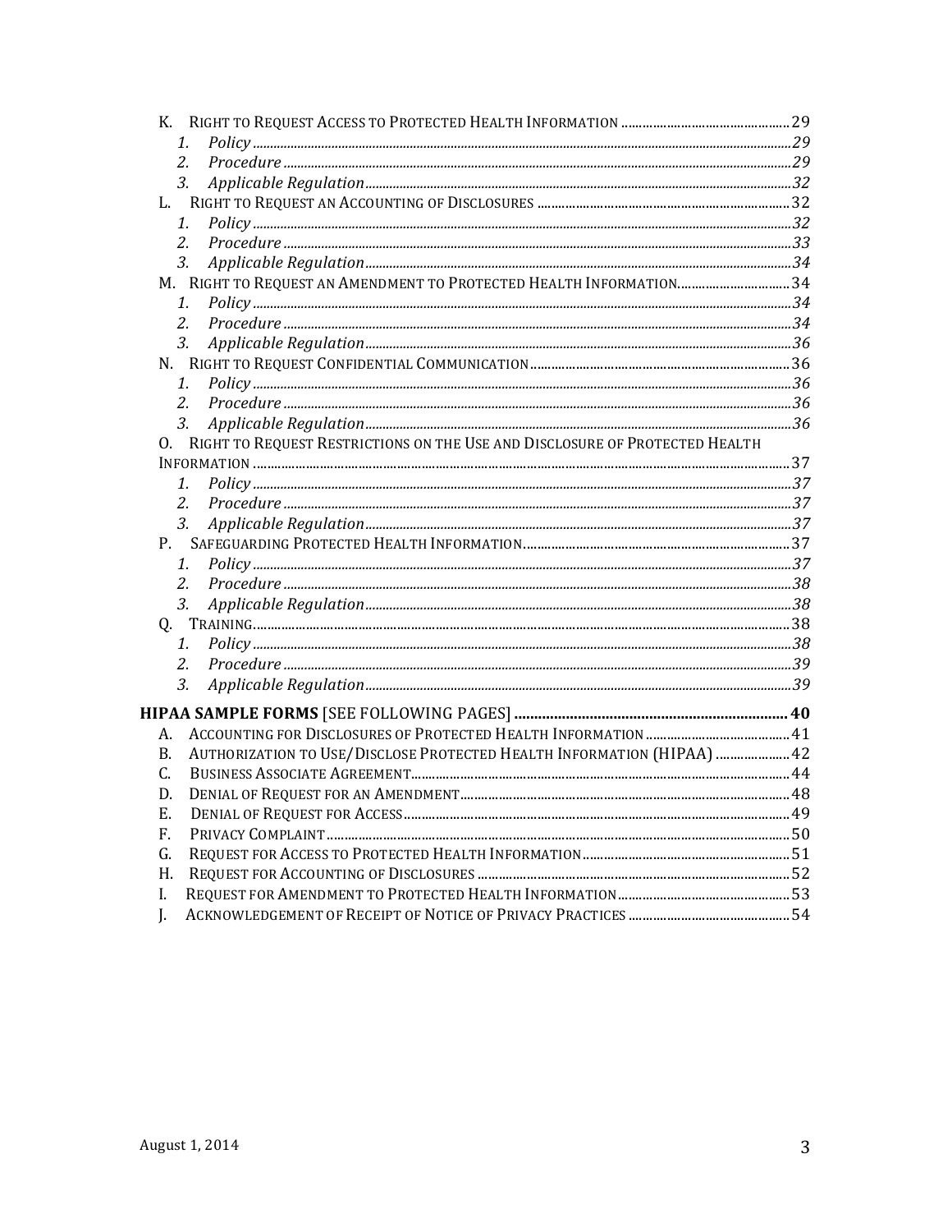- K. RIGHT TO REQUEST ACCESS TO PROTECTED HEALTH INFORMATION ........ 29
  1. *Policy* ........ 29
  2. *Procedure* ........ 29
  3. *Applicable Regulation* ........ 32
- L. RIGHT TO REQUEST AN ACCOUNTING OF DISCLOSURES ........ 32
  1. *Policy* ........ 32
  2. *Procedure* ........ 33
  3. *Applicable Regulation* ........ 34
- M. RIGHT TO REQUEST AN AMENDMENT TO PROTECTED HEALTH INFORMATION........ 34
  1. *Policy* ........ 34
  2. *Procedure* ........ 34
  3. *Applicable Regulation* ........ 36
- N. RIGHT TO REQUEST CONFIDENTIAL COMMUNICATION ........ 36
  1. *Policy* ........ 36
  2. *Procedure* ........ 36
  3. *Applicable Regulation* ........ 36
- O. RIGHT TO REQUEST RESTRICTIONS ON THE USE AND DISCLOSURE OF PROTECTED HEALTH INFORMATION ........ 37
  1. *Policy* ........ 37
  2. *Procedure* ........ 37
  3. *Applicable Regulation* ........ 37
- P. SAFEGUARDING PROTECTED HEALTH INFORMATION ........ 37
  1. *Policy* ........ 37
  2. *Procedure* ........ 38
  3. *Applicable Regulation* ........ 38
- Q. TRAINING ........ 38
  1. *Policy* ........ 38
  2. *Procedure* ........ 39
  3. *Applicable Regulation* ........ 39

**HIPAA SAMPLE FORMS** [SEE FOLLOWING PAGES] ........ **40**

- A. ACCOUNTING FOR DISCLOSURES OF PROTECTED HEALTH INFORMATION ........ 41
- B. AUTHORIZATION TO USE/DISCLOSE PROTECTED HEALTH INFORMATION (HIPAA) ........ 42
- C. BUSINESS ASSOCIATE AGREEMENT ........ 44
- D. DENIAL OF REQUEST FOR AN AMENDMENT ........ 48
- E. DENIAL OF REQUEST FOR ACCESS ........ 49
- F. PRIVACY COMPLAINT ........ 50
- G. REQUEST FOR ACCESS TO PROTECTED HEALTH INFORMATION ........ 51
- H. REQUEST FOR ACCOUNTING OF DISCLOSURES ........ 52
- I. REQUEST FOR AMENDMENT TO PROTECTED HEALTH INFORMATION ........ 53
- J. ACKNOWLEDGEMENT OF RECEIPT OF NOTICE OF PRIVACY PRACTICES ........ 54

August 1, 2014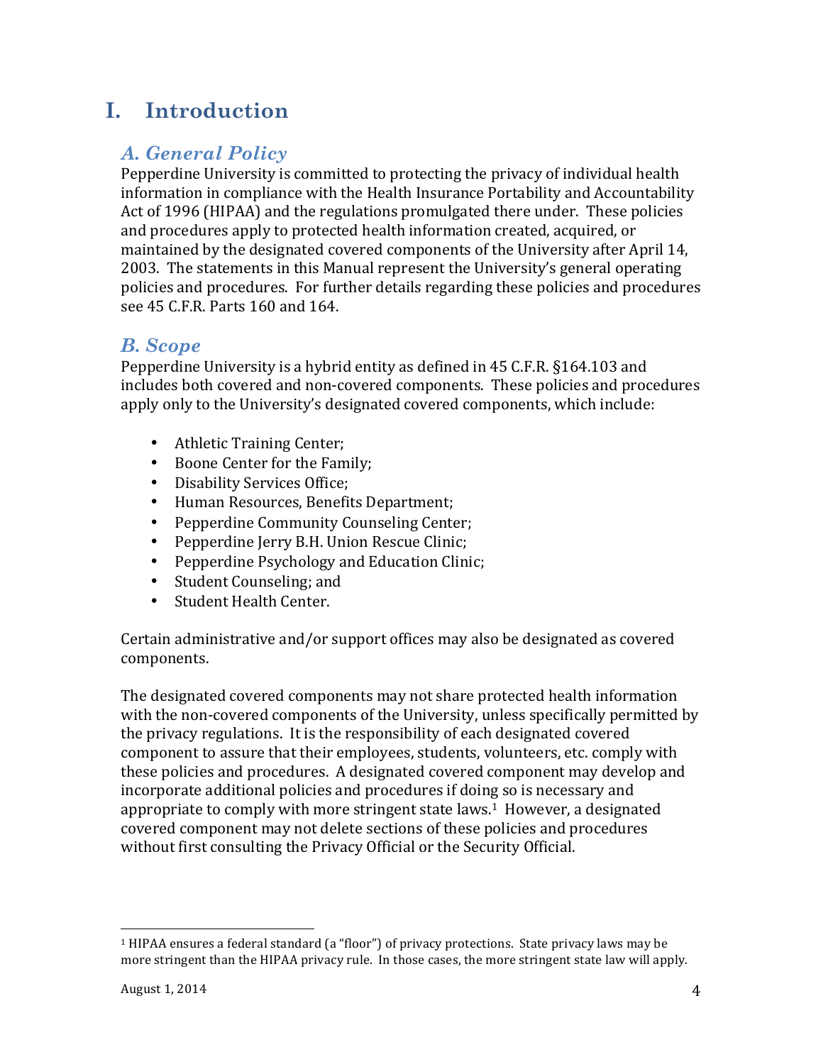# I. Introduction

## *A. General Policy*

Pepperdine University is committed to protecting the privacy of individual health information in compliance with the Health Insurance Portability and Accountability Act of 1996 (HIPAA) and the regulations promulgated there under. These policies and procedures apply to protected health information created, acquired, or maintained by the designated covered components of the University after April 14, 2003. The statements in this Manual represent the University's general operating policies and procedures. For further details regarding these policies and procedures see 45 C.F.R. Parts 160 and 164.

## *B. Scope*

Pepperdine University is a hybrid entity as defined in 45 C.F.R. §164.103 and includes both covered and non-covered components. These policies and procedures apply only to the University's designated covered components, which include:

- Athletic Training Center;
- Boone Center for the Family;
- Disability Services Office;
- Human Resources, Benefits Department;
- Pepperdine Community Counseling Center;
- Pepperdine Jerry B.H. Union Rescue Clinic;
- Pepperdine Psychology and Education Clinic;
- Student Counseling; and
- Student Health Center.

Certain administrative and/or support offices may also be designated as covered components.

The designated covered components may not share protected health information with the non-covered components of the University, unless specifically permitted by the privacy regulations. It is the responsibility of each designated covered component to assure that their employees, students, volunteers, etc. comply with these policies and procedures. A designated covered component may develop and incorporate additional policies and procedures if doing so is necessary and appropriate to comply with more stringent state laws.[1] However, a designated covered component may not delete sections of these policies and procedures without first consulting the Privacy Official or the Security Official.

---

[1] HIPAA ensures a federal standard (a "floor") of privacy protections. State privacy laws may be more stringent than the HIPAA privacy rule. In those cases, the more stringent state law will apply.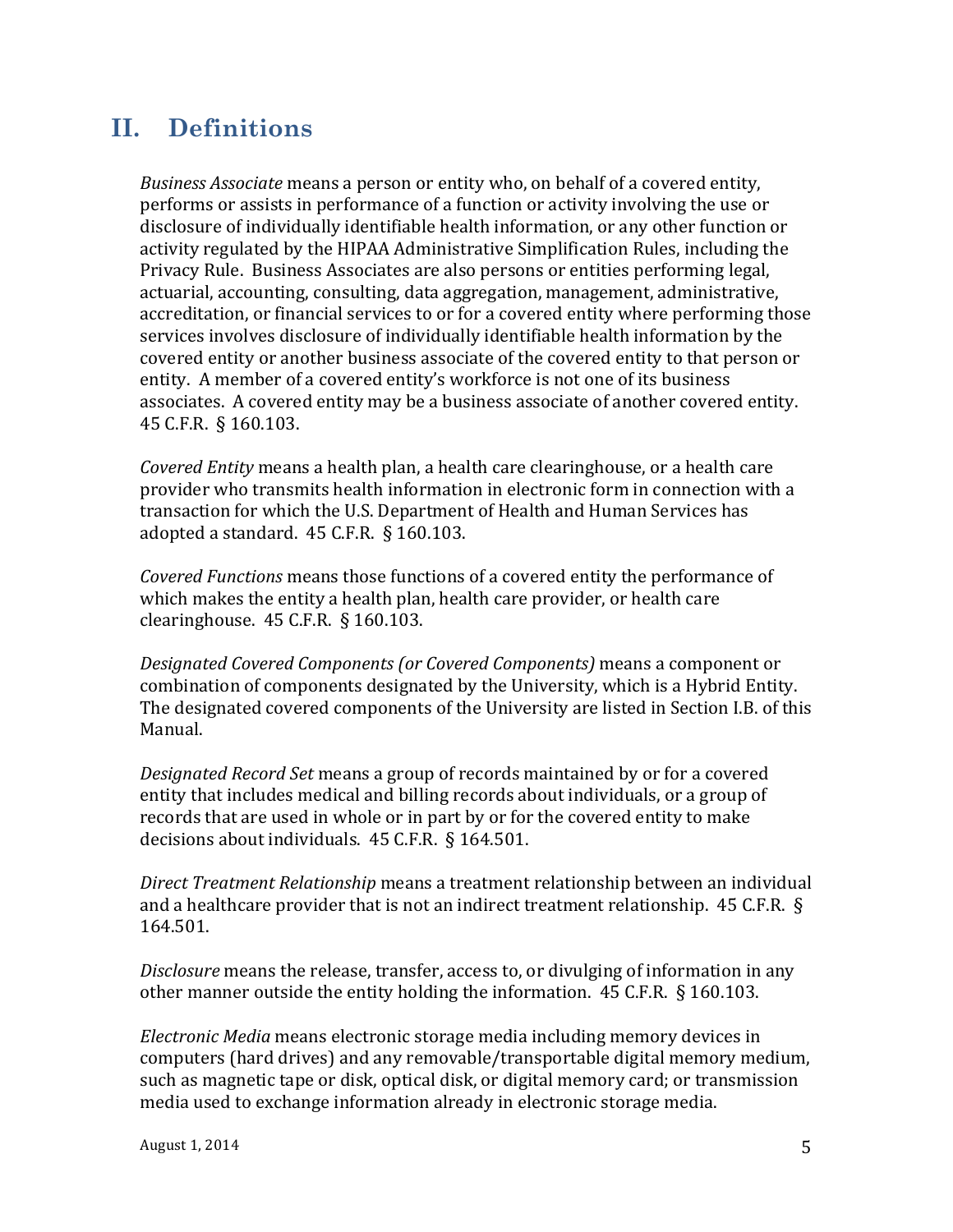## II. Definitions

*Business Associate* means a person or entity who, on behalf of a covered entity, performs or assists in performance of a function or activity involving the use or disclosure of individually identifiable health information, or any other function or activity regulated by the HIPAA Administrative Simplification Rules, including the Privacy Rule. Business Associates are also persons or entities performing legal, actuarial, accounting, consulting, data aggregation, management, administrative, accreditation, or financial services to or for a covered entity where performing those services involves disclosure of individually identifiable health information by the covered entity or another business associate of the covered entity to that person or entity. A member of a covered entity's workforce is not one of its business associates. A covered entity may be a business associate of another covered entity. 45 C.F.R. § 160.103.

*Covered Entity* means a health plan, a health care clearinghouse, or a health care provider who transmits health information in electronic form in connection with a transaction for which the U.S. Department of Health and Human Services has adopted a standard. 45 C.F.R. § 160.103.

*Covered Functions* means those functions of a covered entity the performance of which makes the entity a health plan, health care provider, or health care clearinghouse. 45 C.F.R. § 160.103.

*Designated Covered Components (or Covered Components)* means a component or combination of components designated by the University, which is a Hybrid Entity. The designated covered components of the University are listed in Section I.B. of this Manual.

*Designated Record Set* means a group of records maintained by or for a covered entity that includes medical and billing records about individuals, or a group of records that are used in whole or in part by or for the covered entity to make decisions about individuals. 45 C.F.R. § 164.501.

*Direct Treatment Relationship* means a treatment relationship between an individual and a healthcare provider that is not an indirect treatment relationship. 45 C.F.R. § 164.501.

*Disclosure* means the release, transfer, access to, or divulging of information in any other manner outside the entity holding the information. 45 C.F.R. § 160.103.

*Electronic Media* means electronic storage media including memory devices in computers (hard drives) and any removable/transportable digital memory medium, such as magnetic tape or disk, optical disk, or digital memory card; or transmission media used to exchange information already in electronic storage media.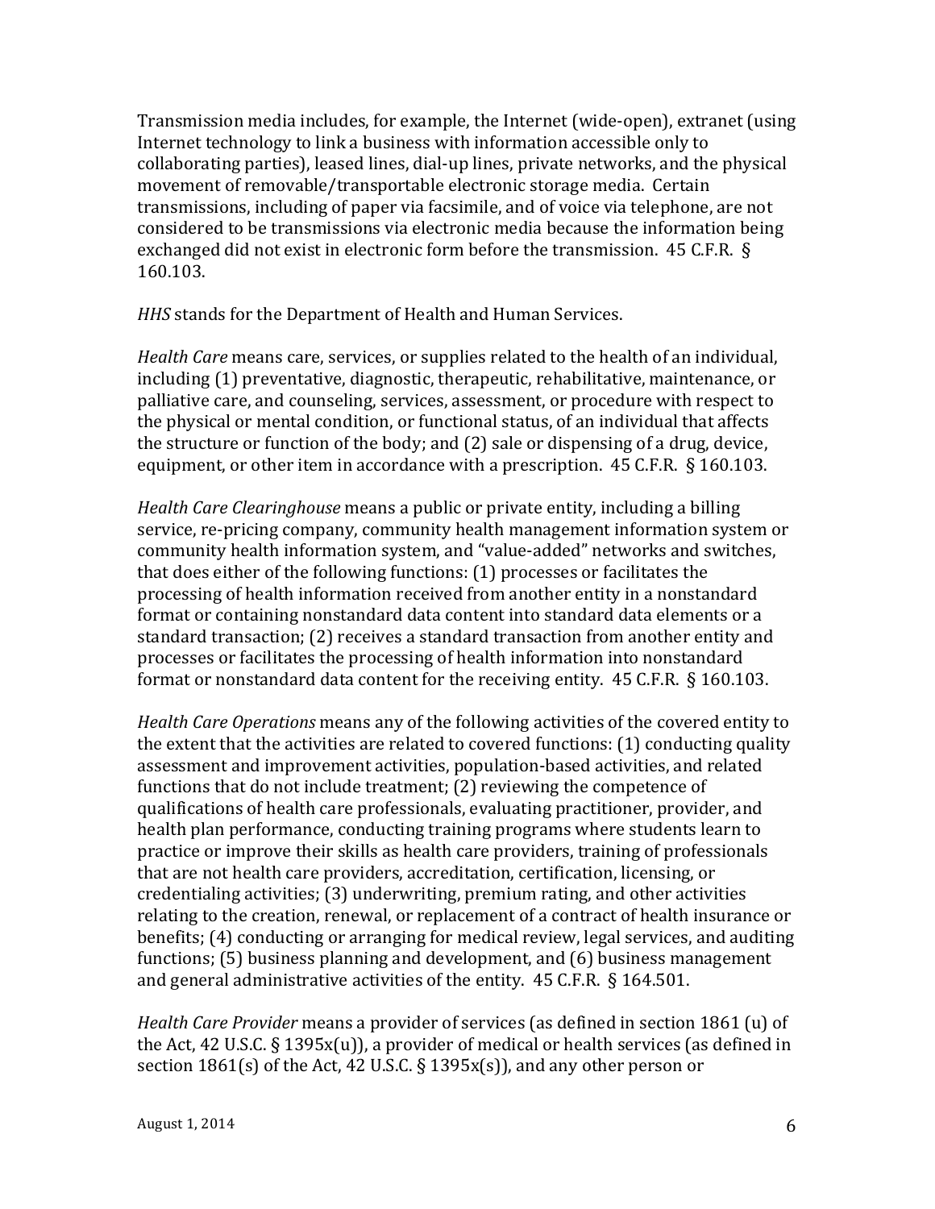Transmission media includes, for example, the Internet (wide-open), extranet (using Internet technology to link a business with information accessible only to collaborating parties), leased lines, dial-up lines, private networks, and the physical movement of removable/transportable electronic storage media. Certain transmissions, including of paper via facsimile, and of voice via telephone, are not considered to be transmissions via electronic media because the information being exchanged did not exist in electronic form before the transmission. 45 C.F.R. § 160.103.

*HHS* stands for the Department of Health and Human Services.

*Health Care* means care, services, or supplies related to the health of an individual, including (1) preventative, diagnostic, therapeutic, rehabilitative, maintenance, or palliative care, and counseling, services, assessment, or procedure with respect to the physical or mental condition, or functional status, of an individual that affects the structure or function of the body; and (2) sale or dispensing of a drug, device, equipment, or other item in accordance with a prescription. 45 C.F.R. § 160.103.

*Health Care Clearinghouse* means a public or private entity, including a billing service, re-pricing company, community health management information system or community health information system, and "value-added" networks and switches, that does either of the following functions: (1) processes or facilitates the processing of health information received from another entity in a nonstandard format or containing nonstandard data content into standard data elements or a standard transaction; (2) receives a standard transaction from another entity and processes or facilitates the processing of health information into nonstandard format or nonstandard data content for the receiving entity. 45 C.F.R. § 160.103.

*Health Care Operations* means any of the following activities of the covered entity to the extent that the activities are related to covered functions: (1) conducting quality assessment and improvement activities, population-based activities, and related functions that do not include treatment; (2) reviewing the competence of qualifications of health care professionals, evaluating practitioner, provider, and health plan performance, conducting training programs where students learn to practice or improve their skills as health care providers, training of professionals that are not health care providers, accreditation, certification, licensing, or credentialing activities; (3) underwriting, premium rating, and other activities relating to the creation, renewal, or replacement of a contract of health insurance or benefits; (4) conducting or arranging for medical review, legal services, and auditing functions; (5) business planning and development, and (6) business management and general administrative activities of the entity. 45 C.F.R. § 164.501.

*Health Care Provider* means a provider of services (as defined in section 1861 (u) of the Act, 42 U.S.C. § 1395x(u)), a provider of medical or health services (as defined in section 1861(s) of the Act, 42 U.S.C. § 1395x(s)), and any other person or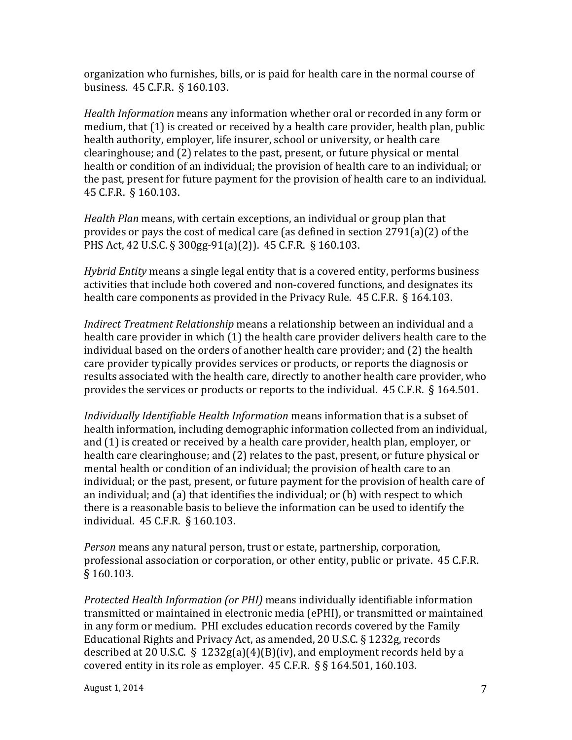organization who furnishes, bills, or is paid for health care in the normal course of business. 45 C.F.R. § 160.103.

*Health Information* means any information whether oral or recorded in any form or medium, that (1) is created or received by a health care provider, health plan, public health authority, employer, life insurer, school or university, or health care clearinghouse; and (2) relates to the past, present, or future physical or mental health or condition of an individual; the provision of health care to an individual; or the past, present for future payment for the provision of health care to an individual. 45 C.F.R. § 160.103.

*Health Plan* means, with certain exceptions, an individual or group plan that provides or pays the cost of medical care (as defined in section 2791(a)(2) of the PHS Act, 42 U.S.C. § 300gg-91(a)(2)). 45 C.F.R. § 160.103.

*Hybrid Entity* means a single legal entity that is a covered entity, performs business activities that include both covered and non-covered functions, and designates its health care components as provided in the Privacy Rule. 45 C.F.R. § 164.103.

*Indirect Treatment Relationship* means a relationship between an individual and a health care provider in which (1) the health care provider delivers health care to the individual based on the orders of another health care provider; and (2) the health care provider typically provides services or products, or reports the diagnosis or results associated with the health care, directly to another health care provider, who provides the services or products or reports to the individual. 45 C.F.R. § 164.501.

*Individually Identifiable Health Information* means information that is a subset of health information, including demographic information collected from an individual, and (1) is created or received by a health care provider, health plan, employer, or health care clearinghouse; and (2) relates to the past, present, or future physical or mental health or condition of an individual; the provision of health care to an individual; or the past, present, or future payment for the provision of health care of an individual; and (a) that identifies the individual; or (b) with respect to which there is a reasonable basis to believe the information can be used to identify the individual. 45 C.F.R. § 160.103.

*Person* means any natural person, trust or estate, partnership, corporation, professional association or corporation, or other entity, public or private. 45 C.F.R. § 160.103.

*Protected Health Information (or PHI)* means individually identifiable information transmitted or maintained in electronic media (ePHI), or transmitted or maintained in any form or medium. PHI excludes education records covered by the Family Educational Rights and Privacy Act, as amended, 20 U.S.C. § 1232g, records described at 20 U.S.C. § 1232g(a)(4)(B)(iv), and employment records held by a covered entity in its role as employer. 45 C.F.R. §§ 164.501, 160.103.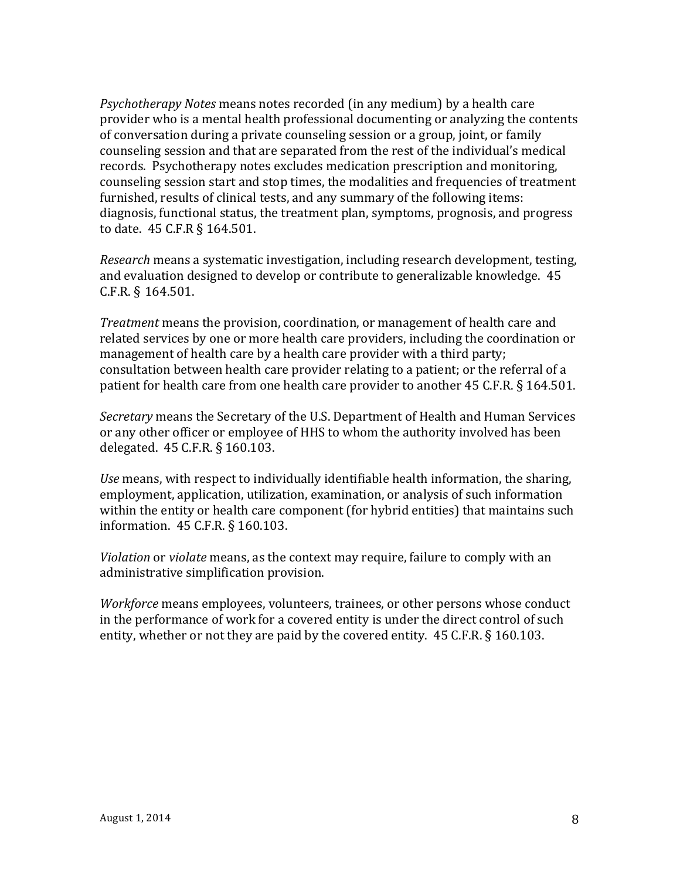*Psychotherapy Notes* means notes recorded (in any medium) by a health care provider who is a mental health professional documenting or analyzing the contents of conversation during a private counseling session or a group, joint, or family counseling session and that are separated from the rest of the individual's medical records. Psychotherapy notes excludes medication prescription and monitoring, counseling session start and stop times, the modalities and frequencies of treatment furnished, results of clinical tests, and any summary of the following items: diagnosis, functional status, the treatment plan, symptoms, prognosis, and progress to date. 45 C.F.R § 164.501.

*Research* means a systematic investigation, including research development, testing, and evaluation designed to develop or contribute to generalizable knowledge. 45 C.F.R. § 164.501.

*Treatment* means the provision, coordination, or management of health care and related services by one or more health care providers, including the coordination or management of health care by a health care provider with a third party; consultation between health care provider relating to a patient; or the referral of a patient for health care from one health care provider to another 45 C.F.R. § 164.501.

*Secretary* means the Secretary of the U.S. Department of Health and Human Services or any other officer or employee of HHS to whom the authority involved has been delegated. 45 C.F.R. § 160.103.

*Use* means, with respect to individually identifiable health information, the sharing, employment, application, utilization, examination, or analysis of such information within the entity or health care component (for hybrid entities) that maintains such information. 45 C.F.R. § 160.103.

*Violation* or *violate* means, as the context may require, failure to comply with an administrative simplification provision.

*Workforce* means employees, volunteers, trainees, or other persons whose conduct in the performance of work for a covered entity is under the direct control of such entity, whether or not they are paid by the covered entity. 45 C.F.R. § 160.103.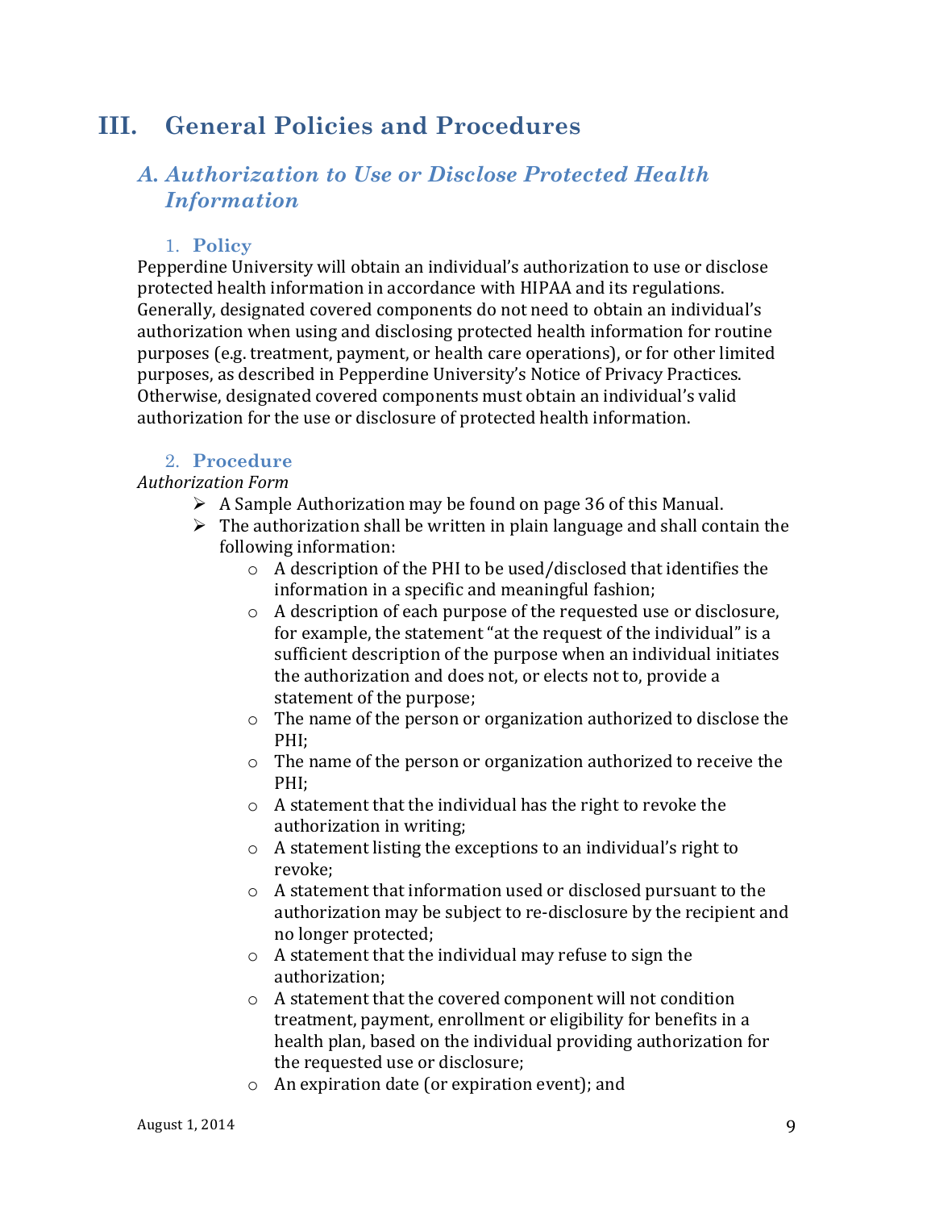# III. General Policies and Procedures

## A. *Authorization to Use or Disclose Protected Health Information*

### 1. Policy

Pepperdine University will obtain an individual's authorization to use or disclose protected health information in accordance with HIPAA and its regulations. Generally, designated covered components do not need to obtain an individual's authorization when using and disclosing protected health information for routine purposes (e.g. treatment, payment, or health care operations), or for other limited purposes, as described in Pepperdine University's Notice of Privacy Practices. Otherwise, designated covered components must obtain an individual's valid authorization for the use or disclosure of protected health information.

### 2. Procedure

*Authorization Form*

- A Sample Authorization may be found on page 36 of this Manual.
- The authorization shall be written in plain language and shall contain the following information:
  - A description of the PHI to be used/disclosed that identifies the information in a specific and meaningful fashion;
  - A description of each purpose of the requested use or disclosure, for example, the statement "at the request of the individual" is a sufficient description of the purpose when an individual initiates the authorization and does not, or elects not to, provide a statement of the purpose;
  - The name of the person or organization authorized to disclose the PHI;
  - The name of the person or organization authorized to receive the PHI;
  - A statement that the individual has the right to revoke the authorization in writing;
  - A statement listing the exceptions to an individual's right to revoke;
  - A statement that information used or disclosed pursuant to the authorization may be subject to re-disclosure by the recipient and no longer protected;
  - A statement that the individual may refuse to sign the authorization;
  - A statement that the covered component will not condition treatment, payment, enrollment or eligibility for benefits in a health plan, based on the individual providing authorization for the requested use or disclosure;
  - An expiration date (or expiration event); and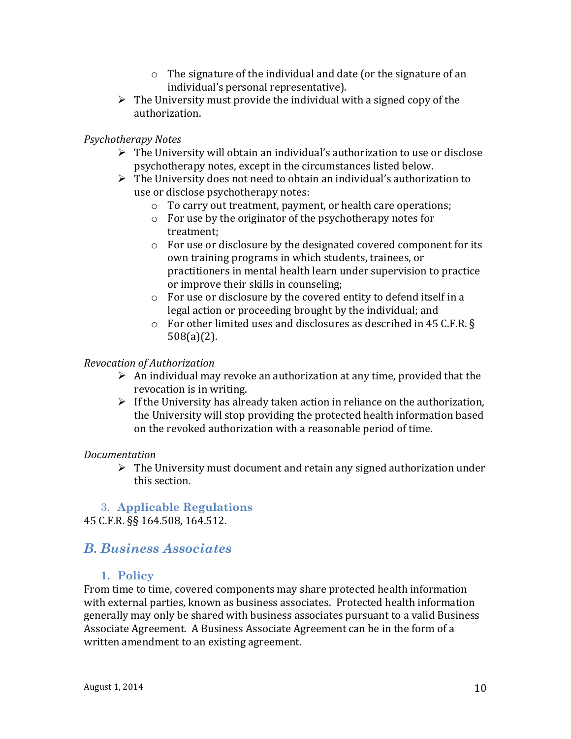- The signature of the individual and date (or the signature of an individual's personal representative).
- The University must provide the individual with a signed copy of the authorization.

*Psychotherapy Notes*

- The University will obtain an individual's authorization to use or disclose psychotherapy notes, except in the circumstances listed below.
- The University does not need to obtain an individual's authorization to use or disclose psychotherapy notes:
    - To carry out treatment, payment, or health care operations;
    - For use by the originator of the psychotherapy notes for treatment;
    - For use or disclosure by the designated covered component for its own training programs in which students, trainees, or practitioners in mental health learn under supervision to practice or improve their skills in counseling;
    - For use or disclosure by the covered entity to defend itself in a legal action or proceeding brought by the individual; and
    - For other limited uses and disclosures as described in 45 C.F.R. § 508(a)(2).

*Revocation of Authorization*

- An individual may revoke an authorization at any time, provided that the revocation is in writing.
- If the University has already taken action in reliance on the authorization, the University will stop providing the protected health information based on the revoked authorization with a reasonable period of time.

*Documentation*

- The University must document and retain any signed authorization under this section.

### 3. Applicable Regulations

45 C.F.R. §§ 164.508, 164.512.

## *B. Business Associates*

### 1. Policy

From time to time, covered components may share protected health information with external parties, known as business associates. Protected health information generally may only be shared with business associates pursuant to a valid Business Associate Agreement. A Business Associate Agreement can be in the form of a written amendment to an existing agreement.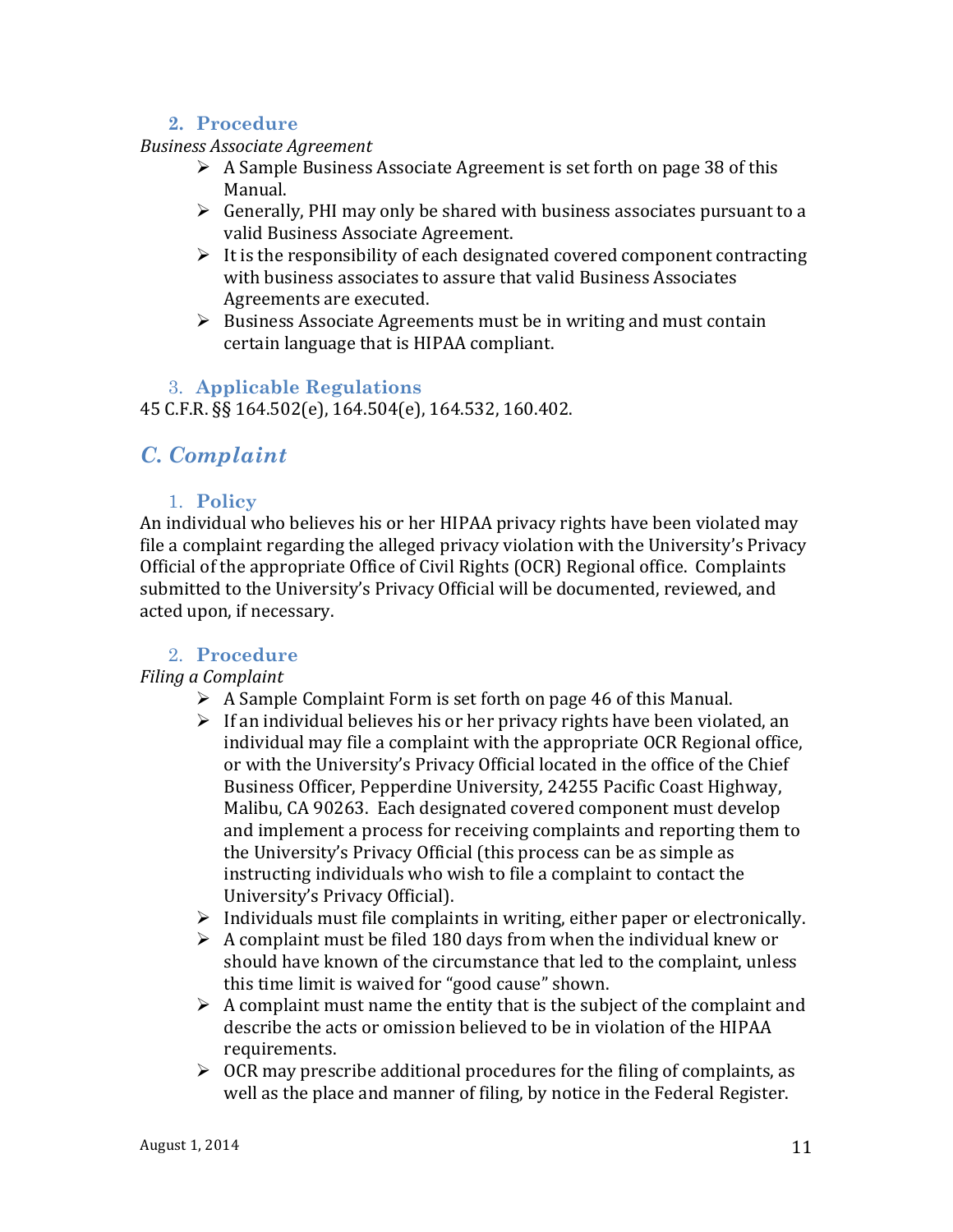### 2. Procedure

*Business Associate Agreement*

- A Sample Business Associate Agreement is set forth on page 38 of this Manual.
- Generally, PHI may only be shared with business associates pursuant to a valid Business Associate Agreement.
- It is the responsibility of each designated covered component contracting with business associates to assure that valid Business Associates Agreements are executed.
- Business Associate Agreements must be in writing and must contain certain language that is HIPAA compliant.

### 3. Applicable Regulations

45 C.F.R. §§ 164.502(e), 164.504(e), 164.532, 160.402.

## *C. Complaint*

### 1. Policy

An individual who believes his or her HIPAA privacy rights have been violated may file a complaint regarding the alleged privacy violation with the University's Privacy Official of the appropriate Office of Civil Rights (OCR) Regional office. Complaints submitted to the University's Privacy Official will be documented, reviewed, and acted upon, if necessary.

### 2. Procedure

*Filing a Complaint*

- A Sample Complaint Form is set forth on page 46 of this Manual.
- If an individual believes his or her privacy rights have been violated, an individual may file a complaint with the appropriate OCR Regional office, or with the University's Privacy Official located in the office of the Chief Business Officer, Pepperdine University, 24255 Pacific Coast Highway, Malibu, CA 90263. Each designated covered component must develop and implement a process for receiving complaints and reporting them to the University's Privacy Official (this process can be as simple as instructing individuals who wish to file a complaint to contact the University's Privacy Official).
- Individuals must file complaints in writing, either paper or electronically.
- A complaint must be filed 180 days from when the individual knew or should have known of the circumstance that led to the complaint, unless this time limit is waived for "good cause" shown.
- A complaint must name the entity that is the subject of the complaint and describe the acts or omission believed to be in violation of the HIPAA requirements.
- OCR may prescribe additional procedures for the filing of complaints, as well as the place and manner of filing, by notice in the Federal Register.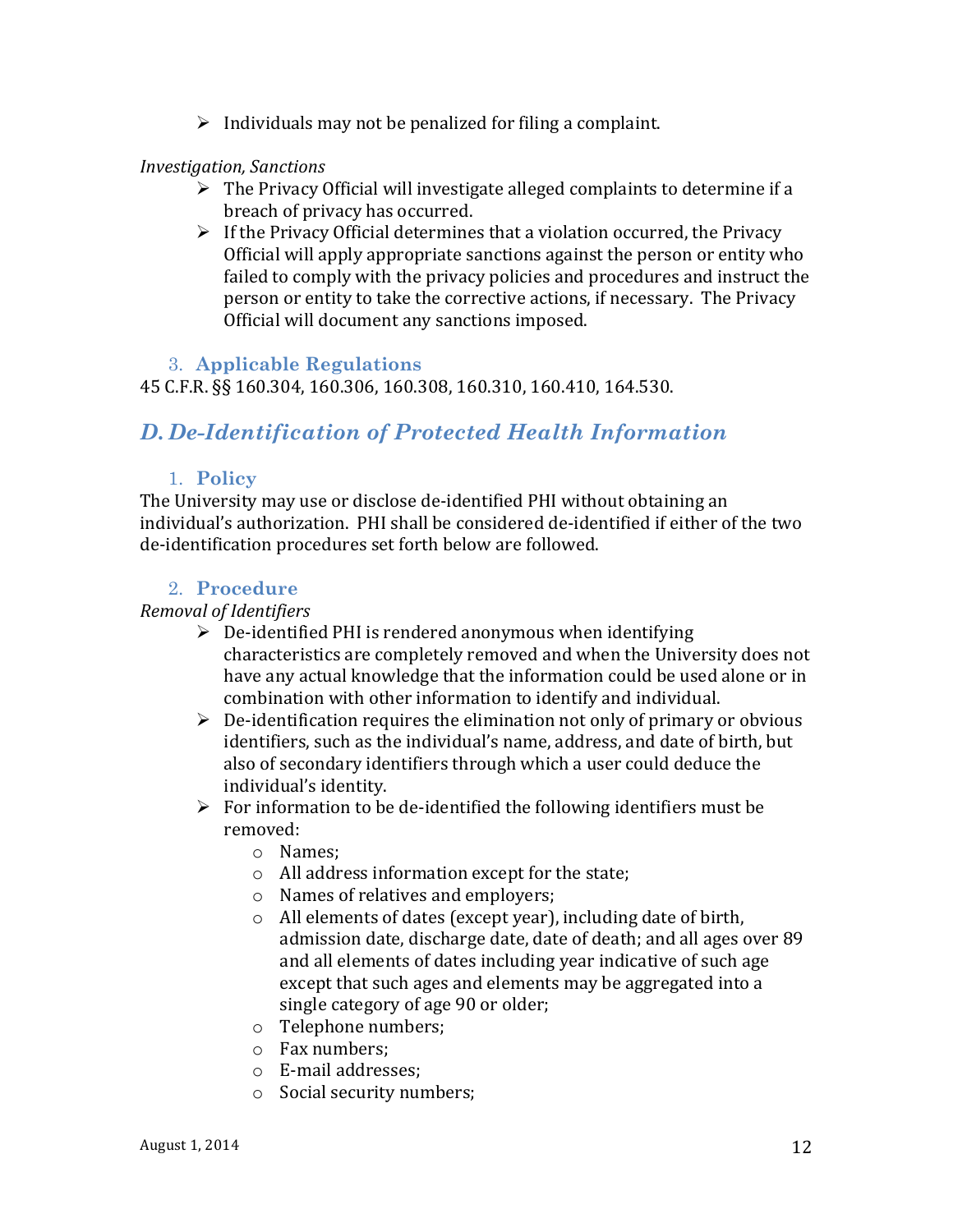- Individuals may not be penalized for filing a complaint.

*Investigation, Sanctions*

- The Privacy Official will investigate alleged complaints to determine if a breach of privacy has occurred.
- If the Privacy Official determines that a violation occurred, the Privacy Official will apply appropriate sanctions against the person or entity who failed to comply with the privacy policies and procedures and instruct the person or entity to take the corrective actions, if necessary. The Privacy Official will document any sanctions imposed.

### 3. Applicable Regulations

45 C.F.R. §§ 160.304, 160.306, 160.308, 160.310, 160.410, 164.530.

## *D. De-Identification of Protected Health Information*

### 1. Policy

The University may use or disclose de-identified PHI without obtaining an individual's authorization. PHI shall be considered de-identified if either of the two de-identification procedures set forth below are followed.

### 2. Procedure

*Removal of Identifiers*

- De-identified PHI is rendered anonymous when identifying characteristics are completely removed and when the University does not have any actual knowledge that the information could be used alone or in combination with other information to identify and individual.
- De-identification requires the elimination not only of primary or obvious identifiers, such as the individual's name, address, and date of birth, but also of secondary identifiers through which a user could deduce the individual's identity.
- For information to be de-identified the following identifiers must be removed:
    - Names;
    - All address information except for the state;
    - Names of relatives and employers;
    - All elements of dates (except year), including date of birth, admission date, discharge date, date of death; and all ages over 89 and all elements of dates including year indicative of such age except that such ages and elements may be aggregated into a single category of age 90 or older;
    - Telephone numbers;
    - Fax numbers;
    - E-mail addresses;
    - Social security numbers;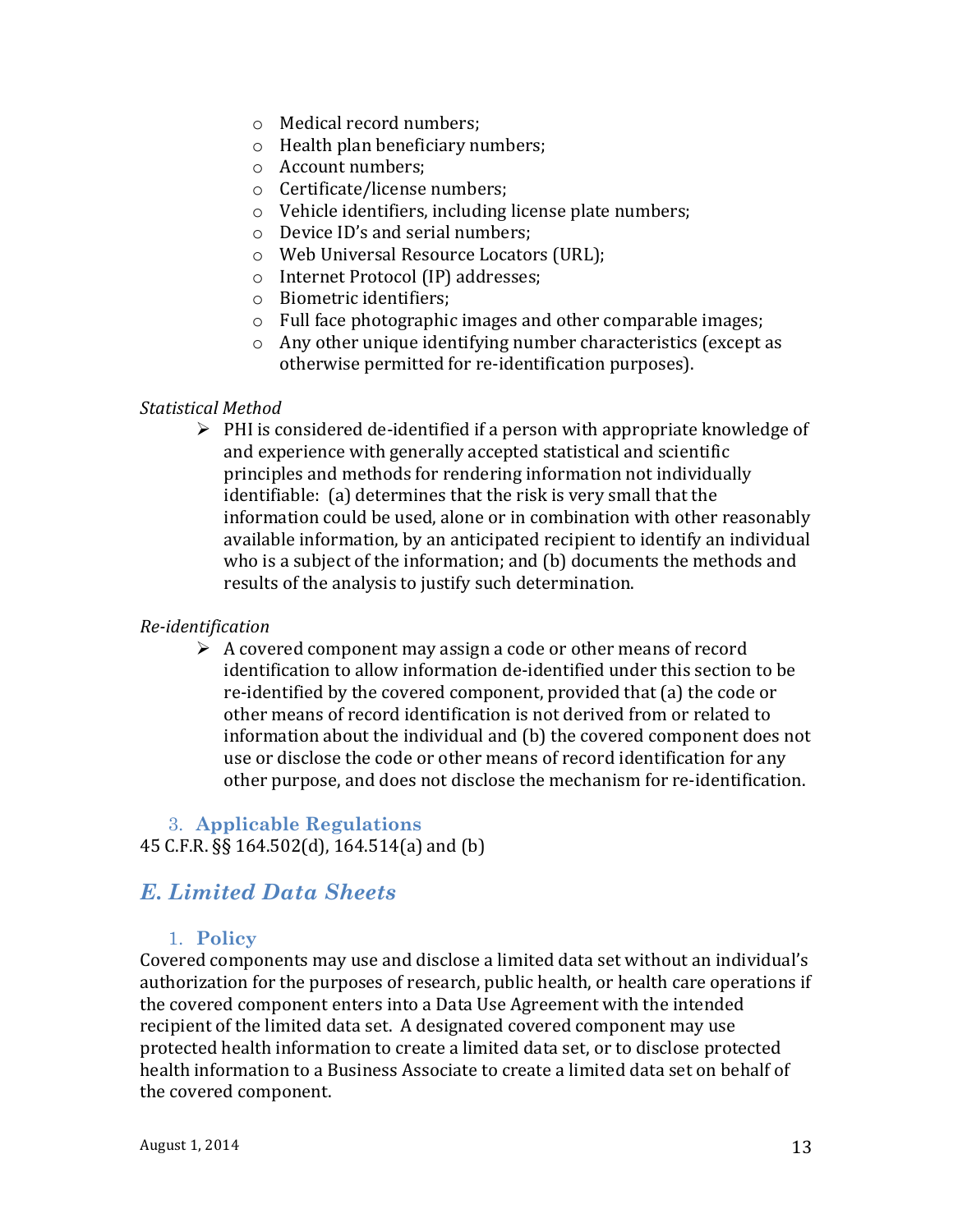- Medical record numbers;
- Health plan beneficiary numbers;
- Account numbers;
- Certificate/license numbers;
- Vehicle identifiers, including license plate numbers;
- Device ID's and serial numbers;
- Web Universal Resource Locators (URL);
- Internet Protocol (IP) addresses;
- Biometric identifiers;
- Full face photographic images and other comparable images;
- Any other unique identifying number characteristics (except as otherwise permitted for re-identification purposes).

*Statistical Method*

- PHI is considered de-identified if a person with appropriate knowledge of and experience with generally accepted statistical and scientific principles and methods for rendering information not individually identifiable: (a) determines that the risk is very small that the information could be used, alone or in combination with other reasonably available information, by an anticipated recipient to identify an individual who is a subject of the information; and (b) documents the methods and results of the analysis to justify such determination.

*Re-identification*

- A covered component may assign a code or other means of record identification to allow information de-identified under this section to be re-identified by the covered component, provided that (a) the code or other means of record identification is not derived from or related to information about the individual and (b) the covered component does not use or disclose the code or other means of record identification for any other purpose, and does not disclose the mechanism for re-identification.

### 3. Applicable Regulations

45 C.F.R. §§ 164.502(d), 164.514(a) and (b)

## *E. Limited Data Sheets*

### 1. Policy

Covered components may use and disclose a limited data set without an individual's authorization for the purposes of research, public health, or health care operations if the covered component enters into a Data Use Agreement with the intended recipient of the limited data set. A designated covered component may use protected health information to create a limited data set, or to disclose protected health information to a Business Associate to create a limited data set on behalf of the covered component.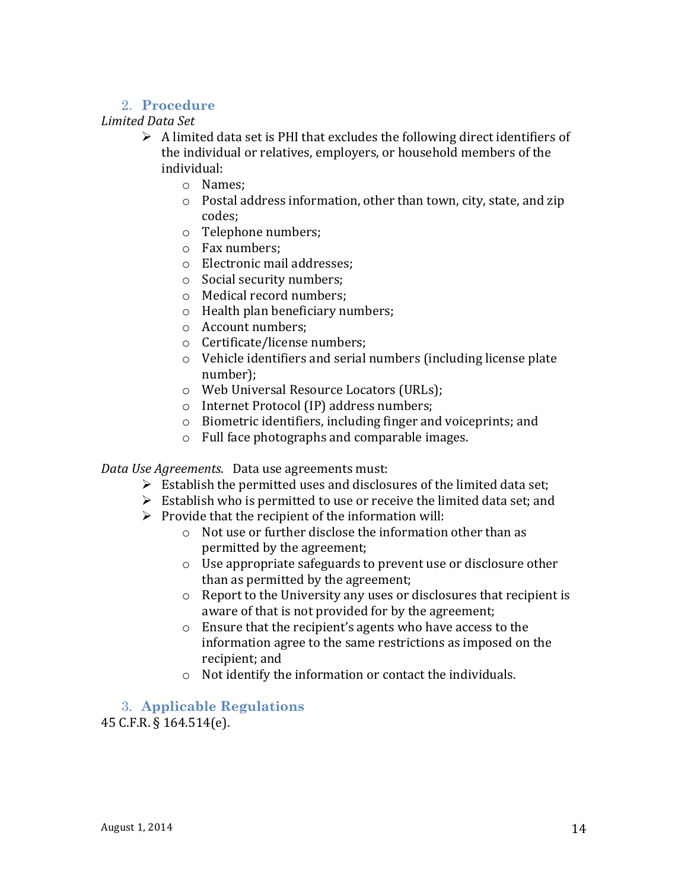## 2. Procedure

*Limited Data Set*

- A limited data set is PHI that excludes the following direct identifiers of the individual or relatives, employers, or household members of the individual:
  - Names;
  - Postal address information, other than town, city, state, and zip codes;
  - Telephone numbers;
  - Fax numbers;
  - Electronic mail addresses;
  - Social security numbers;
  - Medical record numbers;
  - Health plan beneficiary numbers;
  - Account numbers;
  - Certificate/license numbers;
  - Vehicle identifiers and serial numbers (including license plate number);
  - Web Universal Resource Locators (URLs);
  - Internet Protocol (IP) address numbers;
  - Biometric identifiers, including finger and voiceprints; and
  - Full face photographs and comparable images.

*Data Use Agreements.* Data use agreements must:

- Establish the permitted uses and disclosures of the limited data set;
- Establish who is permitted to use or receive the limited data set; and
- Provide that the recipient of the information will:
  - Not use or further disclose the information other than as permitted by the agreement;
  - Use appropriate safeguards to prevent use or disclosure other than as permitted by the agreement;
  - Report to the University any uses or disclosures that recipient is aware of that is not provided for by the agreement;
  - Ensure that the recipient's agents who have access to the information agree to the same restrictions as imposed on the recipient; and
  - Not identify the information or contact the individuals.

## 3. Applicable Regulations

45 C.F.R. § 164.514(e).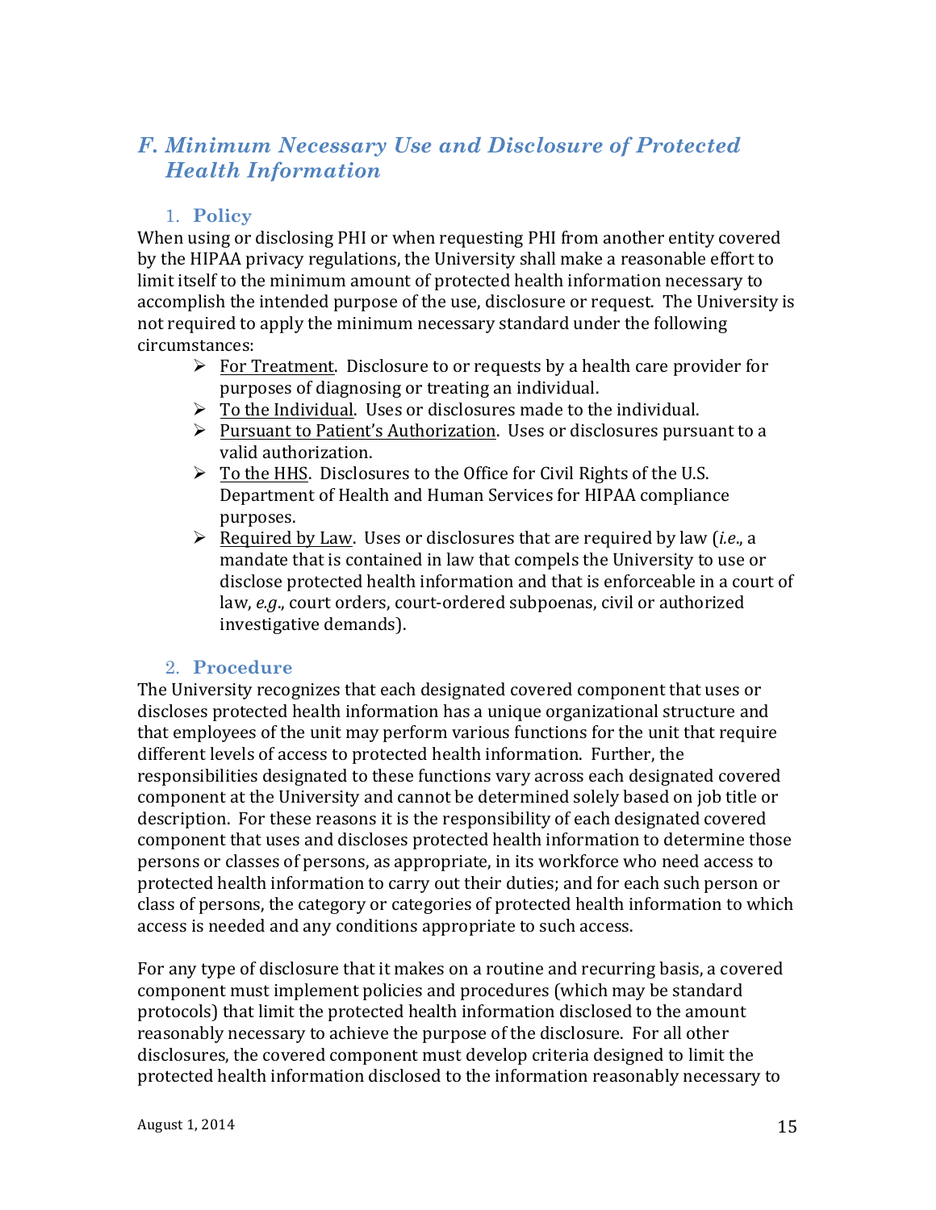## F. Minimum Necessary Use and Disclosure of Protected Health Information

### 1. Policy

When using or disclosing PHI or when requesting PHI from another entity covered by the HIPAA privacy regulations, the University shall make a reasonable effort to limit itself to the minimum amount of protected health information necessary to accomplish the intended purpose of the use, disclosure or request. The University is not required to apply the minimum necessary standard under the following circumstances:

- For Treatment. Disclosure to or requests by a health care provider for purposes of diagnosing or treating an individual.
- To the Individual. Uses or disclosures made to the individual.
- Pursuant to Patient's Authorization. Uses or disclosures pursuant to a valid authorization.
- To the HHS. Disclosures to the Office for Civil Rights of the U.S. Department of Health and Human Services for HIPAA compliance purposes.
- Required by Law. Uses or disclosures that are required by law (*i.e*., a mandate that is contained in law that compels the University to use or disclose protected health information and that is enforceable in a court of law, *e.g*., court orders, court-ordered subpoenas, civil or authorized investigative demands).

### 2. Procedure

The University recognizes that each designated covered component that uses or discloses protected health information has a unique organizational structure and that employees of the unit may perform various functions for the unit that require different levels of access to protected health information. Further, the responsibilities designated to these functions vary across each designated covered component at the University and cannot be determined solely based on job title or description. For these reasons it is the responsibility of each designated covered component that uses and discloses protected health information to determine those persons or classes of persons, as appropriate, in its workforce who need access to protected health information to carry out their duties; and for each such person or class of persons, the category or categories of protected health information to which access is needed and any conditions appropriate to such access.

For any type of disclosure that it makes on a routine and recurring basis, a covered component must implement policies and procedures (which may be standard protocols) that limit the protected health information disclosed to the amount reasonably necessary to achieve the purpose of the disclosure. For all other disclosures, the covered component must develop criteria designed to limit the protected health information disclosed to the information reasonably necessary to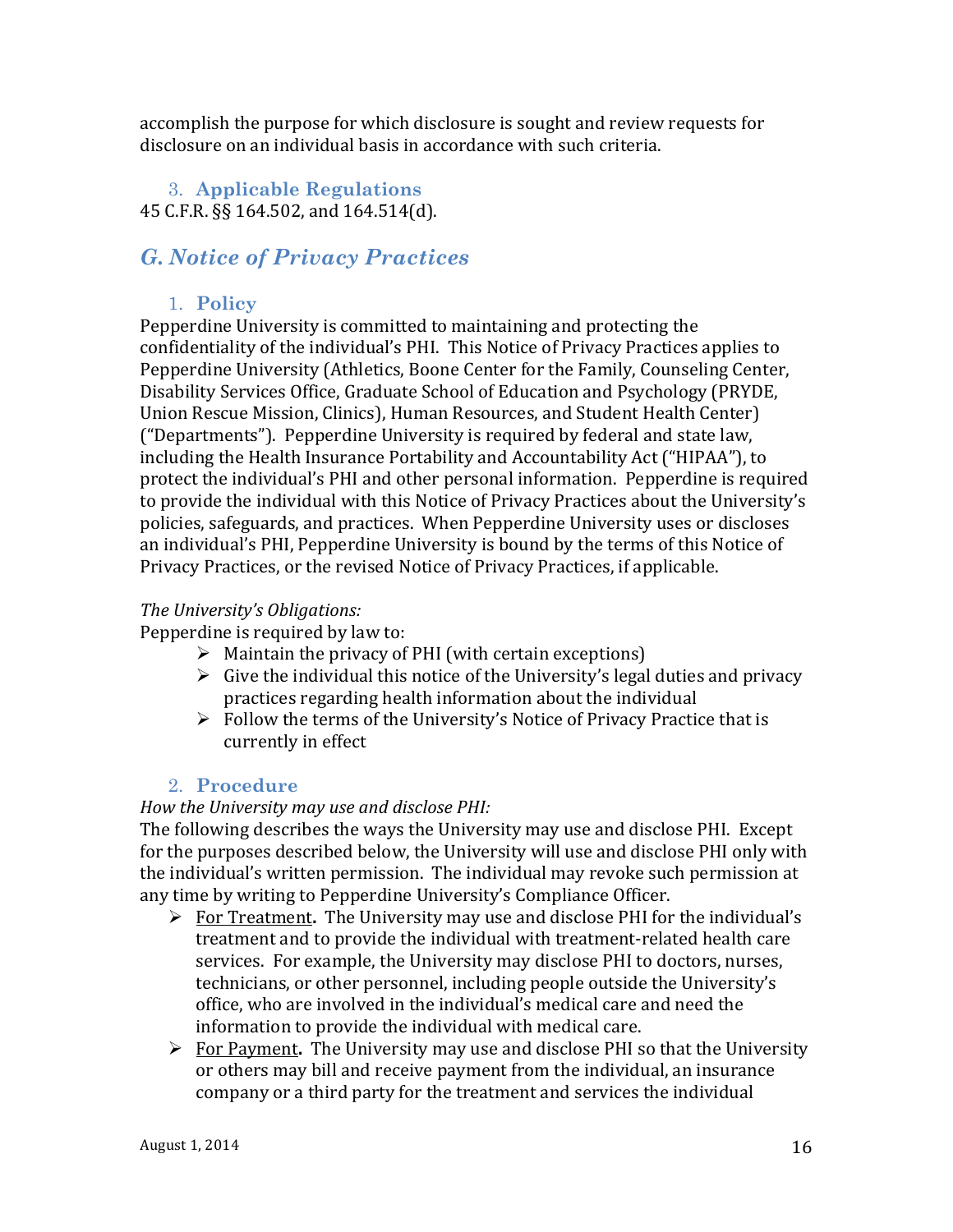accomplish the purpose for which disclosure is sought and review requests for disclosure on an individual basis in accordance with such criteria.

### 3. Applicable Regulations

45 C.F.R. §§ 164.502, and 164.514(d).

## *G. Notice of Privacy Practices*

### 1. Policy

Pepperdine University is committed to maintaining and protecting the confidentiality of the individual's PHI. This Notice of Privacy Practices applies to Pepperdine University (Athletics, Boone Center for the Family, Counseling Center, Disability Services Office, Graduate School of Education and Psychology (PRYDE, Union Rescue Mission, Clinics), Human Resources, and Student Health Center) ("Departments"). Pepperdine University is required by federal and state law, including the Health Insurance Portability and Accountability Act ("HIPAA"), to protect the individual's PHI and other personal information. Pepperdine is required to provide the individual with this Notice of Privacy Practices about the University's policies, safeguards, and practices. When Pepperdine University uses or discloses an individual's PHI, Pepperdine University is bound by the terms of this Notice of Privacy Practices, or the revised Notice of Privacy Practices, if applicable.

*The University's Obligations:*

Pepperdine is required by law to:

- Maintain the privacy of PHI (with certain exceptions)
- Give the individual this notice of the University's legal duties and privacy practices regarding health information about the individual
- Follow the terms of the University's Notice of Privacy Practice that is currently in effect

### 2. Procedure

*How the University may use and disclose PHI:*

The following describes the ways the University may use and disclose PHI. Except for the purposes described below, the University will use and disclose PHI only with the individual's written permission. The individual may revoke such permission at any time by writing to Pepperdine University's Compliance Officer.

- For Treatment**.** The University may use and disclose PHI for the individual's treatment and to provide the individual with treatment-related health care services. For example, the University may disclose PHI to doctors, nurses, technicians, or other personnel, including people outside the University's office, who are involved in the individual's medical care and need the information to provide the individual with medical care.
- For Payment**.** The University may use and disclose PHI so that the University or others may bill and receive payment from the individual, an insurance company or a third party for the treatment and services the individual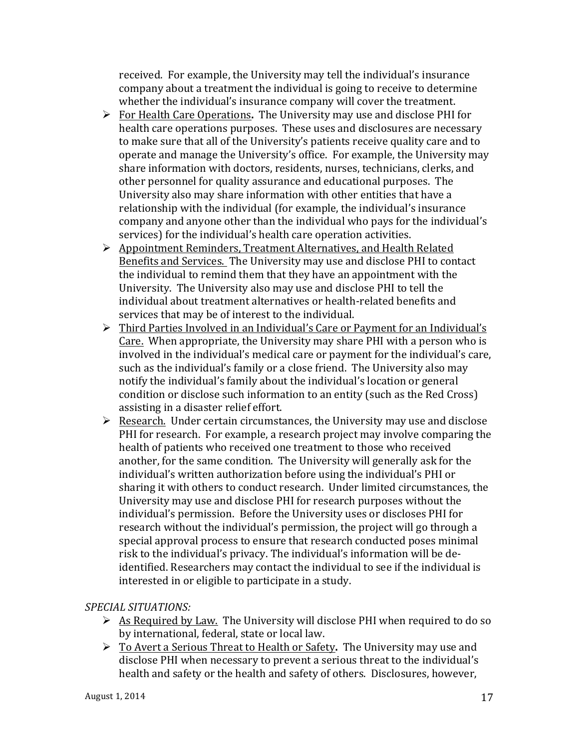received. For example, the University may tell the individual's insurance company about a treatment the individual is going to receive to determine whether the individual's insurance company will cover the treatment.

- For Health Care Operations. The University may use and disclose PHI for health care operations purposes. These uses and disclosures are necessary to make sure that all of the University's patients receive quality care and to operate and manage the University's office. For example, the University may share information with doctors, residents, nurses, technicians, clerks, and other personnel for quality assurance and educational purposes. The University also may share information with other entities that have a relationship with the individual (for example, the individual's insurance company and anyone other than the individual who pays for the individual's services) for the individual's health care operation activities.
- Appointment Reminders, Treatment Alternatives, and Health Related Benefits and Services. The University may use and disclose PHI to contact the individual to remind them that they have an appointment with the University. The University also may use and disclose PHI to tell the individual about treatment alternatives or health-related benefits and services that may be of interest to the individual.
- Third Parties Involved in an Individual's Care or Payment for an Individual's Care. When appropriate, the University may share PHI with a person who is involved in the individual's medical care or payment for the individual's care, such as the individual's family or a close friend. The University also may notify the individual's family about the individual's location or general condition or disclose such information to an entity (such as the Red Cross) assisting in a disaster relief effort.
- Research. Under certain circumstances, the University may use and disclose PHI for research. For example, a research project may involve comparing the health of patients who received one treatment to those who received another, for the same condition. The University will generally ask for the individual's written authorization before using the individual's PHI or sharing it with others to conduct research. Under limited circumstances, the University may use and disclose PHI for research purposes without the individual's permission. Before the University uses or discloses PHI for research without the individual's permission, the project will go through a special approval process to ensure that research conducted poses minimal risk to the individual's privacy. The individual's information will be de-identified. Researchers may contact the individual to see if the individual is interested in or eligible to participate in a study.

*SPECIAL SITUATIONS:*

- As Required by Law. The University will disclose PHI when required to do so by international, federal, state or local law.
- To Avert a Serious Threat to Health or Safety. The University may use and disclose PHI when necessary to prevent a serious threat to the individual's health and safety or the health and safety of others. Disclosures, however,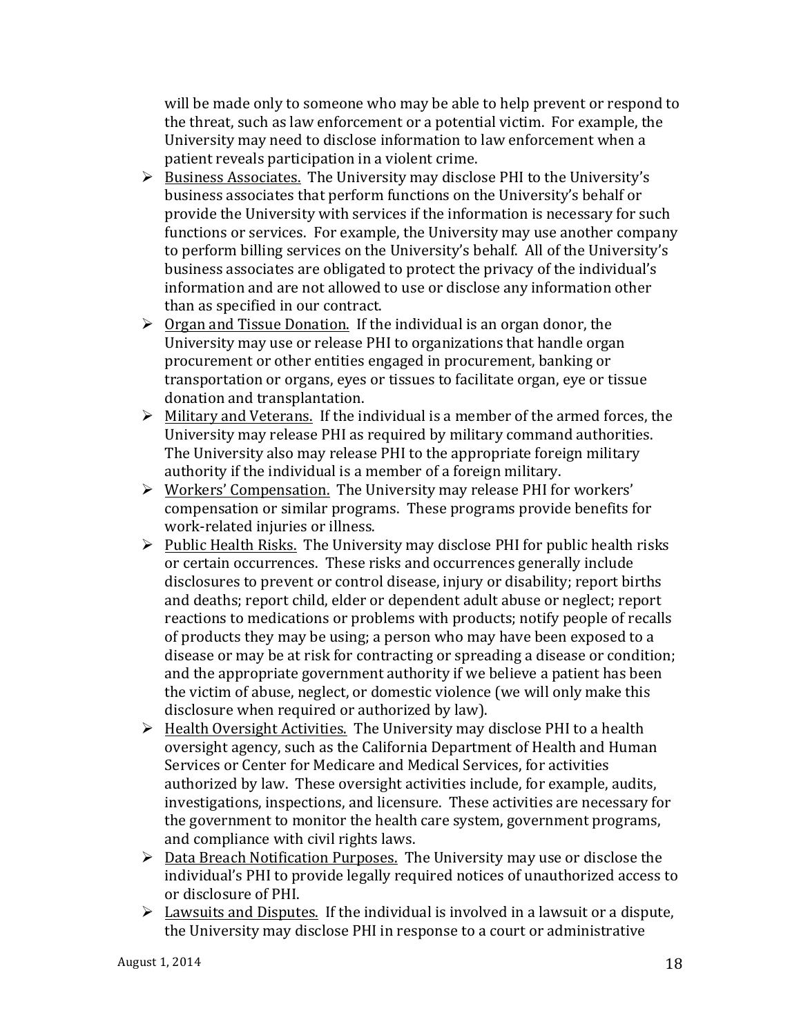will be made only to someone who may be able to help prevent or respond to the threat, such as law enforcement or a potential victim. For example, the University may need to disclose information to law enforcement when a patient reveals participation in a violent crime.

- Business Associates. The University may disclose PHI to the University's business associates that perform functions on the University's behalf or provide the University with services if the information is necessary for such functions or services. For example, the University may use another company to perform billing services on the University's behalf. All of the University's business associates are obligated to protect the privacy of the individual's information and are not allowed to use or disclose any information other than as specified in our contract.
- Organ and Tissue Donation. If the individual is an organ donor, the University may use or release PHI to organizations that handle organ procurement or other entities engaged in procurement, banking or transportation or organs, eyes or tissues to facilitate organ, eye or tissue donation and transplantation.
- Military and Veterans. If the individual is a member of the armed forces, the University may release PHI as required by military command authorities. The University also may release PHI to the appropriate foreign military authority if the individual is a member of a foreign military.
- Workers' Compensation. The University may release PHI for workers' compensation or similar programs. These programs provide benefits for work-related injuries or illness.
- Public Health Risks. The University may disclose PHI for public health risks or certain occurrences. These risks and occurrences generally include disclosures to prevent or control disease, injury or disability; report births and deaths; report child, elder or dependent adult abuse or neglect; report reactions to medications or problems with products; notify people of recalls of products they may be using; a person who may have been exposed to a disease or may be at risk for contracting or spreading a disease or condition; and the appropriate government authority if we believe a patient has been the victim of abuse, neglect, or domestic violence (we will only make this disclosure when required or authorized by law).
- Health Oversight Activities. The University may disclose PHI to a health oversight agency, such as the California Department of Health and Human Services or Center for Medicare and Medical Services, for activities authorized by law. These oversight activities include, for example, audits, investigations, inspections, and licensure. These activities are necessary for the government to monitor the health care system, government programs, and compliance with civil rights laws.
- Data Breach Notification Purposes. The University may use or disclose the individual's PHI to provide legally required notices of unauthorized access to or disclosure of PHI.
- Lawsuits and Disputes. If the individual is involved in a lawsuit or a dispute, the University may disclose PHI in response to a court or administrative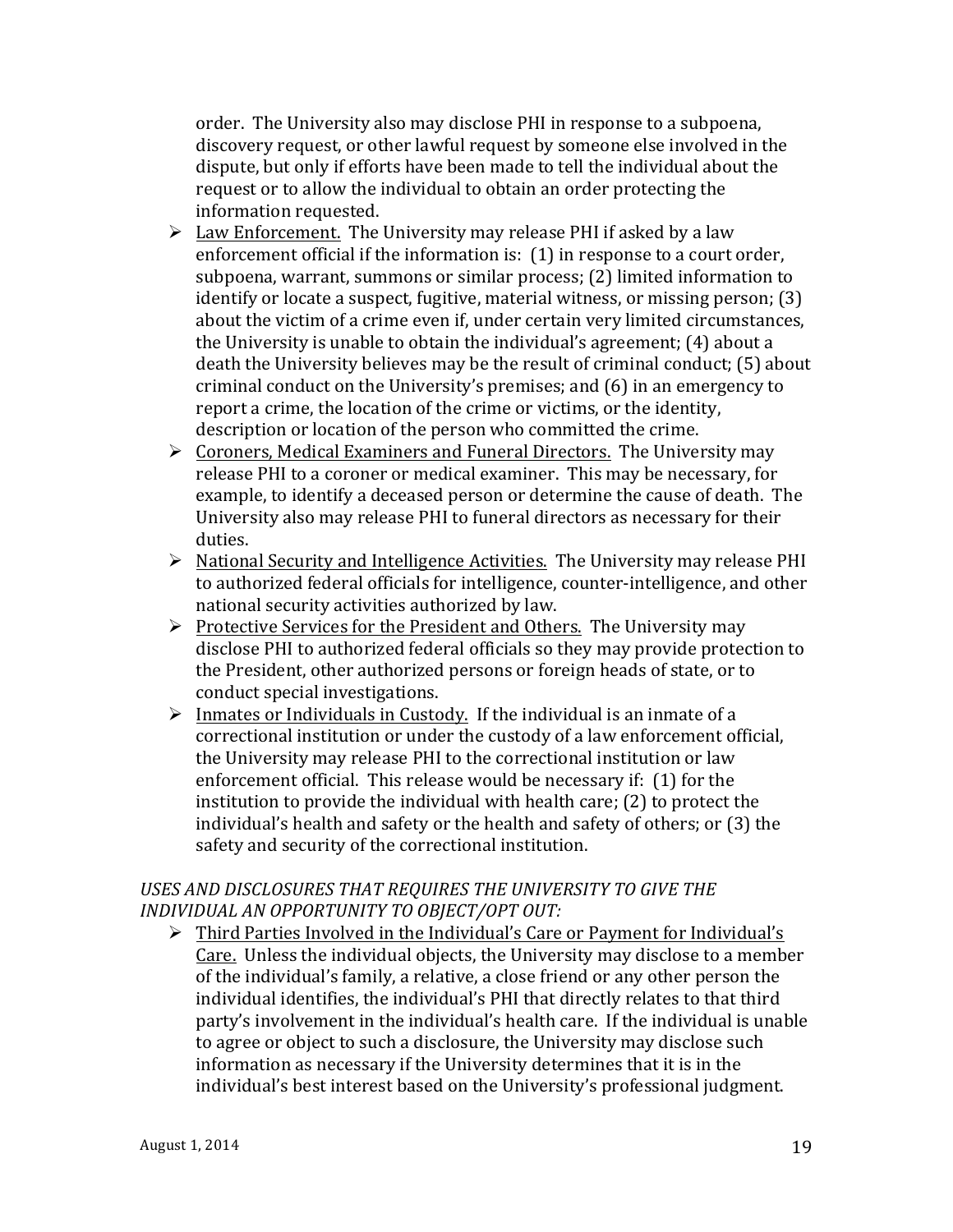order. The University also may disclose PHI in response to a subpoena, discovery request, or other lawful request by someone else involved in the dispute, but only if efforts have been made to tell the individual about the request or to allow the individual to obtain an order protecting the information requested.

- Law Enforcement. The University may release PHI if asked by a law enforcement official if the information is: (1) in response to a court order, subpoena, warrant, summons or similar process; (2) limited information to identify or locate a suspect, fugitive, material witness, or missing person; (3) about the victim of a crime even if, under certain very limited circumstances, the University is unable to obtain the individual's agreement; (4) about a death the University believes may be the result of criminal conduct; (5) about criminal conduct on the University's premises; and (6) in an emergency to report a crime, the location of the crime or victims, or the identity, description or location of the person who committed the crime.
- Coroners, Medical Examiners and Funeral Directors. The University may release PHI to a coroner or medical examiner. This may be necessary, for example, to identify a deceased person or determine the cause of death. The University also may release PHI to funeral directors as necessary for their duties.
- National Security and Intelligence Activities. The University may release PHI to authorized federal officials for intelligence, counter-intelligence, and other national security activities authorized by law.
- Protective Services for the President and Others. The University may disclose PHI to authorized federal officials so they may provide protection to the President, other authorized persons or foreign heads of state, or to conduct special investigations.
- Inmates or Individuals in Custody. If the individual is an inmate of a correctional institution or under the custody of a law enforcement official, the University may release PHI to the correctional institution or law enforcement official. This release would be necessary if: (1) for the institution to provide the individual with health care; (2) to protect the individual's health and safety or the health and safety of others; or (3) the safety and security of the correctional institution.

*USES AND DISCLOSURES THAT REQUIRES THE UNIVERSITY TO GIVE THE INDIVIDUAL AN OPPORTUNITY TO OBJECT/OPT OUT:*

- Third Parties Involved in the Individual's Care or Payment for Individual's Care. Unless the individual objects, the University may disclose to a member of the individual's family, a relative, a close friend or any other person the individual identifies, the individual's PHI that directly relates to that third party's involvement in the individual's health care. If the individual is unable to agree or object to such a disclosure, the University may disclose such information as necessary if the University determines that it is in the individual's best interest based on the University's professional judgment.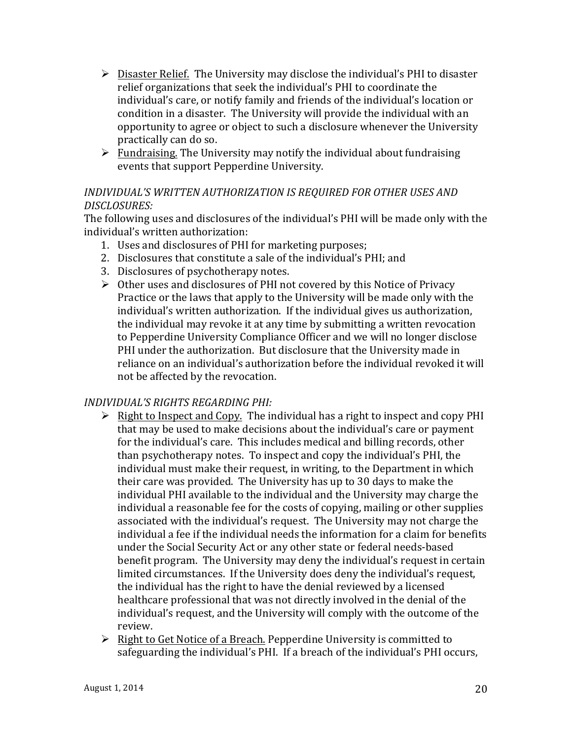- <u>Disaster Relief.</u> The University may disclose the individual's PHI to disaster relief organizations that seek the individual's PHI to coordinate the individual's care, or notify family and friends of the individual's location or condition in a disaster. The University will provide the individual with an opportunity to agree or object to such a disclosure whenever the University practically can do so.
- <u>Fundraising.</u> The University may notify the individual about fundraising events that support Pepperdine University.

*INDIVIDUAL'S WRITTEN AUTHORIZATION IS REQUIRED FOR OTHER USES AND DISCLOSURES:*

The following uses and disclosures of the individual's PHI will be made only with the individual's written authorization:

1. Uses and disclosures of PHI for marketing purposes;
2. Disclosures that constitute a sale of the individual's PHI; and
3. Disclosures of psychotherapy notes.

- Other uses and disclosures of PHI not covered by this Notice of Privacy Practice or the laws that apply to the University will be made only with the individual's written authorization. If the individual gives us authorization, the individual may revoke it at any time by submitting a written revocation to Pepperdine University Compliance Officer and we will no longer disclose PHI under the authorization. But disclosure that the University made in reliance on an individual's authorization before the individual revoked it will not be affected by the revocation.

*INDIVIDUAL'S RIGHTS REGARDING PHI:*

- <u>Right to Inspect and Copy.</u> The individual has a right to inspect and copy PHI that may be used to make decisions about the individual's care or payment for the individual's care. This includes medical and billing records, other than psychotherapy notes. To inspect and copy the individual's PHI, the individual must make their request, in writing, to the Department in which their care was provided. The University has up to 30 days to make the individual PHI available to the individual and the University may charge the individual a reasonable fee for the costs of copying, mailing or other supplies associated with the individual's request. The University may not charge the individual a fee if the individual needs the information for a claim for benefits under the Social Security Act or any other state or federal needs-based benefit program. The University may deny the individual's request in certain limited circumstances. If the University does deny the individual's request, the individual has the right to have the denial reviewed by a licensed healthcare professional that was not directly involved in the denial of the individual's request, and the University will comply with the outcome of the review.
- <u>Right to Get Notice of a Breach.</u> Pepperdine University is committed to safeguarding the individual's PHI. If a breach of the individual's PHI occurs,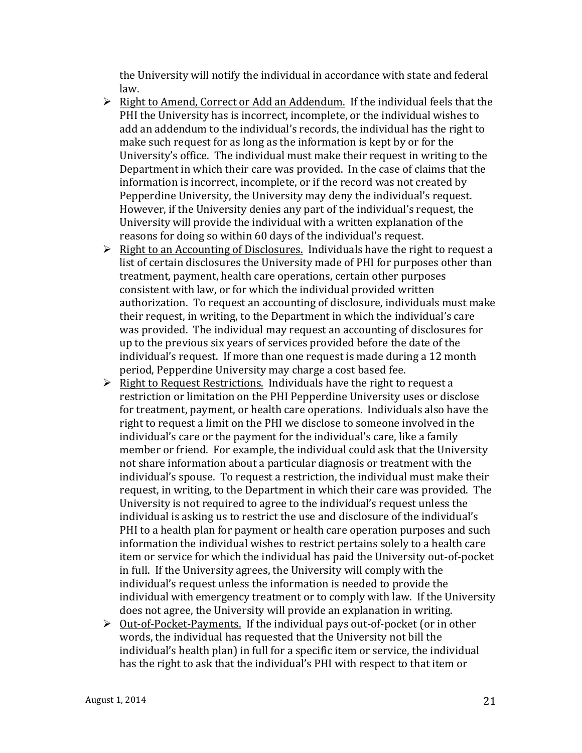the University will notify the individual in accordance with state and federal law.

- <u>Right to Amend, Correct or Add an Addendum.</u> If the individual feels that the PHI the University has is incorrect, incomplete, or the individual wishes to add an addendum to the individual's records, the individual has the right to make such request for as long as the information is kept by or for the University's office. The individual must make their request in writing to the Department in which their care was provided. In the case of claims that the information is incorrect, incomplete, or if the record was not created by Pepperdine University, the University may deny the individual's request. However, if the University denies any part of the individual's request, the University will provide the individual with a written explanation of the reasons for doing so within 60 days of the individual's request.
- <u>Right to an Accounting of Disclosures.</u> Individuals have the right to request a list of certain disclosures the University made of PHI for purposes other than treatment, payment, health care operations, certain other purposes consistent with law, or for which the individual provided written authorization. To request an accounting of disclosure, individuals must make their request, in writing, to the Department in which the individual's care was provided. The individual may request an accounting of disclosures for up to the previous six years of services provided before the date of the individual's request. If more than one request is made during a 12 month period, Pepperdine University may charge a cost based fee.
- <u>Right to Request Restrictions.</u> Individuals have the right to request a restriction or limitation on the PHI Pepperdine University uses or disclose for treatment, payment, or health care operations. Individuals also have the right to request a limit on the PHI we disclose to someone involved in the individual's care or the payment for the individual's care, like a family member or friend. For example, the individual could ask that the University not share information about a particular diagnosis or treatment with the individual's spouse. To request a restriction, the individual must make their request, in writing, to the Department in which their care was provided. The University is not required to agree to the individual's request unless the individual is asking us to restrict the use and disclosure of the individual's PHI to a health plan for payment or health care operation purposes and such information the individual wishes to restrict pertains solely to a health care item or service for which the individual has paid the University out-of-pocket in full. If the University agrees, the University will comply with the individual's request unless the information is needed to provide the individual with emergency treatment or to comply with law. If the University does not agree, the University will provide an explanation in writing.
- <u>Out-of-Pocket-Payments.</u> If the individual pays out-of-pocket (or in other words, the individual has requested that the University not bill the individual's health plan) in full for a specific item or service, the individual has the right to ask that the individual's PHI with respect to that item or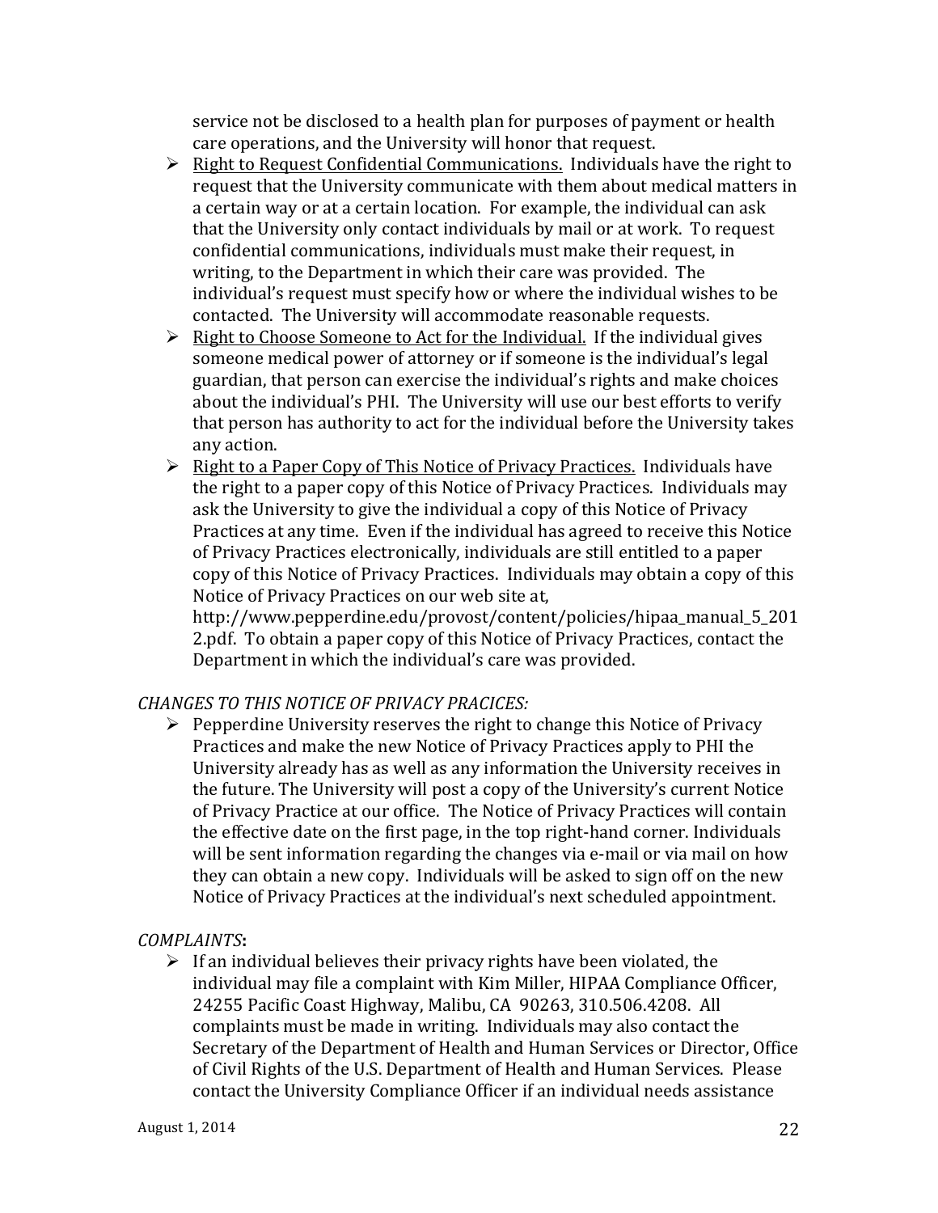service not be disclosed to a health plan for purposes of payment or health care operations, and the University will honor that request.

- Right to Request Confidential Communications. Individuals have the right to request that the University communicate with them about medical matters in a certain way or at a certain location. For example, the individual can ask that the University only contact individuals by mail or at work. To request confidential communications, individuals must make their request, in writing, to the Department in which their care was provided. The individual's request must specify how or where the individual wishes to be contacted. The University will accommodate reasonable requests.
- Right to Choose Someone to Act for the Individual. If the individual gives someone medical power of attorney or if someone is the individual's legal guardian, that person can exercise the individual's rights and make choices about the individual's PHI. The University will use our best efforts to verify that person has authority to act for the individual before the University takes any action.
- Right to a Paper Copy of This Notice of Privacy Practices. Individuals have the right to a paper copy of this Notice of Privacy Practices. Individuals may ask the University to give the individual a copy of this Notice of Privacy Practices at any time. Even if the individual has agreed to receive this Notice of Privacy Practices electronically, individuals are still entitled to a paper copy of this Notice of Privacy Practices. Individuals may obtain a copy of this Notice of Privacy Practices on our web site at, http://www.pepperdine.edu/provost/content/policies/hipaa_manual_5_2012.pdf. To obtain a paper copy of this Notice of Privacy Practices, contact the Department in which the individual's care was provided.

*CHANGES TO THIS NOTICE OF PRIVACY PRACICES:*

- Pepperdine University reserves the right to change this Notice of Privacy Practices and make the new Notice of Privacy Practices apply to PHI the University already has as well as any information the University receives in the future. The University will post a copy of the University's current Notice of Privacy Practice at our office. The Notice of Privacy Practices will contain the effective date on the first page, in the top right-hand corner. Individuals will be sent information regarding the changes via e-mail or via mail on how they can obtain a new copy. Individuals will be asked to sign off on the new Notice of Privacy Practices at the individual's next scheduled appointment.

*COMPLAINTS***:**

- If an individual believes their privacy rights have been violated, the individual may file a complaint with Kim Miller, HIPAA Compliance Officer, 24255 Pacific Coast Highway, Malibu, CA 90263, 310.506.4208. All complaints must be made in writing. Individuals may also contact the Secretary of the Department of Health and Human Services or Director, Office of Civil Rights of the U.S. Department of Health and Human Services. Please contact the University Compliance Officer if an individual needs assistance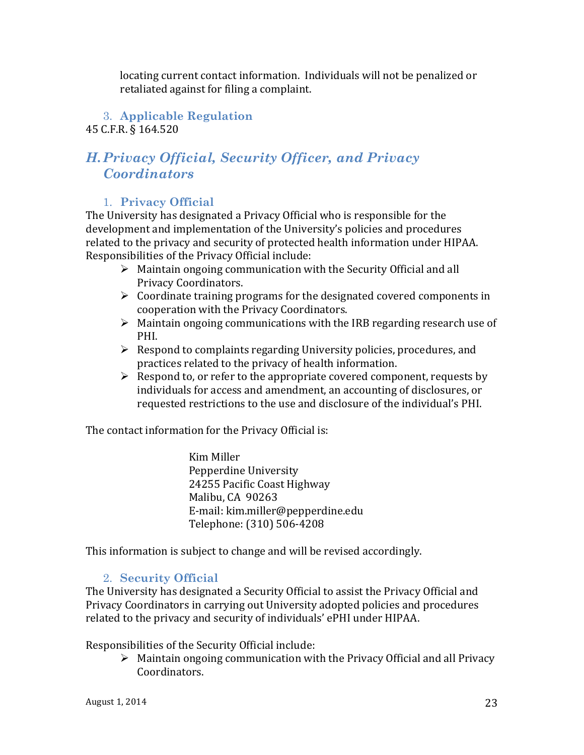locating current contact information. Individuals will not be penalized or retaliated against for filing a complaint.

### 3. Applicable Regulation

45 C.F.R. § 164.520

## *H. Privacy Official, Security Officer, and Privacy Coordinators*

### 1. Privacy Official

The University has designated a Privacy Official who is responsible for the development and implementation of the University's policies and procedures related to the privacy and security of protected health information under HIPAA. Responsibilities of the Privacy Official include:

- Maintain ongoing communication with the Security Official and all Privacy Coordinators.
- Coordinate training programs for the designated covered components in cooperation with the Privacy Coordinators.
- Maintain ongoing communications with the IRB regarding research use of PHI.
- Respond to complaints regarding University policies, procedures, and practices related to the privacy of health information.
- Respond to, or refer to the appropriate covered component, requests by individuals for access and amendment, an accounting of disclosures, or requested restrictions to the use and disclosure of the individual's PHI.

The contact information for the Privacy Official is:

Kim Miller
Pepperdine University
24255 Pacific Coast Highway
Malibu, CA 90263
E-mail: kim.miller@pepperdine.edu
Telephone: (310) 506-4208

This information is subject to change and will be revised accordingly.

### 2. Security Official

The University has designated a Security Official to assist the Privacy Official and Privacy Coordinators in carrying out University adopted policies and procedures related to the privacy and security of individuals' ePHI under HIPAA.

Responsibilities of the Security Official include:

- Maintain ongoing communication with the Privacy Official and all Privacy Coordinators.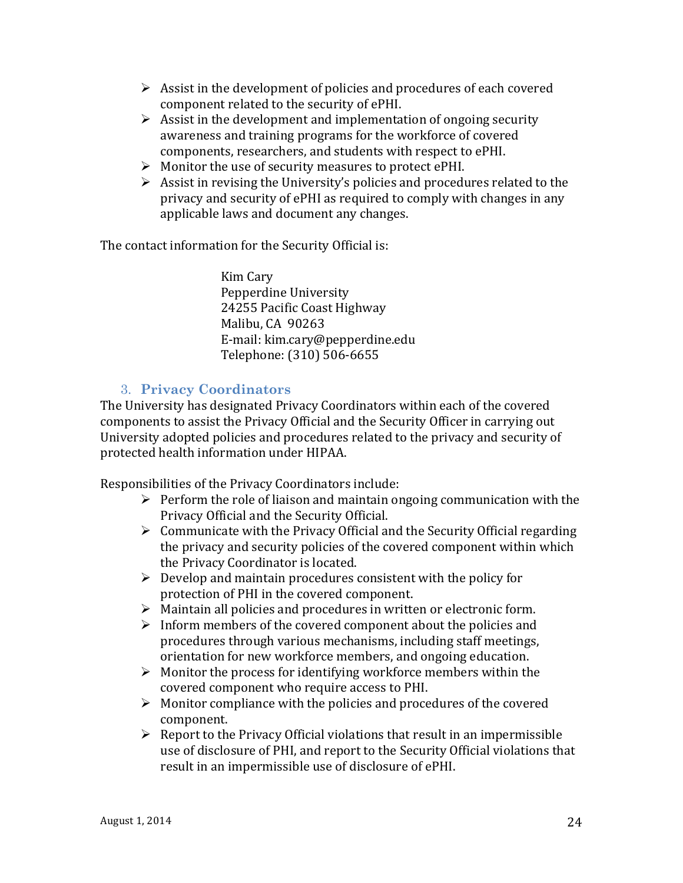- Assist in the development of policies and procedures of each covered component related to the security of ePHI.
- Assist in the development and implementation of ongoing security awareness and training programs for the workforce of covered components, researchers, and students with respect to ePHI.
- Monitor the use of security measures to protect ePHI.
- Assist in revising the University's policies and procedures related to the privacy and security of ePHI as required to comply with changes in any applicable laws and document any changes.

The contact information for the Security Official is:

> Kim Cary
> Pepperdine University
> 24255 Pacific Coast Highway
> Malibu, CA 90263
> E-mail: kim.cary@pepperdine.edu
> Telephone: (310) 506-6655

### 3. Privacy Coordinators

The University has designated Privacy Coordinators within each of the covered components to assist the Privacy Official and the Security Officer in carrying out University adopted policies and procedures related to the privacy and security of protected health information under HIPAA.

Responsibilities of the Privacy Coordinators include:

- Perform the role of liaison and maintain ongoing communication with the Privacy Official and the Security Official.
- Communicate with the Privacy Official and the Security Official regarding the privacy and security policies of the covered component within which the Privacy Coordinator is located.
- Develop and maintain procedures consistent with the policy for protection of PHI in the covered component.
- Maintain all policies and procedures in written or electronic form.
- Inform members of the covered component about the policies and procedures through various mechanisms, including staff meetings, orientation for new workforce members, and ongoing education.
- Monitor the process for identifying workforce members within the covered component who require access to PHI.
- Monitor compliance with the policies and procedures of the covered component.
- Report to the Privacy Official violations that result in an impermissible use of disclosure of PHI, and report to the Security Official violations that result in an impermissible use of disclosure of ePHI.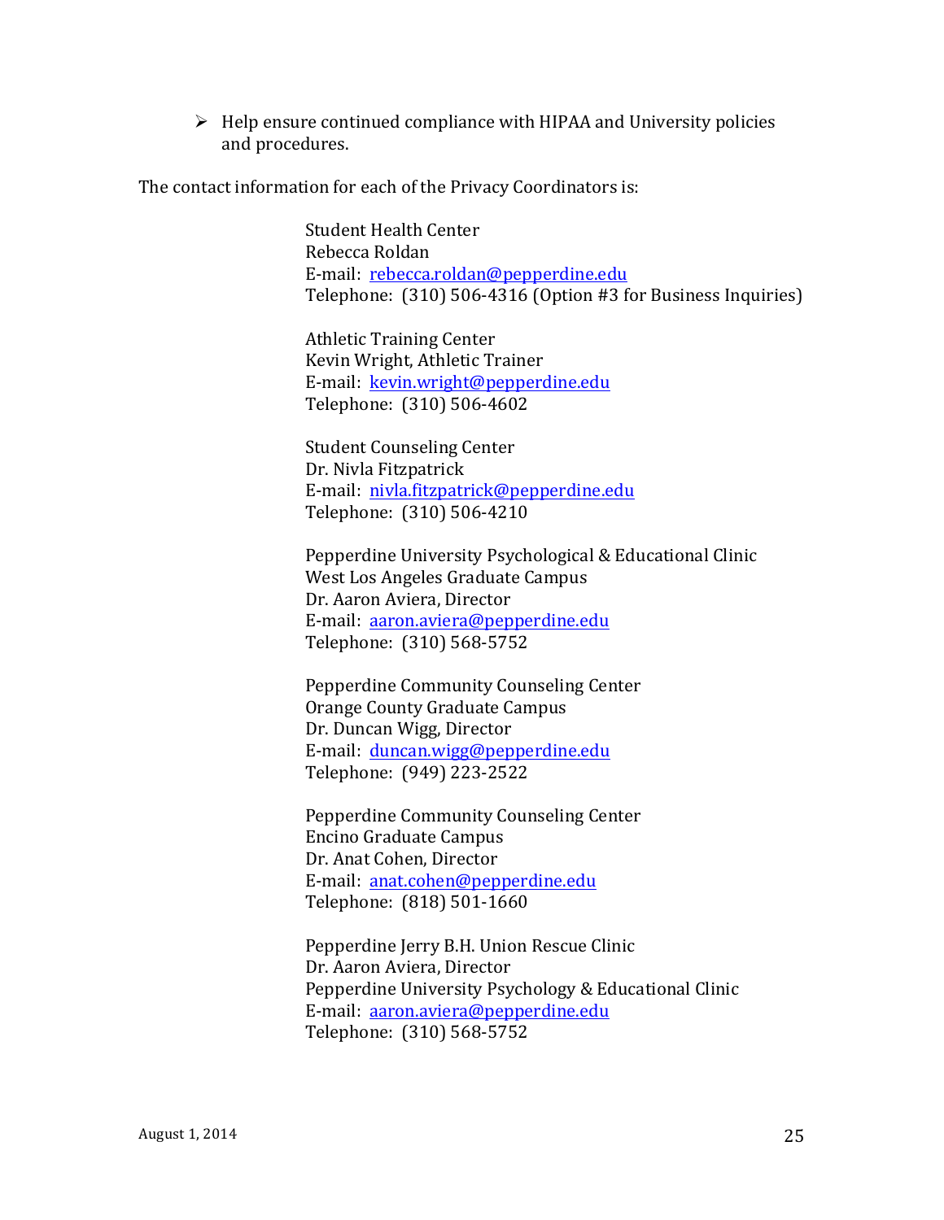- Help ensure continued compliance with HIPAA and University policies and procedures.

The contact information for each of the Privacy Coordinators is:

Student Health Center
Rebecca Roldan
E-mail: rebecca.roldan@pepperdine.edu
Telephone: (310) 506-4316 (Option #3 for Business Inquiries)

Athletic Training Center
Kevin Wright, Athletic Trainer
E-mail: kevin.wright@pepperdine.edu
Telephone: (310) 506-4602

Student Counseling Center
Dr. Nivla Fitzpatrick
E-mail: nivla.fitzpatrick@pepperdine.edu
Telephone: (310) 506-4210

Pepperdine University Psychological & Educational Clinic
West Los Angeles Graduate Campus
Dr. Aaron Aviera, Director
E-mail: aaron.aviera@pepperdine.edu
Telephone: (310) 568-5752

Pepperdine Community Counseling Center
Orange County Graduate Campus
Dr. Duncan Wigg, Director
E-mail: duncan.wigg@pepperdine.edu
Telephone: (949) 223-2522

Pepperdine Community Counseling Center
Encino Graduate Campus
Dr. Anat Cohen, Director
E-mail: anat.cohen@pepperdine.edu
Telephone: (818) 501-1660

Pepperdine Jerry B.H. Union Rescue Clinic
Dr. Aaron Aviera, Director
Pepperdine University Psychology & Educational Clinic
E-mail: aaron.aviera@pepperdine.edu
Telephone: (310) 568-5752

August 1, 2014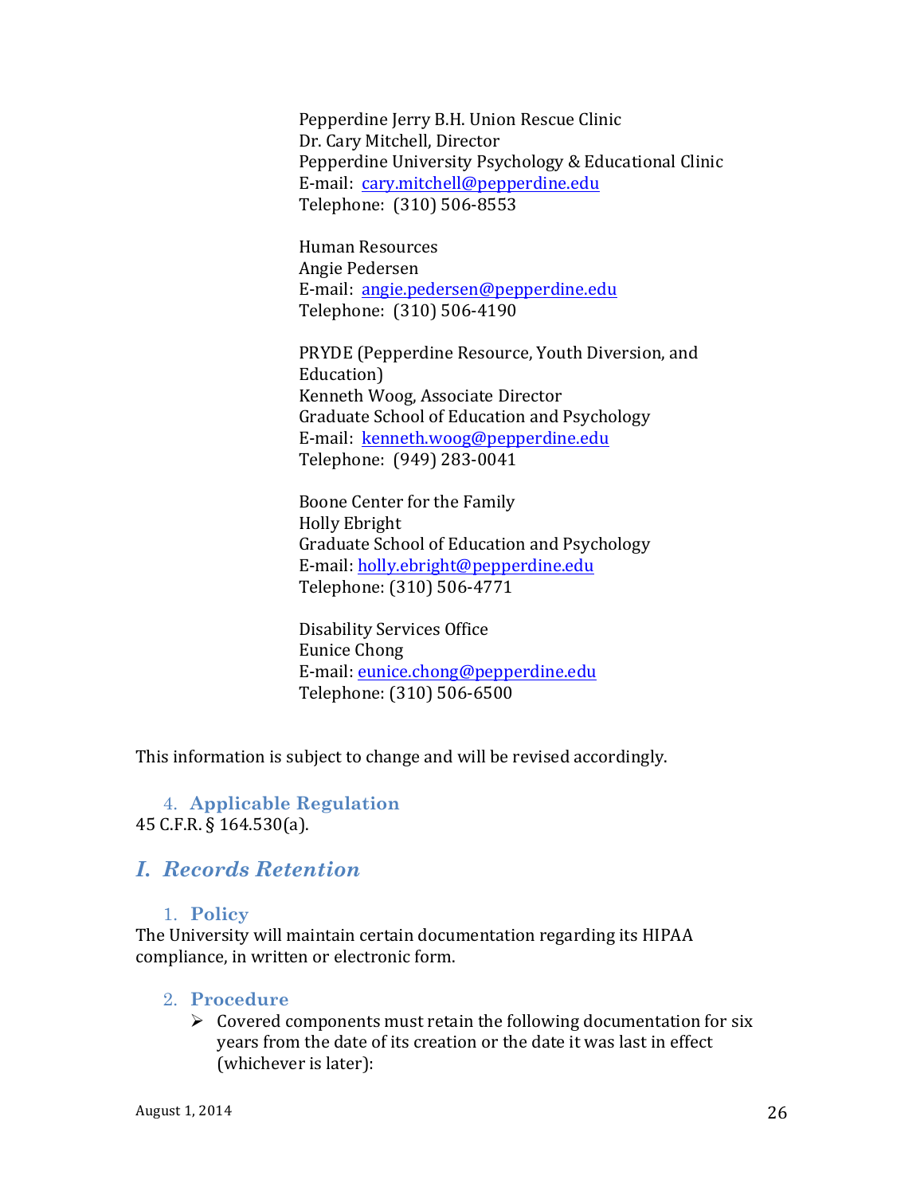Pepperdine Jerry B.H. Union Rescue Clinic
Dr. Cary Mitchell, Director
Pepperdine University Psychology & Educational Clinic
E-mail: cary.mitchell@pepperdine.edu
Telephone: (310) 506-8553

Human Resources
Angie Pedersen
E-mail: angie.pedersen@pepperdine.edu
Telephone: (310) 506-4190

PRYDE (Pepperdine Resource, Youth Diversion, and Education)
Kenneth Woog, Associate Director
Graduate School of Education and Psychology
E-mail: kenneth.woog@pepperdine.edu
Telephone: (949) 283-0041

Boone Center for the Family
Holly Ebright
Graduate School of Education and Psychology
E-mail: holly.ebright@pepperdine.edu
Telephone: (310) 506-4771

Disability Services Office
Eunice Chong
E-mail: eunice.chong@pepperdine.edu
Telephone: (310) 506-6500

This information is subject to change and will be revised accordingly.

### 4. Applicable Regulation

45 C.F.R. § 164.530(a).

## *I. Records Retention*

### 1. Policy

The University will maintain certain documentation regarding its HIPAA compliance, in written or electronic form.

### 2. Procedure

- Covered components must retain the following documentation for six years from the date of its creation or the date it was last in effect (whichever is later):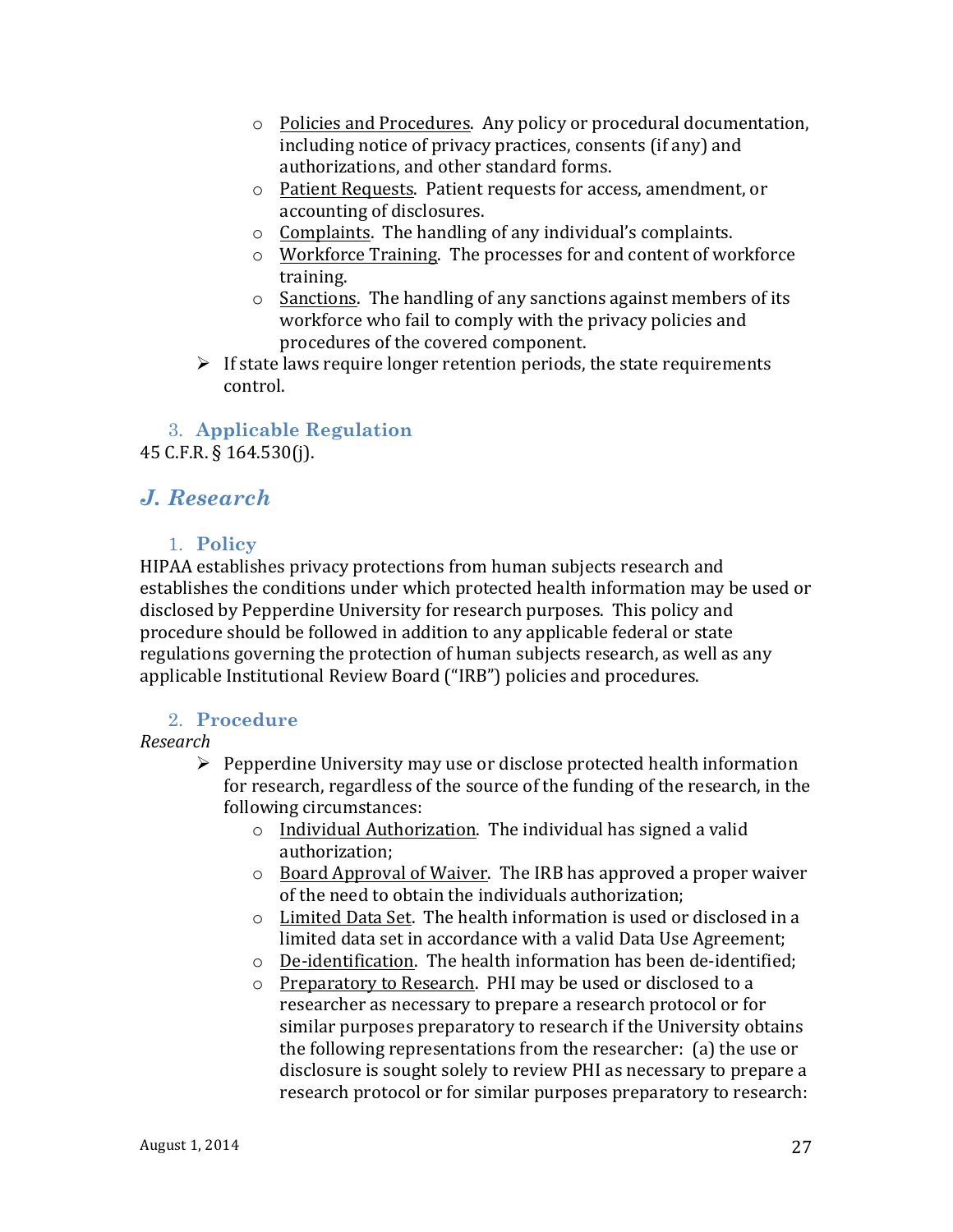- Policies and Procedures. Any policy or procedural documentation, including notice of privacy practices, consents (if any) and authorizations, and other standard forms.
- Patient Requests. Patient requests for access, amendment, or accounting of disclosures.
- Complaints. The handling of any individual's complaints.
- Workforce Training. The processes for and content of workforce training.
- Sanctions. The handling of any sanctions against members of its workforce who fail to comply with the privacy policies and procedures of the covered component.

- If state laws require longer retention periods, the state requirements control.

### 3. Applicable Regulation

45 C.F.R. § 164.530(j).

## *J. Research*

### 1. Policy

HIPAA establishes privacy protections from human subjects research and establishes the conditions under which protected health information may be used or disclosed by Pepperdine University for research purposes. This policy and procedure should be followed in addition to any applicable federal or state regulations governing the protection of human subjects research, as well as any applicable Institutional Review Board ("IRB") policies and procedures.

### 2. Procedure

*Research*

- Pepperdine University may use or disclose protected health information for research, regardless of the source of the funding of the research, in the following circumstances:
  - Individual Authorization. The individual has signed a valid authorization;
  - Board Approval of Waiver. The IRB has approved a proper waiver of the need to obtain the individuals authorization;
  - Limited Data Set. The health information is used or disclosed in a limited data set in accordance with a valid Data Use Agreement;
  - De-identification. The health information has been de-identified;
  - Preparatory to Research. PHI may be used or disclosed to a researcher as necessary to prepare a research protocol or for similar purposes preparatory to research if the University obtains the following representations from the researcher: (a) the use or disclosure is sought solely to review PHI as necessary to prepare a research protocol or for similar purposes preparatory to research: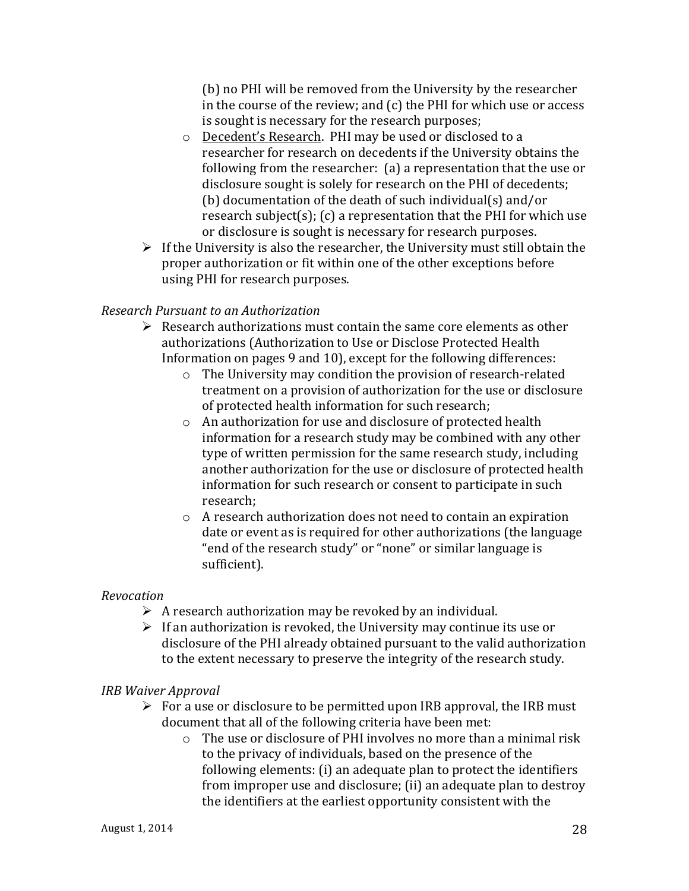(b) no PHI will be removed from the University by the researcher in the course of the review; and (c) the PHI for which use or access is sought is necessary for the research purposes;

  - Decedent's Research. PHI may be used or disclosed to a researcher for research on decedents if the University obtains the following from the researcher: (a) a representation that the use or disclosure sought is solely for research on the PHI of decedents; (b) documentation of the death of such individual(s) and/or research subject(s); (c) a representation that the PHI for which use or disclosure is sought is necessary for research purposes.

- If the University is also the researcher, the University must still obtain the proper authorization or fit within one of the other exceptions before using PHI for research purposes.

*Research Pursuant to an Authorization*

- Research authorizations must contain the same core elements as other authorizations (Authorization to Use or Disclose Protected Health Information on pages 9 and 10), except for the following differences:
  - The University may condition the provision of research-related treatment on a provision of authorization for the use or disclosure of protected health information for such research;
  - An authorization for use and disclosure of protected health information for a research study may be combined with any other type of written permission for the same research study, including another authorization for the use or disclosure of protected health information for such research or consent to participate in such research;
  - A research authorization does not need to contain an expiration date or event as is required for other authorizations (the language "end of the research study" or "none" or similar language is sufficient).

*Revocation*

- A research authorization may be revoked by an individual.
- If an authorization is revoked, the University may continue its use or disclosure of the PHI already obtained pursuant to the valid authorization to the extent necessary to preserve the integrity of the research study.

*IRB Waiver Approval*

- For a use or disclosure to be permitted upon IRB approval, the IRB must document that all of the following criteria have been met:
  - The use or disclosure of PHI involves no more than a minimal risk to the privacy of individuals, based on the presence of the following elements: (i) an adequate plan to protect the identifiers from improper use and disclosure; (ii) an adequate plan to destroy the identifiers at the earliest opportunity consistent with the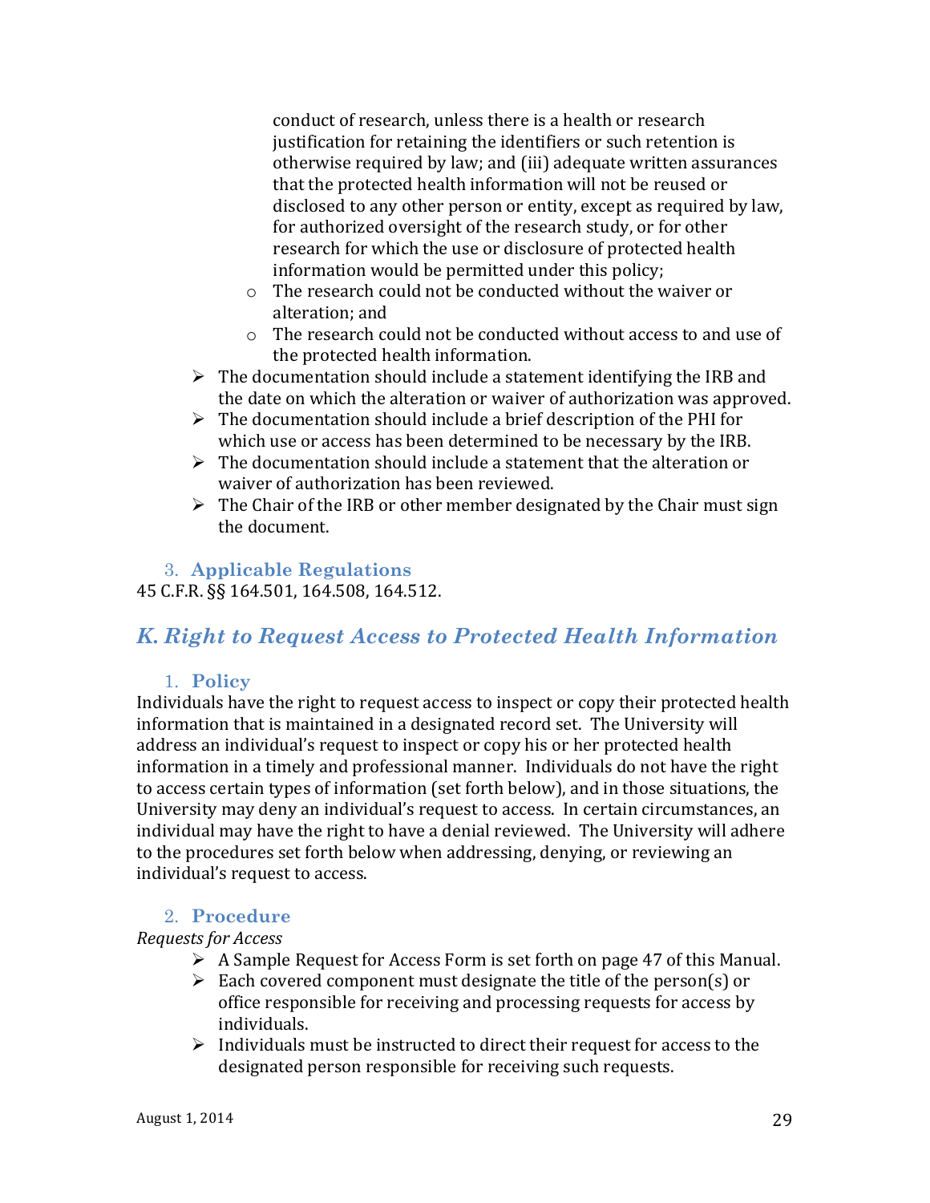conduct of research, unless there is a health or research justification for retaining the identifiers or such retention is otherwise required by law; and (iii) adequate written assurances that the protected health information will not be reused or disclosed to any other person or entity, except as required by law, for authorized oversight of the research study, or for other research for which the use or disclosure of protected health information would be permitted under this policy;

    - The research could not be conducted without the waiver or alteration; and
    - The research could not be conducted without access to and use of the protected health information.

- The documentation should include a statement identifying the IRB and the date on which the alteration or waiver of authorization was approved.
- The documentation should include a brief description of the PHI for which use or access has been determined to be necessary by the IRB.
- The documentation should include a statement that the alteration or waiver of authorization has been reviewed.
- The Chair of the IRB or other member designated by the Chair must sign the document.

### 3. Applicable Regulations

45 C.F.R. §§ 164.501, 164.508, 164.512.

## *K. Right to Request Access to Protected Health Information*

### 1. Policy

Individuals have the right to request access to inspect or copy their protected health information that is maintained in a designated record set. The University will address an individual's request to inspect or copy his or her protected health information in a timely and professional manner. Individuals do not have the right to access certain types of information (set forth below), and in those situations, the University may deny an individual's request to access. In certain circumstances, an individual may have the right to have a denial reviewed. The University will adhere to the procedures set forth below when addressing, denying, or reviewing an individual's request to access.

### 2. Procedure

*Requests for Access*

- A Sample Request for Access Form is set forth on page 47 of this Manual.
- Each covered component must designate the title of the person(s) or office responsible for receiving and processing requests for access by individuals.
- Individuals must be instructed to direct their request for access to the designated person responsible for receiving such requests.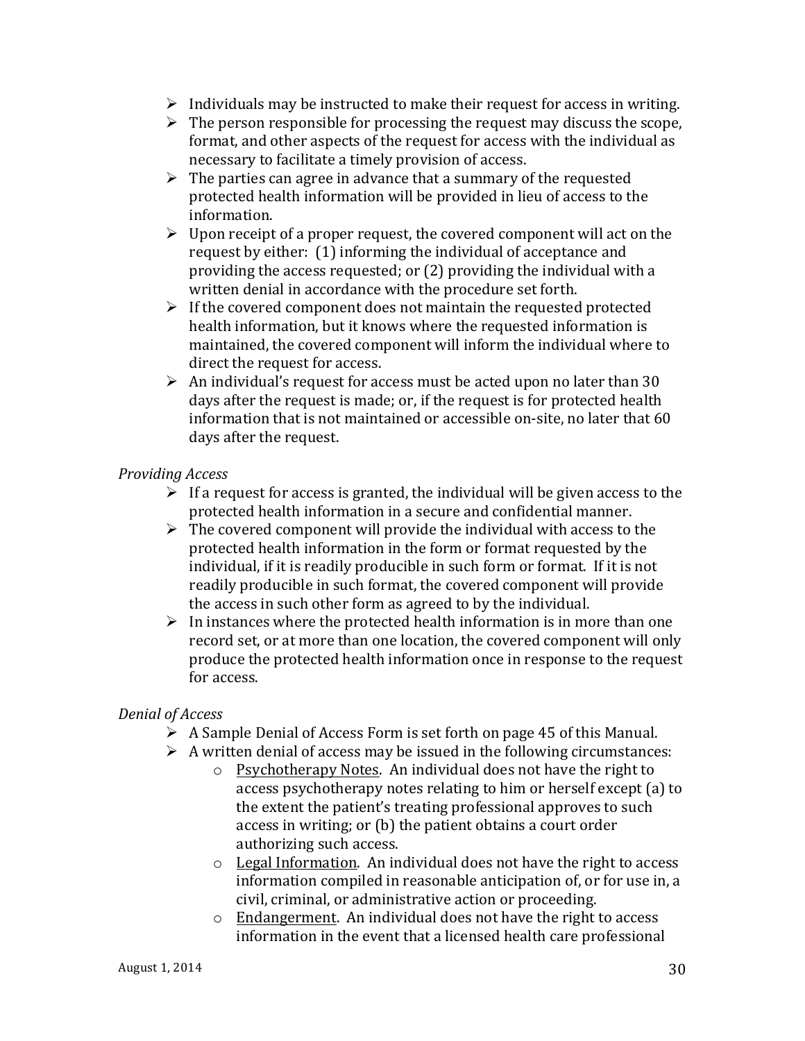- Individuals may be instructed to make their request for access in writing.
- The person responsible for processing the request may discuss the scope, format, and other aspects of the request for access with the individual as necessary to facilitate a timely provision of access.
- The parties can agree in advance that a summary of the requested protected health information will be provided in lieu of access to the information.
- Upon receipt of a proper request, the covered component will act on the request by either: (1) informing the individual of acceptance and providing the access requested; or (2) providing the individual with a written denial in accordance with the procedure set forth.
- If the covered component does not maintain the requested protected health information, but it knows where the requested information is maintained, the covered component will inform the individual where to direct the request for access.
- An individual's request for access must be acted upon no later than 30 days after the request is made; or, if the request is for protected health information that is not maintained or accessible on-site, no later that 60 days after the request.

*Providing Access*

- If a request for access is granted, the individual will be given access to the protected health information in a secure and confidential manner.
- The covered component will provide the individual with access to the protected health information in the form or format requested by the individual, if it is readily producible in such form or format. If it is not readily producible in such format, the covered component will provide the access in such other form as agreed to by the individual.
- In instances where the protected health information is in more than one record set, or at more than one location, the covered component will only produce the protected health information once in response to the request for access.

*Denial of Access*

- A Sample Denial of Access Form is set forth on page 45 of this Manual.
- A written denial of access may be issued in the following circumstances:
  - <u>Psychotherapy Notes</u>. An individual does not have the right to access psychotherapy notes relating to him or herself except (a) to the extent the patient's treating professional approves to such access in writing; or (b) the patient obtains a court order authorizing such access.
  - <u>Legal Information</u>. An individual does not have the right to access information compiled in reasonable anticipation of, or for use in, a civil, criminal, or administrative action or proceeding.
  - <u>Endangerment</u>. An individual does not have the right to access information in the event that a licensed health care professional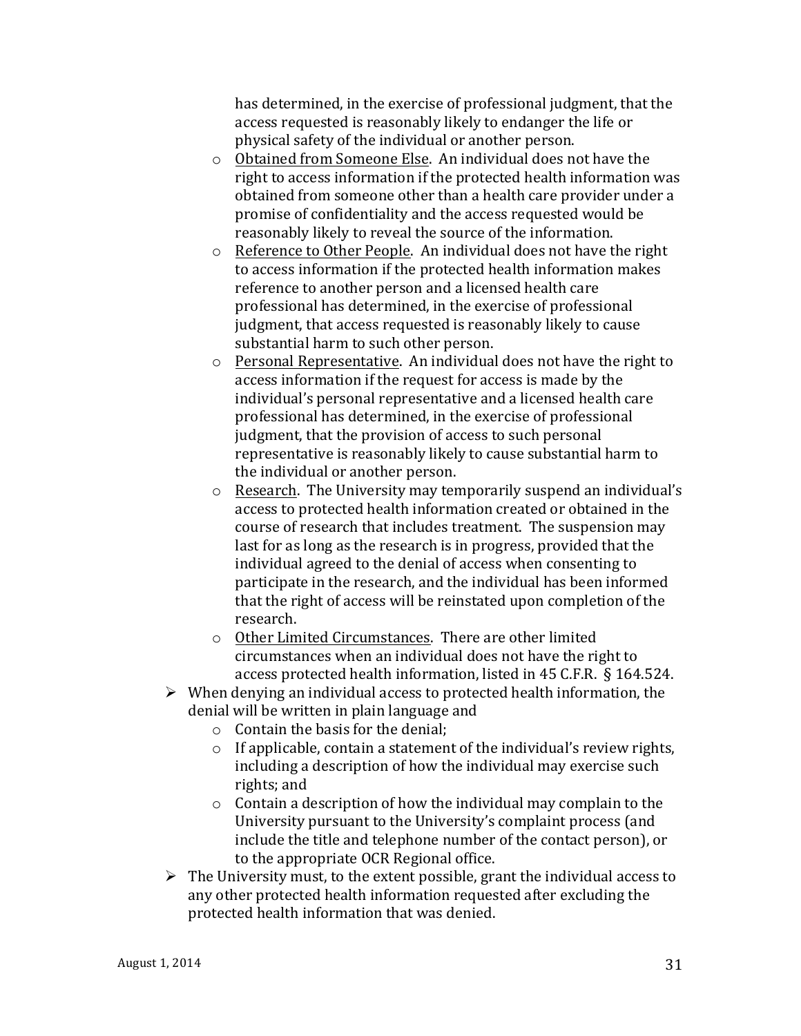has determined, in the exercise of professional judgment, that the access requested is reasonably likely to endanger the life or physical safety of the individual or another person.

  - Obtained from Someone Else. An individual does not have the right to access information if the protected health information was obtained from someone other than a health care provider under a promise of confidentiality and the access requested would be reasonably likely to reveal the source of the information.
  - Reference to Other People. An individual does not have the right to access information if the protected health information makes reference to another person and a licensed health care professional has determined, in the exercise of professional judgment, that access requested is reasonably likely to cause substantial harm to such other person.
  - Personal Representative. An individual does not have the right to access information if the request for access is made by the individual's personal representative and a licensed health care professional has determined, in the exercise of professional judgment, that the provision of access to such personal representative is reasonably likely to cause substantial harm to the individual or another person.
  - Research. The University may temporarily suspend an individual's access to protected health information created or obtained in the course of research that includes treatment. The suspension may last for as long as the research is in progress, provided that the individual agreed to the denial of access when consenting to participate in the research, and the individual has been informed that the right of access will be reinstated upon completion of the research.
  - Other Limited Circumstances. There are other limited circumstances when an individual does not have the right to access protected health information, listed in 45 C.F.R. § 164.524.

- When denying an individual access to protected health information, the denial will be written in plain language and
  - Contain the basis for the denial;
  - If applicable, contain a statement of the individual's review rights, including a description of how the individual may exercise such rights; and
  - Contain a description of how the individual may complain to the University pursuant to the University's complaint process (and include the title and telephone number of the contact person), or to the appropriate OCR Regional office.
- The University must, to the extent possible, grant the individual access to any other protected health information requested after excluding the protected health information that was denied.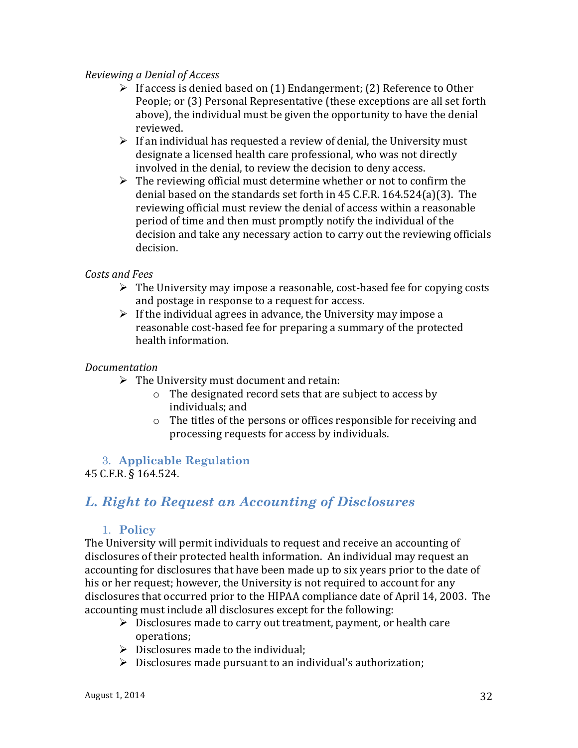*Reviewing a Denial of Access*

- If access is denied based on (1) Endangerment; (2) Reference to Other People; or (3) Personal Representative (these exceptions are all set forth above), the individual must be given the opportunity to have the denial reviewed.
- If an individual has requested a review of denial, the University must designate a licensed health care professional, who was not directly involved in the denial, to review the decision to deny access.
- The reviewing official must determine whether or not to confirm the denial based on the standards set forth in 45 C.F.R. 164.524(a)(3). The reviewing official must review the denial of access within a reasonable period of time and then must promptly notify the individual of the decision and take any necessary action to carry out the reviewing officials decision.

*Costs and Fees*

- The University may impose a reasonable, cost-based fee for copying costs and postage in response to a request for access.
- If the individual agrees in advance, the University may impose a reasonable cost-based fee for preparing a summary of the protected health information.

*Documentation*

- The University must document and retain:
  - The designated record sets that are subject to access by individuals; and
  - The titles of the persons or offices responsible for receiving and processing requests for access by individuals.

### 3. Applicable Regulation

45 C.F.R. § 164.524.

## *L. Right to Request an Accounting of Disclosures*

### 1. Policy

The University will permit individuals to request and receive an accounting of disclosures of their protected health information. An individual may request an accounting for disclosures that have been made up to six years prior to the date of his or her request; however, the University is not required to account for any disclosures that occurred prior to the HIPAA compliance date of April 14, 2003. The accounting must include all disclosures except for the following:

- Disclosures made to carry out treatment, payment, or health care operations;
- Disclosures made to the individual;
- Disclosures made pursuant to an individual's authorization;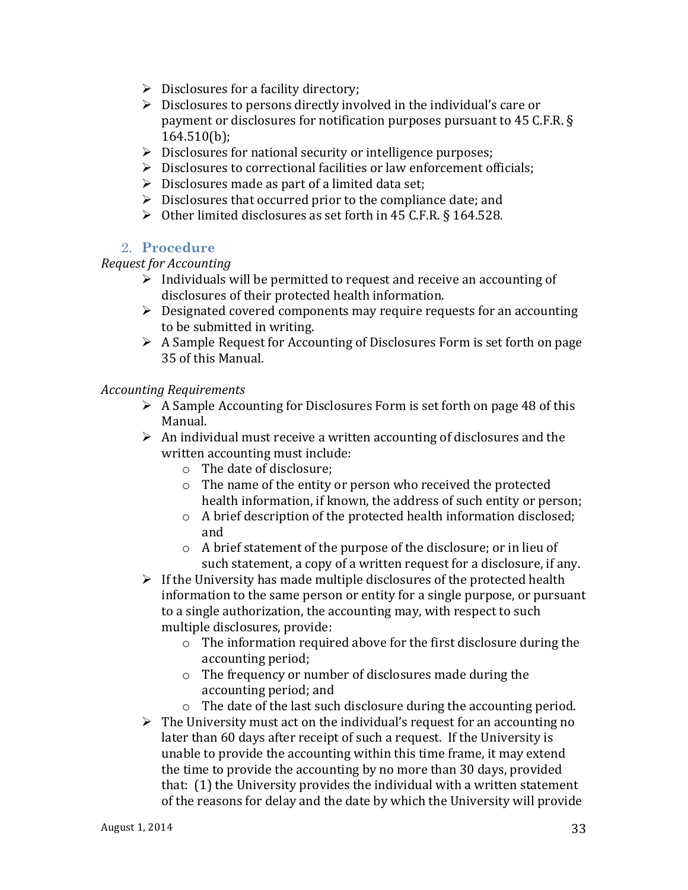- Disclosures for a facility directory;
- Disclosures to persons directly involved in the individual's care or payment or disclosures for notification purposes pursuant to 45 C.F.R. § 164.510(b);
- Disclosures for national security or intelligence purposes;
- Disclosures to correctional facilities or law enforcement officials;
- Disclosures made as part of a limited data set;
- Disclosures that occurred prior to the compliance date; and
- Other limited disclosures as set forth in 45 C.F.R. § 164.528.

### 2. Procedure

*Request for Accounting*

- Individuals will be permitted to request and receive an accounting of disclosures of their protected health information.
- Designated covered components may require requests for an accounting to be submitted in writing.
- A Sample Request for Accounting of Disclosures Form is set forth on page 35 of this Manual.

*Accounting Requirements*

- A Sample Accounting for Disclosures Form is set forth on page 48 of this Manual.
- An individual must receive a written accounting of disclosures and the written accounting must include:
  - The date of disclosure;
  - The name of the entity or person who received the protected health information, if known, the address of such entity or person;
  - A brief description of the protected health information disclosed; and
  - A brief statement of the purpose of the disclosure; or in lieu of such statement, a copy of a written request for a disclosure, if any.
- If the University has made multiple disclosures of the protected health information to the same person or entity for a single purpose, or pursuant to a single authorization, the accounting may, with respect to such multiple disclosures, provide:
  - The information required above for the first disclosure during the accounting period;
  - The frequency or number of disclosures made during the accounting period; and
  - The date of the last such disclosure during the accounting period.
- The University must act on the individual's request for an accounting no later than 60 days after receipt of such a request. If the University is unable to provide the accounting within this time frame, it may extend the time to provide the accounting by no more than 30 days, provided that: (1) the University provides the individual with a written statement of the reasons for delay and the date by which the University will provide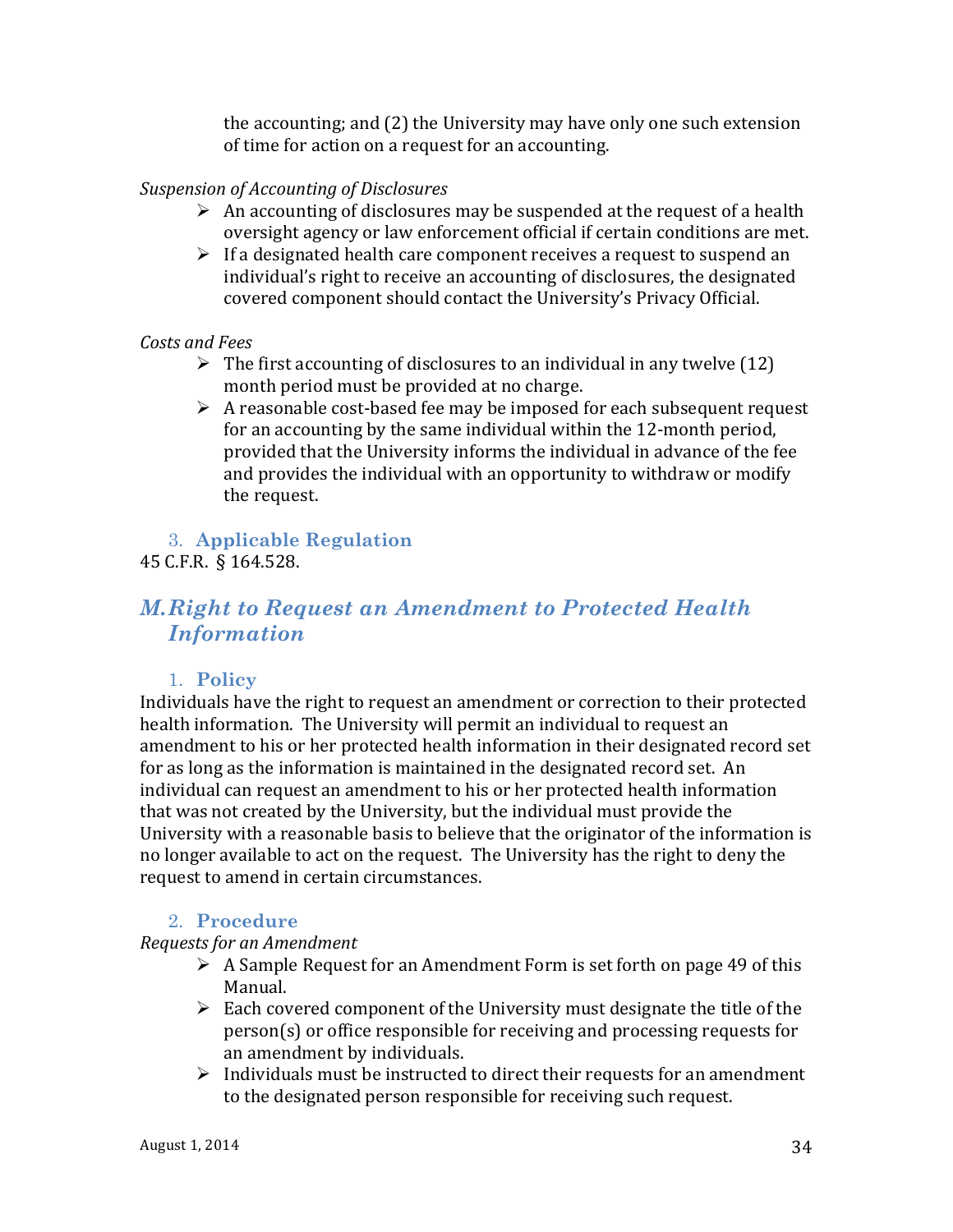the accounting; and (2) the University may have only one such extension of time for action on a request for an accounting.

*Suspension of Accounting of Disclosures*

- An accounting of disclosures may be suspended at the request of a health oversight agency or law enforcement official if certain conditions are met.
- If a designated health care component receives a request to suspend an individual's right to receive an accounting of disclosures, the designated covered component should contact the University's Privacy Official.

*Costs and Fees*

- The first accounting of disclosures to an individual in any twelve (12) month period must be provided at no charge.
- A reasonable cost-based fee may be imposed for each subsequent request for an accounting by the same individual within the 12-month period, provided that the University informs the individual in advance of the fee and provides the individual with an opportunity to withdraw or modify the request.

### 3. Applicable Regulation

45 C.F.R. § 164.528.

## M. Right to Request an Amendment to Protected Health Information

### 1. Policy

Individuals have the right to request an amendment or correction to their protected health information. The University will permit an individual to request an amendment to his or her protected health information in their designated record set for as long as the information is maintained in the designated record set. An individual can request an amendment to his or her protected health information that was not created by the University, but the individual must provide the University with a reasonable basis to believe that the originator of the information is no longer available to act on the request. The University has the right to deny the request to amend in certain circumstances.

### 2. Procedure

*Requests for an Amendment*

- A Sample Request for an Amendment Form is set forth on page 49 of this Manual.
- Each covered component of the University must designate the title of the person(s) or office responsible for receiving and processing requests for an amendment by individuals.
- Individuals must be instructed to direct their requests for an amendment to the designated person responsible for receiving such request.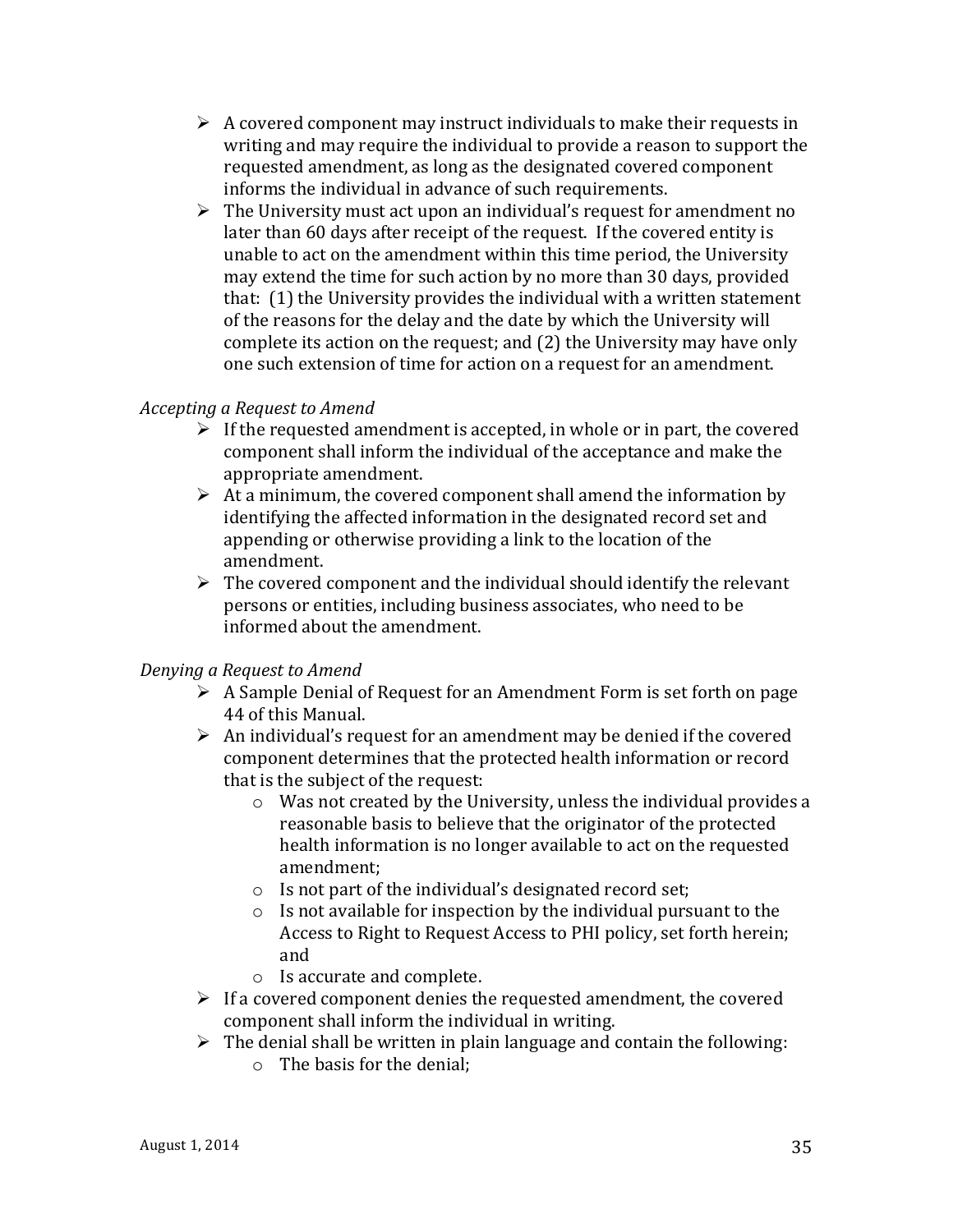- A covered component may instruct individuals to make their requests in writing and may require the individual to provide a reason to support the requested amendment, as long as the designated covered component informs the individual in advance of such requirements.
- The University must act upon an individual's request for amendment no later than 60 days after receipt of the request. If the covered entity is unable to act on the amendment within this time period, the University may extend the time for such action by no more than 30 days, provided that: (1) the University provides the individual with a written statement of the reasons for the delay and the date by which the University will complete its action on the request; and (2) the University may have only one such extension of time for action on a request for an amendment.

*Accepting a Request to Amend*

- If the requested amendment is accepted, in whole or in part, the covered component shall inform the individual of the acceptance and make the appropriate amendment.
- At a minimum, the covered component shall amend the information by identifying the affected information in the designated record set and appending or otherwise providing a link to the location of the amendment.
- The covered component and the individual should identify the relevant persons or entities, including business associates, who need to be informed about the amendment.

*Denying a Request to Amend*

- A Sample Denial of Request for an Amendment Form is set forth on page 44 of this Manual.
- An individual's request for an amendment may be denied if the covered component determines that the protected health information or record that is the subject of the request:
  - Was not created by the University, unless the individual provides a reasonable basis to believe that the originator of the protected health information is no longer available to act on the requested amendment;
  - Is not part of the individual's designated record set;
  - Is not available for inspection by the individual pursuant to the Access to Right to Request Access to PHI policy, set forth herein; and
  - Is accurate and complete.
- If a covered component denies the requested amendment, the covered component shall inform the individual in writing.
- The denial shall be written in plain language and contain the following:
  - The basis for the denial;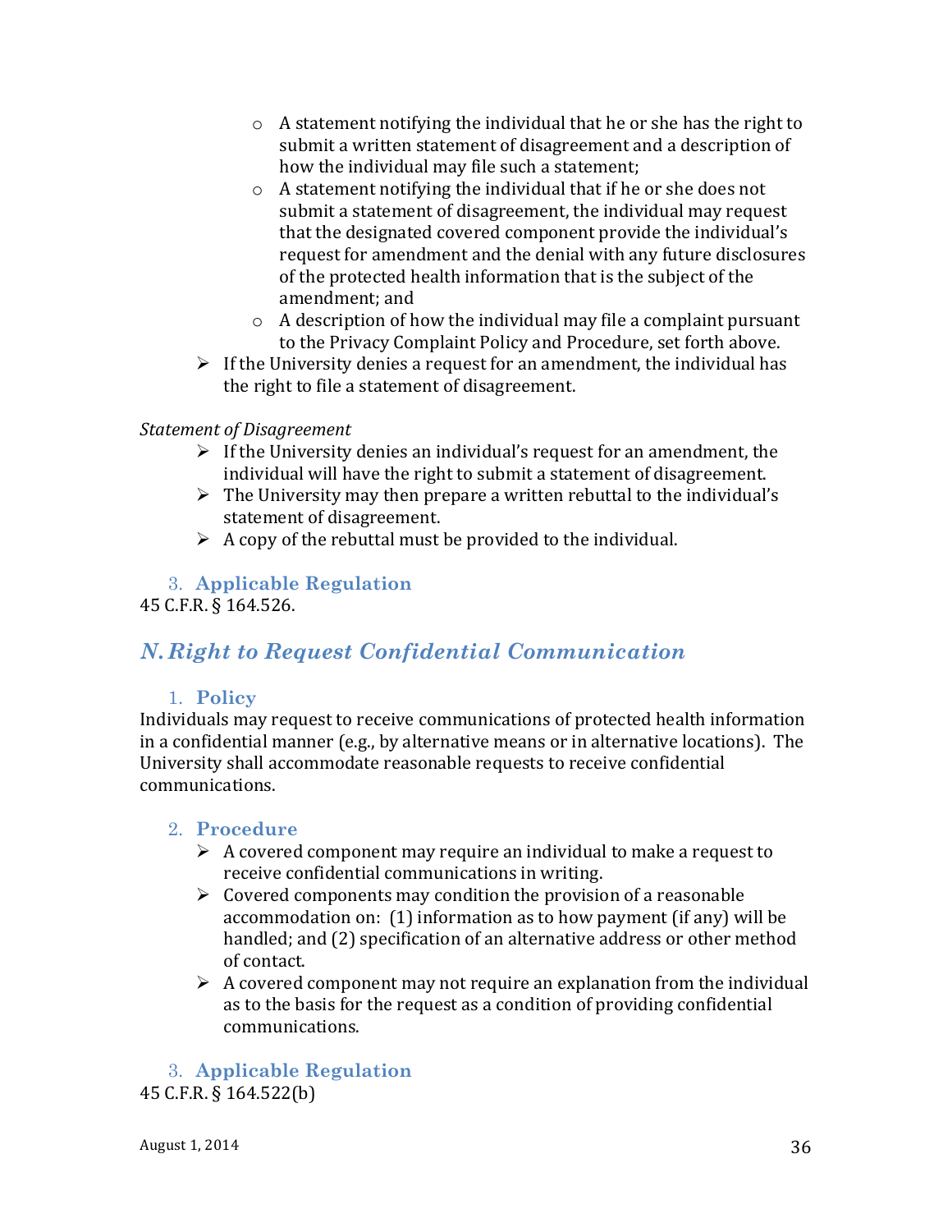- A statement notifying the individual that he or she has the right to submit a written statement of disagreement and a description of how the individual may file such a statement;
  - A statement notifying the individual that if he or she does not submit a statement of disagreement, the individual may request that the designated covered component provide the individual's request for amendment and the denial with any future disclosures of the protected health information that is the subject of the amendment; and
  - A description of how the individual may file a complaint pursuant to the Privacy Complaint Policy and Procedure, set forth above.
- If the University denies a request for an amendment, the individual has the right to file a statement of disagreement.

*Statement of Disagreement*

- If the University denies an individual's request for an amendment, the individual will have the right to submit a statement of disagreement.
- The University may then prepare a written rebuttal to the individual's statement of disagreement.
- A copy of the rebuttal must be provided to the individual.

### 3. Applicable Regulation

45 C.F.R. § 164.526.

## *N. Right to Request Confidential Communication*

### 1. Policy

Individuals may request to receive communications of protected health information in a confidential manner (e.g., by alternative means or in alternative locations). The University shall accommodate reasonable requests to receive confidential communications.

### 2. Procedure

- A covered component may require an individual to make a request to receive confidential communications in writing.
- Covered components may condition the provision of a reasonable accommodation on: (1) information as to how payment (if any) will be handled; and (2) specification of an alternative address or other method of contact.
- A covered component may not require an explanation from the individual as to the basis for the request as a condition of providing confidential communications.

### 3. Applicable Regulation

45 C.F.R. § 164.522(b)

August 1, 2014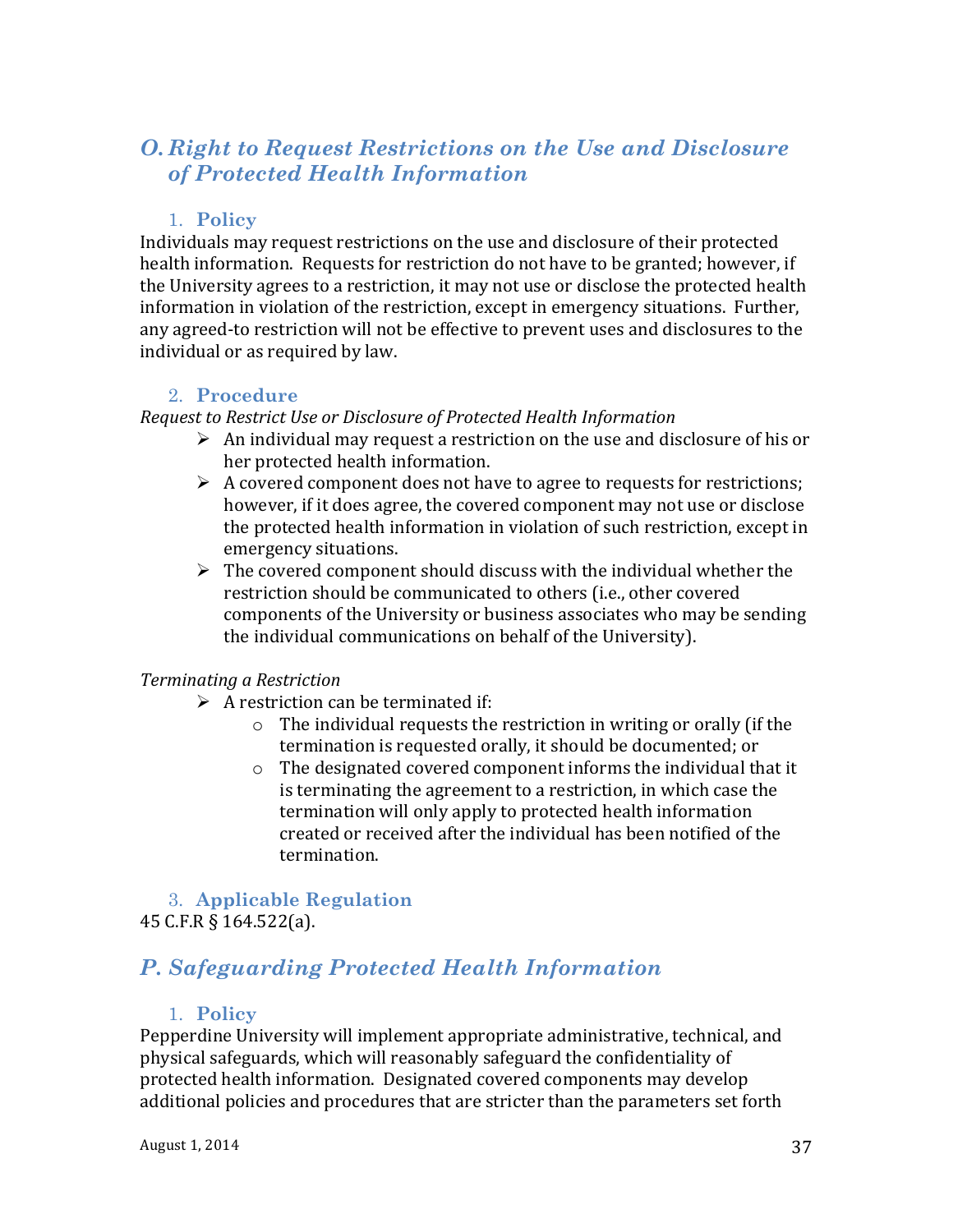## O. Right to Request Restrictions on the Use and Disclosure of Protected Health Information

### 1. Policy

Individuals may request restrictions on the use and disclosure of their protected health information. Requests for restriction do not have to be granted; however, if the University agrees to a restriction, it may not use or disclose the protected health information in violation of the restriction, except in emergency situations. Further, any agreed-to restriction will not be effective to prevent uses and disclosures to the individual or as required by law.

### 2. Procedure

*Request to Restrict Use or Disclosure of Protected Health Information*

- An individual may request a restriction on the use and disclosure of his or her protected health information.
- A covered component does not have to agree to requests for restrictions; however, if it does agree, the covered component may not use or disclose the protected health information in violation of such restriction, except in emergency situations.
- The covered component should discuss with the individual whether the restriction should be communicated to others (i.e., other covered components of the University or business associates who may be sending the individual communications on behalf of the University).

*Terminating a Restriction*

- A restriction can be terminated if:
  - The individual requests the restriction in writing or orally (if the termination is requested orally, it should be documented; or
  - The designated covered component informs the individual that it is terminating the agreement to a restriction, in which case the termination will only apply to protected health information created or received after the individual has been notified of the termination.

### 3. Applicable Regulation

45 C.F.R § 164.522(a).

## P. Safeguarding Protected Health Information

### 1. Policy

Pepperdine University will implement appropriate administrative, technical, and physical safeguards, which will reasonably safeguard the confidentiality of protected health information. Designated covered components may develop additional policies and procedures that are stricter than the parameters set forth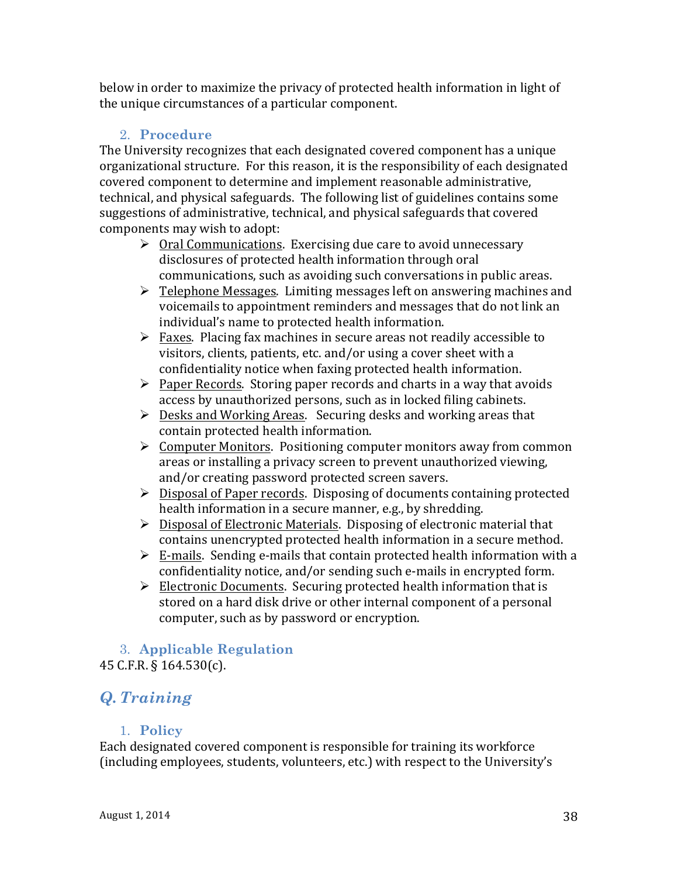below in order to maximize the privacy of protected health information in light of the unique circumstances of a particular component.

### 2. Procedure

The University recognizes that each designated covered component has a unique organizational structure. For this reason, it is the responsibility of each designated covered component to determine and implement reasonable administrative, technical, and physical safeguards. The following list of guidelines contains some suggestions of administrative, technical, and physical safeguards that covered components may wish to adopt:

- Oral Communications. Exercising due care to avoid unnecessary disclosures of protected health information through oral communications, such as avoiding such conversations in public areas.
- Telephone Messages. Limiting messages left on answering machines and voicemails to appointment reminders and messages that do not link an individual's name to protected health information.
- Faxes. Placing fax machines in secure areas not readily accessible to visitors, clients, patients, etc. and/or using a cover sheet with a confidentiality notice when faxing protected health information.
- Paper Records. Storing paper records and charts in a way that avoids access by unauthorized persons, such as in locked filing cabinets.
- Desks and Working Areas. Securing desks and working areas that contain protected health information.
- Computer Monitors. Positioning computer monitors away from common areas or installing a privacy screen to prevent unauthorized viewing, and/or creating password protected screen savers.
- Disposal of Paper records. Disposing of documents containing protected health information in a secure manner, e.g., by shredding.
- Disposal of Electronic Materials. Disposing of electronic material that contains unencrypted protected health information in a secure method.
- E-mails. Sending e-mails that contain protected health information with a confidentiality notice, and/or sending such e-mails in encrypted form.
- Electronic Documents. Securing protected health information that is stored on a hard disk drive or other internal component of a personal computer, such as by password or encryption.

### 3. Applicable Regulation

45 C.F.R. § 164.530(c).

## *Q. Training*

### 1. Policy

Each designated covered component is responsible for training its workforce (including employees, students, volunteers, etc.) with respect to the University's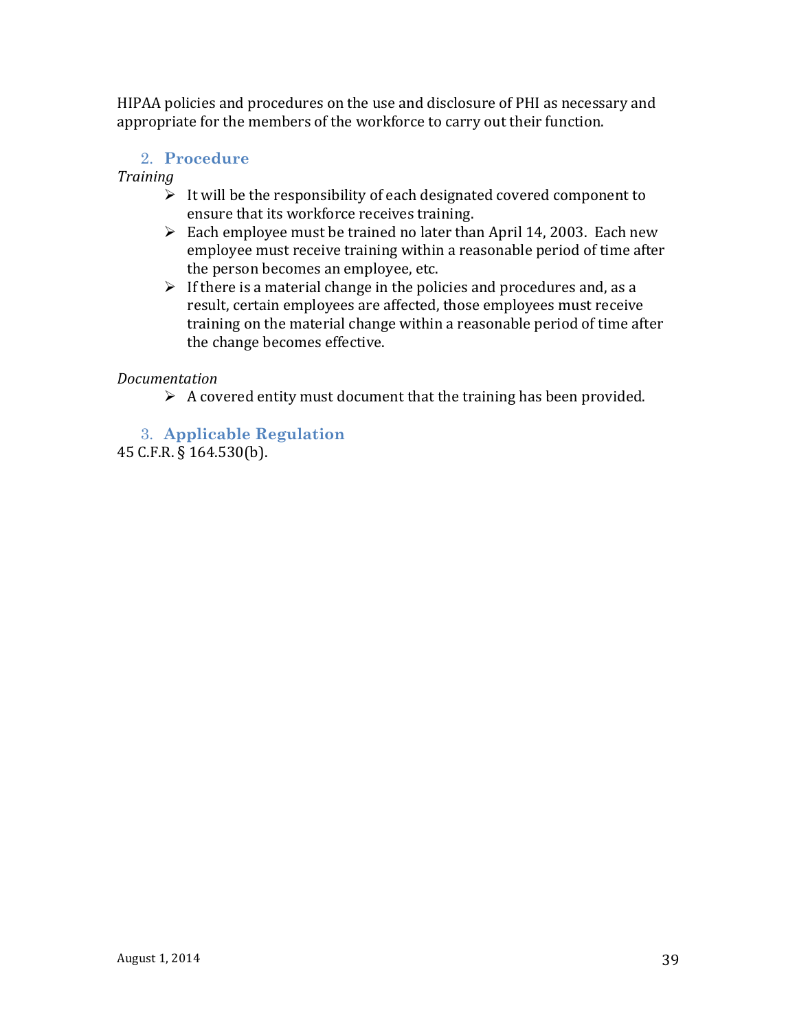HIPAA policies and procedures on the use and disclosure of PHI as necessary and appropriate for the members of the workforce to carry out their function.

## 2. Procedure

*Training*

- It will be the responsibility of each designated covered component to ensure that its workforce receives training.
- Each employee must be trained no later than April 14, 2003. Each new employee must receive training within a reasonable period of time after the person becomes an employee, etc.
- If there is a material change in the policies and procedures and, as a result, certain employees are affected, those employees must receive training on the material change within a reasonable period of time after the change becomes effective.

*Documentation*

- A covered entity must document that the training has been provided.

## 3. Applicable Regulation

45 C.F.R. § 164.530(b).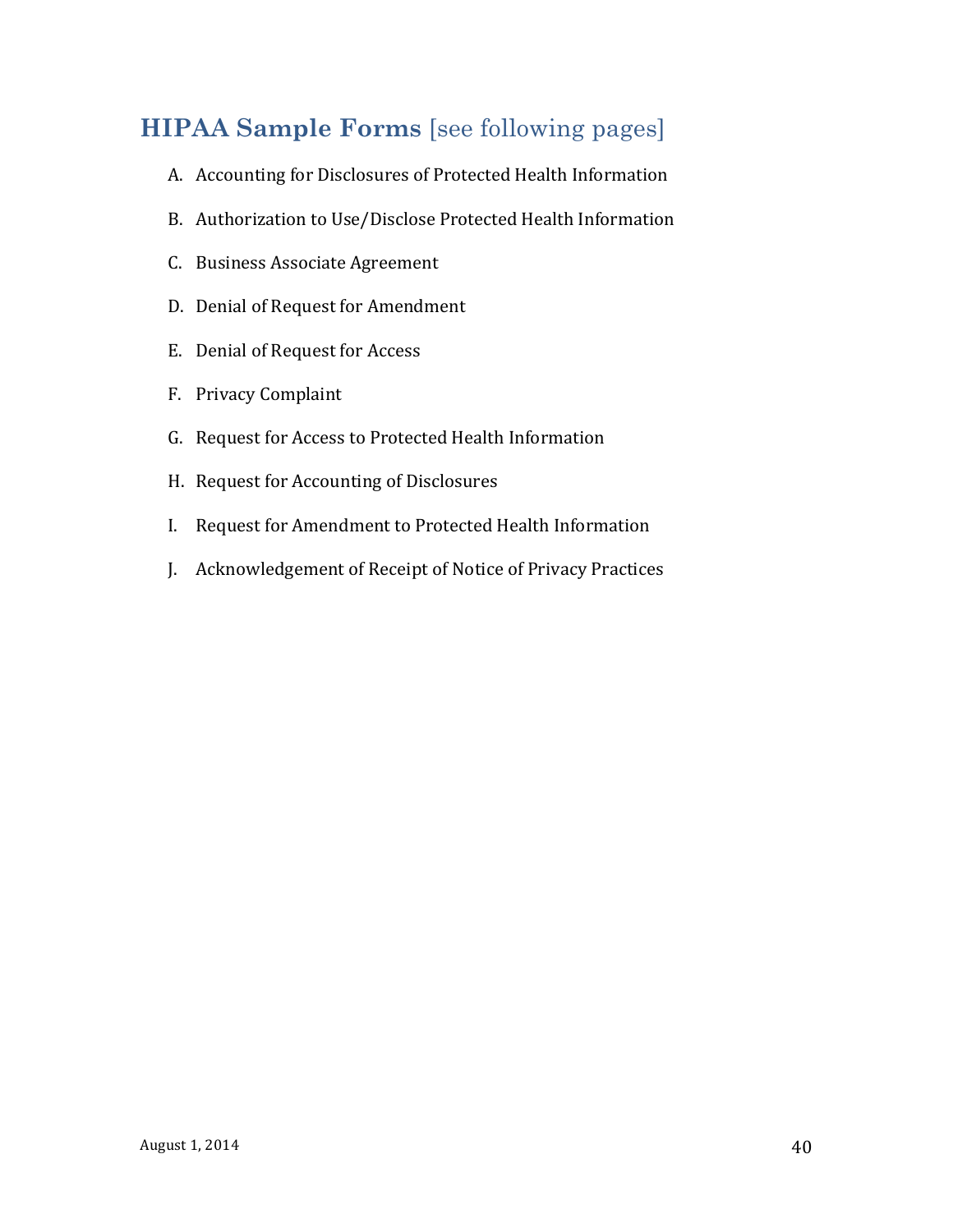## **HIPAA Sample Forms** [see following pages]

A. Accounting for Disclosures of Protected Health Information

B. Authorization to Use/Disclose Protected Health Information

C. Business Associate Agreement

D. Denial of Request for Amendment

E. Denial of Request for Access

F. Privacy Complaint

G. Request for Access to Protected Health Information

H. Request for Accounting of Disclosures

I. Request for Amendment to Protected Health Information

J. Acknowledgement of Receipt of Notice of Privacy Practices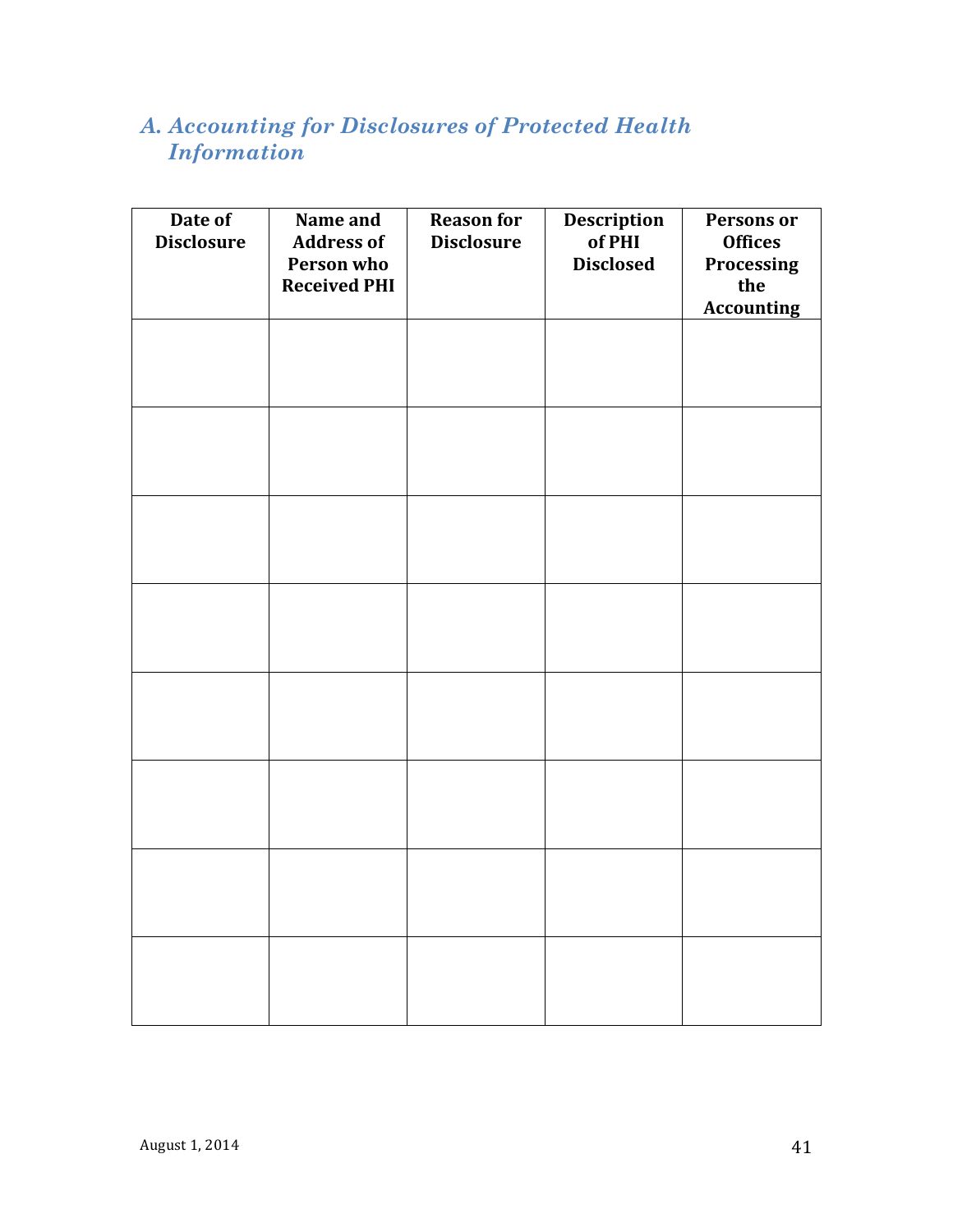## *A. Accounting for Disclosures of Protected Health Information*

| Date of Disclosure | Name and Address of Person who Received PHI | Reason for Disclosure | Description of PHI Disclosed | Persons or Offices Processing the Accounting |
|---|---|---|---|---|
| | | | | |
| | | | | |
| | | | | |
| | | | | |
| | | | | |
| | | | | |
| | | | | |
| | | | | |

August 1, 2014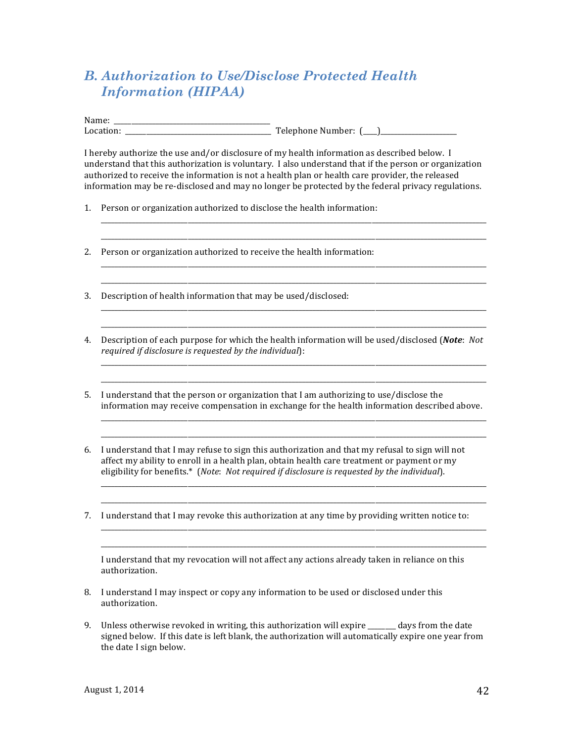## *B. Authorization to Use/Disclose Protected Health Information (HIPAA)*

Name: ________________________________________
Location: ______________________________________ Telephone Number: (____)____________________

I hereby authorize the use and/or disclosure of my health information as described below. I understand that this authorization is voluntary. I also understand that if the person or organization authorized to receive the information is not a health plan or health care provider, the released information may be re-disclosed and may no longer be protected by the federal privacy regulations.

1. Person or organization authorized to disclose the health information:
   ______________________________________________________________________________
   ______________________________________________________________________________

2. Person or organization authorized to receive the health information:
   ______________________________________________________________________________
   ______________________________________________________________________________

3. Description of health information that may be used/disclosed:
   ______________________________________________________________________________
   ______________________________________________________________________________

4. Description of each purpose for which the health information will be used/disclosed (***Note***: *Not required if disclosure is requested by the individual*):
   ______________________________________________________________________________
   ______________________________________________________________________________

5. I understand that the person or organization that I am authorizing to use/disclose the information may receive compensation in exchange for the health information described above.
   ______________________________________________________________________________
   ______________________________________________________________________________

6. I understand that I may refuse to sign this authorization and that my refusal to sign will not affect my ability to enroll in a health plan, obtain health care treatment or payment or my eligibility for benefits.* (*Note*: *Not required if disclosure is requested by the individual*).
   ______________________________________________________________________________
   ______________________________________________________________________________

7. I understand that I may revoke this authorization at any time by providing written notice to:
   ______________________________________________________________________________
   ______________________________________________________________________________

   I understand that my revocation will not affect any actions already taken in reliance on this authorization.

8. I understand I may inspect or copy any information to be used or disclosed under this authorization.

9. Unless otherwise revoked in writing, this authorization will expire ________ days from the date signed below. If this date is left blank, the authorization will automatically expire one year from the date I sign below.

August 1, 2014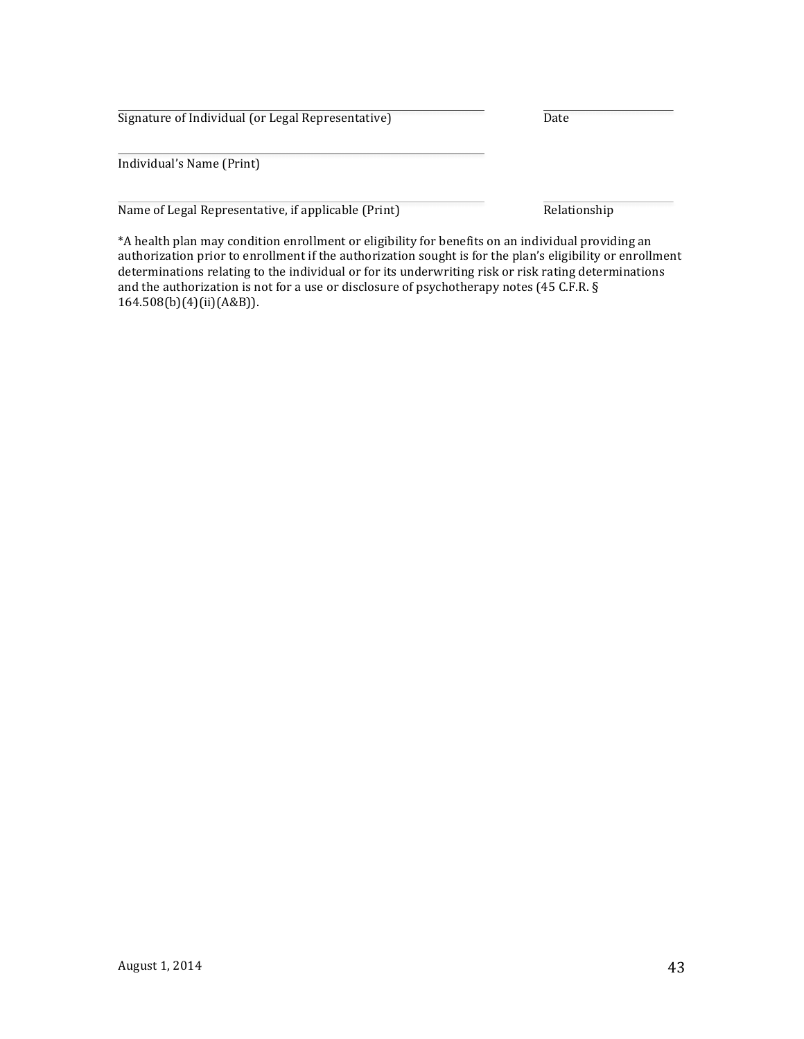\_\_\_\_\_\_\_\_\_\_\_\_\_\_\_\_\_\_\_\_\_\_\_\_\_\_\_\_\_\_\_\_\_\_\_\_\_\_\_\_\_\_ \_\_\_\_\_\_\_\_\_\_\_\_\_\_\_\_

Signature of Individual (or Legal Representative) Date

\_\_\_\_\_\_\_\_\_\_\_\_\_\_\_\_\_\_\_\_\_\_\_\_\_\_\_\_\_\_\_\_\_\_\_\_\_\_\_\_\_\_

Individual's Name (Print)

\_\_\_\_\_\_\_\_\_\_\_\_\_\_\_\_\_\_\_\_\_\_\_\_\_\_\_\_\_\_\_\_\_\_\_\_\_\_\_\_\_\_ \_\_\_\_\_\_\_\_\_\_\_\_\_\_\_\_

Name of Legal Representative, if applicable (Print) Relationship

*A health plan may condition enrollment or eligibility for benefits on an individual providing an authorization prior to enrollment if the authorization sought is for the plan's eligibility or enrollment determinations relating to the individual or for its underwriting risk or risk rating determinations and the authorization is not for a use or disclosure of psychotherapy notes (45 C.F.R. § 164.508(b)(4)(ii)(A&B)).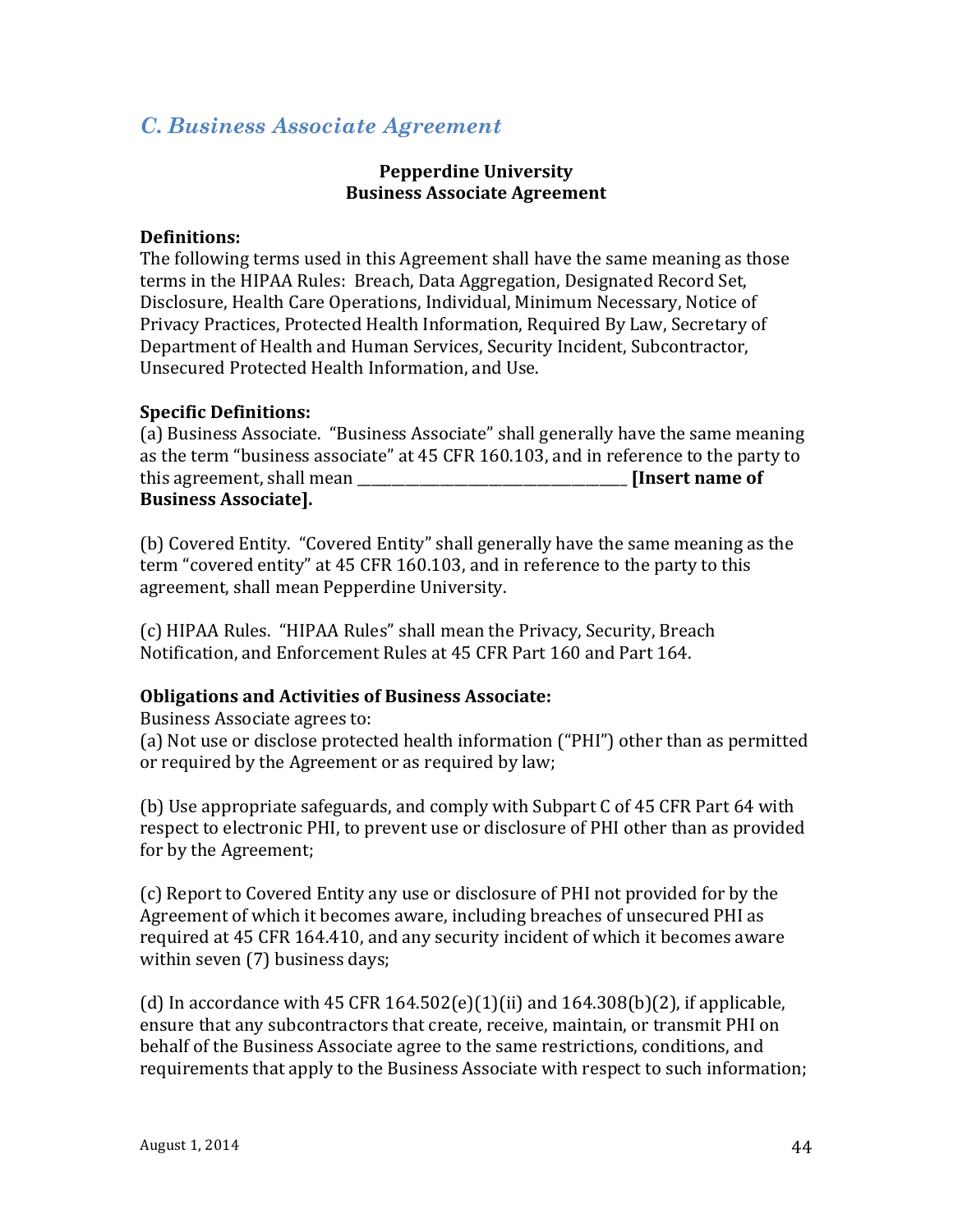## *C. Business Associate Agreement*

**Pepperdine University**
**Business Associate Agreement**

**Definitions:**
The following terms used in this Agreement shall have the same meaning as those terms in the HIPAA Rules: Breach, Data Aggregation, Designated Record Set, Disclosure, Health Care Operations, Individual, Minimum Necessary, Notice of Privacy Practices, Protected Health Information, Required By Law, Secretary of Department of Health and Human Services, Security Incident, Subcontractor, Unsecured Protected Health Information, and Use.

**Specific Definitions:**
(a) Business Associate. "Business Associate" shall generally have the same meaning as the term "business associate" at 45 CFR 160.103, and in reference to the party to this agreement, shall mean ____________________________________ **[Insert name of Business Associate].**

(b) Covered Entity. "Covered Entity" shall generally have the same meaning as the term "covered entity" at 45 CFR 160.103, and in reference to the party to this agreement, shall mean Pepperdine University.

(c) HIPAA Rules. "HIPAA Rules" shall mean the Privacy, Security, Breach Notification, and Enforcement Rules at 45 CFR Part 160 and Part 164.

**Obligations and Activities of Business Associate:**
Business Associate agrees to:
(a) Not use or disclose protected health information ("PHI") other than as permitted or required by the Agreement or as required by law;

(b) Use appropriate safeguards, and comply with Subpart C of 45 CFR Part 64 with respect to electronic PHI, to prevent use or disclosure of PHI other than as provided for by the Agreement;

(c) Report to Covered Entity any use or disclosure of PHI not provided for by the Agreement of which it becomes aware, including breaches of unsecured PHI as required at 45 CFR 164.410, and any security incident of which it becomes aware within seven (7) business days;

(d) In accordance with 45 CFR 164.502(e)(1)(ii) and 164.308(b)(2), if applicable, ensure that any subcontractors that create, receive, maintain, or transmit PHI on behalf of the Business Associate agree to the same restrictions, conditions, and requirements that apply to the Business Associate with respect to such information;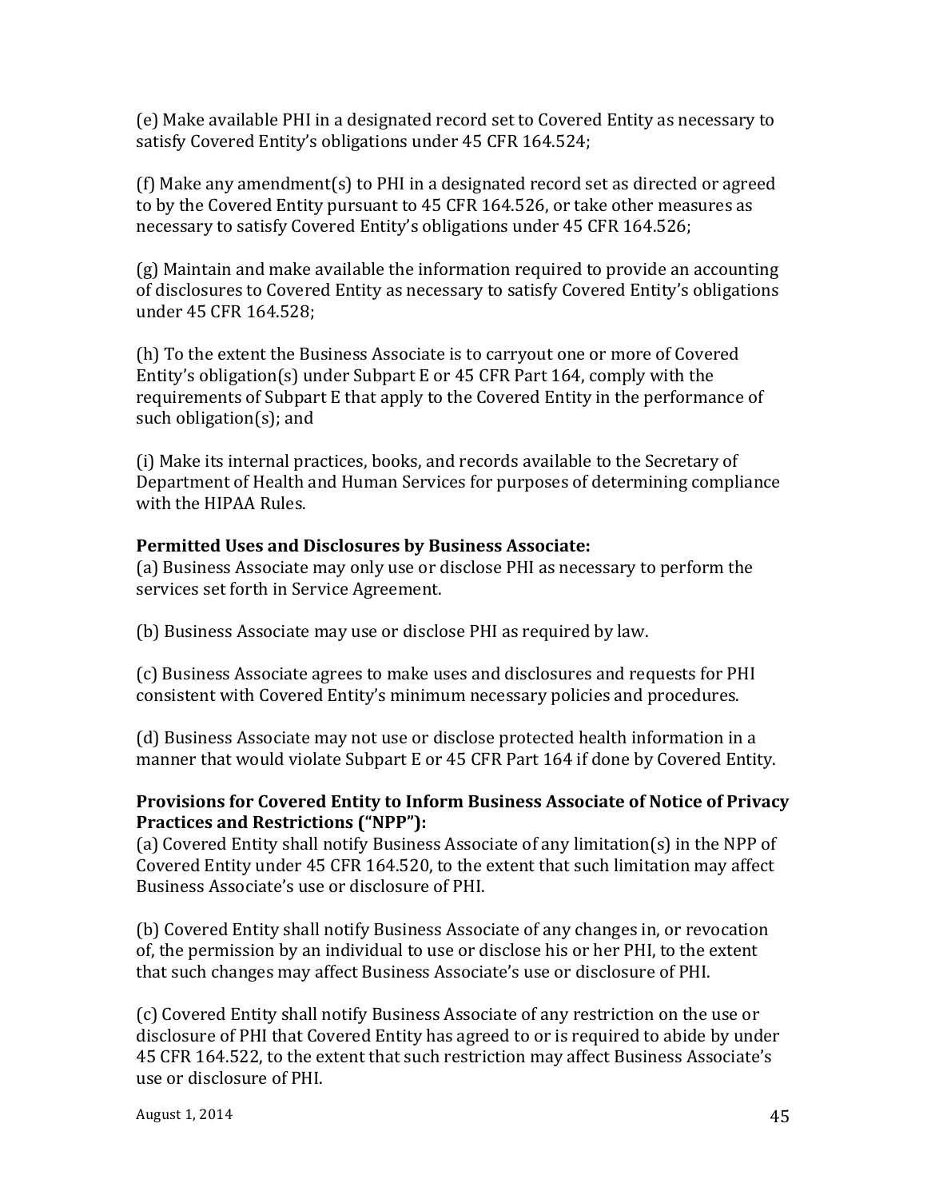(e) Make available PHI in a designated record set to Covered Entity as necessary to satisfy Covered Entity's obligations under 45 CFR 164.524;

(f) Make any amendment(s) to PHI in a designated record set as directed or agreed to by the Covered Entity pursuant to 45 CFR 164.526, or take other measures as necessary to satisfy Covered Entity's obligations under 45 CFR 164.526;

(g) Maintain and make available the information required to provide an accounting of disclosures to Covered Entity as necessary to satisfy Covered Entity's obligations under 45 CFR 164.528;

(h) To the extent the Business Associate is to carryout one or more of Covered Entity's obligation(s) under Subpart E or 45 CFR Part 164, comply with the requirements of Subpart E that apply to the Covered Entity in the performance of such obligation(s); and

(i) Make its internal practices, books, and records available to the Secretary of Department of Health and Human Services for purposes of determining compliance with the HIPAA Rules.

**Permitted Uses and Disclosures by Business Associate:**

(a) Business Associate may only use or disclose PHI as necessary to perform the services set forth in Service Agreement.

(b) Business Associate may use or disclose PHI as required by law.

(c) Business Associate agrees to make uses and disclosures and requests for PHI consistent with Covered Entity's minimum necessary policies and procedures.

(d) Business Associate may not use or disclose protected health information in a manner that would violate Subpart E or 45 CFR Part 164 if done by Covered Entity.

**Provisions for Covered Entity to Inform Business Associate of Notice of Privacy Practices and Restrictions ("NPP"):**

(a) Covered Entity shall notify Business Associate of any limitation(s) in the NPP of Covered Entity under 45 CFR 164.520, to the extent that such limitation may affect Business Associate's use or disclosure of PHI.

(b) Covered Entity shall notify Business Associate of any changes in, or revocation of, the permission by an individual to use or disclose his or her PHI, to the extent that such changes may affect Business Associate's use or disclosure of PHI.

(c) Covered Entity shall notify Business Associate of any restriction on the use or disclosure of PHI that Covered Entity has agreed to or is required to abide by under 45 CFR 164.522, to the extent that such restriction may affect Business Associate's use or disclosure of PHI.

August 1, 2014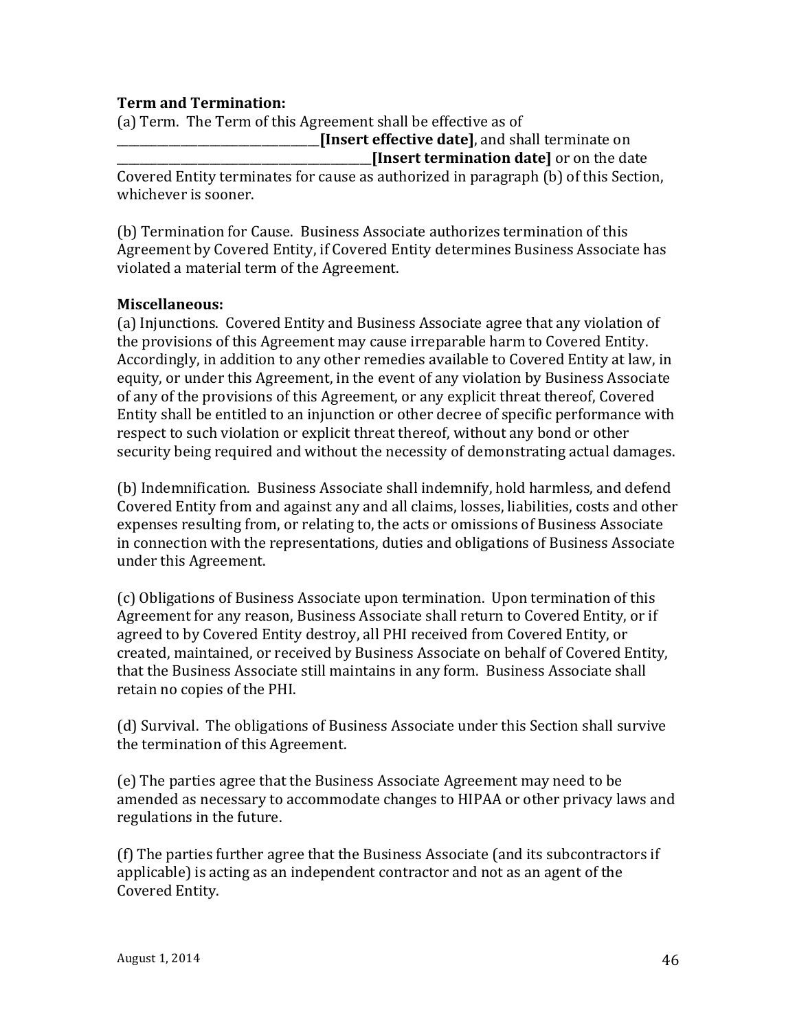**Term and Termination:**

(a) Term. The Term of this Agreement shall be effective as of ______________________________**[Insert effective date]**, and shall terminate on _____________________________________**[Insert termination date]** or on the date Covered Entity terminates for cause as authorized in paragraph (b) of this Section, whichever is sooner.

(b) Termination for Cause. Business Associate authorizes termination of this Agreement by Covered Entity, if Covered Entity determines Business Associate has violated a material term of the Agreement.

**Miscellaneous:**

(a) Injunctions. Covered Entity and Business Associate agree that any violation of the provisions of this Agreement may cause irreparable harm to Covered Entity. Accordingly, in addition to any other remedies available to Covered Entity at law, in equity, or under this Agreement, in the event of any violation by Business Associate of any of the provisions of this Agreement, or any explicit threat thereof, Covered Entity shall be entitled to an injunction or other decree of specific performance with respect to such violation or explicit threat thereof, without any bond or other security being required and without the necessity of demonstrating actual damages.

(b) Indemnification. Business Associate shall indemnify, hold harmless, and defend Covered Entity from and against any and all claims, losses, liabilities, costs and other expenses resulting from, or relating to, the acts or omissions of Business Associate in connection with the representations, duties and obligations of Business Associate under this Agreement.

(c) Obligations of Business Associate upon termination. Upon termination of this Agreement for any reason, Business Associate shall return to Covered Entity, or if agreed to by Covered Entity destroy, all PHI received from Covered Entity, or created, maintained, or received by Business Associate on behalf of Covered Entity, that the Business Associate still maintains in any form. Business Associate shall retain no copies of the PHI.

(d) Survival. The obligations of Business Associate under this Section shall survive the termination of this Agreement.

(e) The parties agree that the Business Associate Agreement may need to be amended as necessary to accommodate changes to HIPAA or other privacy laws and regulations in the future.

(f) The parties further agree that the Business Associate (and its subcontractors if applicable) is acting as an independent contractor and not as an agent of the Covered Entity.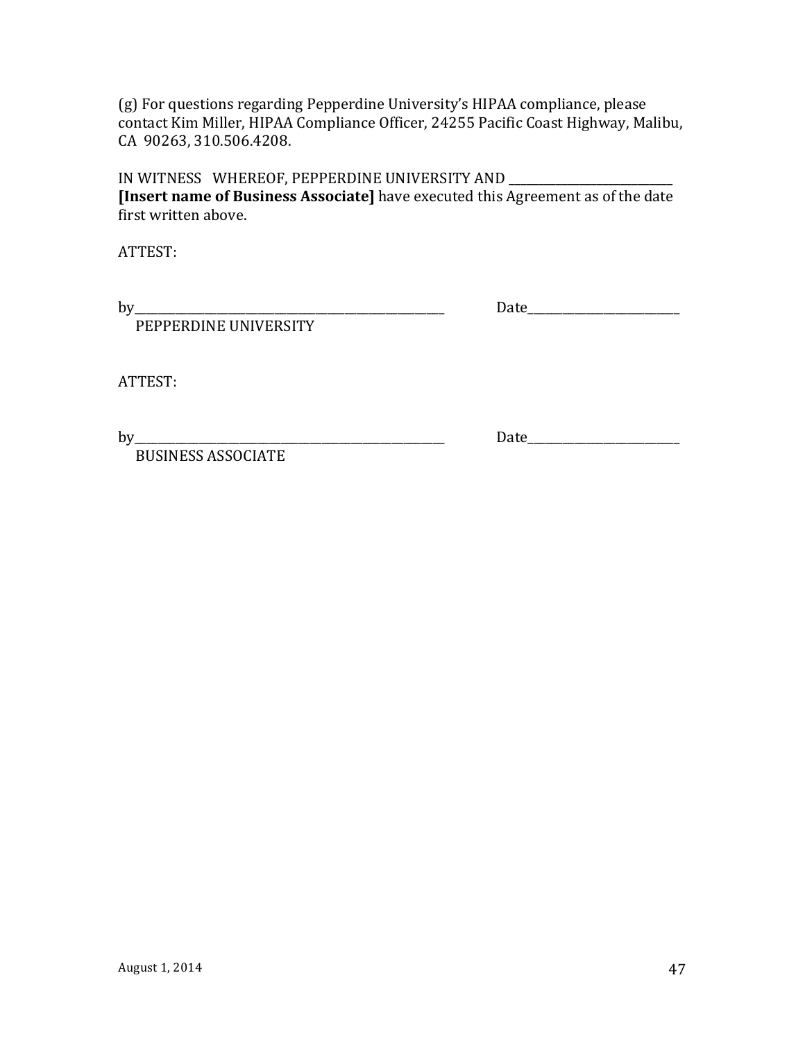(g) For questions regarding Pepperdine University's HIPAA compliance, please contact Kim Miller, HIPAA Compliance Officer, 24255 Pacific Coast Highway, Malibu, CA 90263, 310.506.4208.

IN WITNESS WHEREOF, PEPPERDINE UNIVERSITY AND ____________________________ **[Insert name of Business Associate]** have executed this Agreement as of the date first written above.

ATTEST:

by_______________________________________________ Date_________________________
PEPPERDINE UNIVERSITY

ATTEST:

by_______________________________________________ Date_________________________
BUSINESS ASSOCIATE

August 1, 2014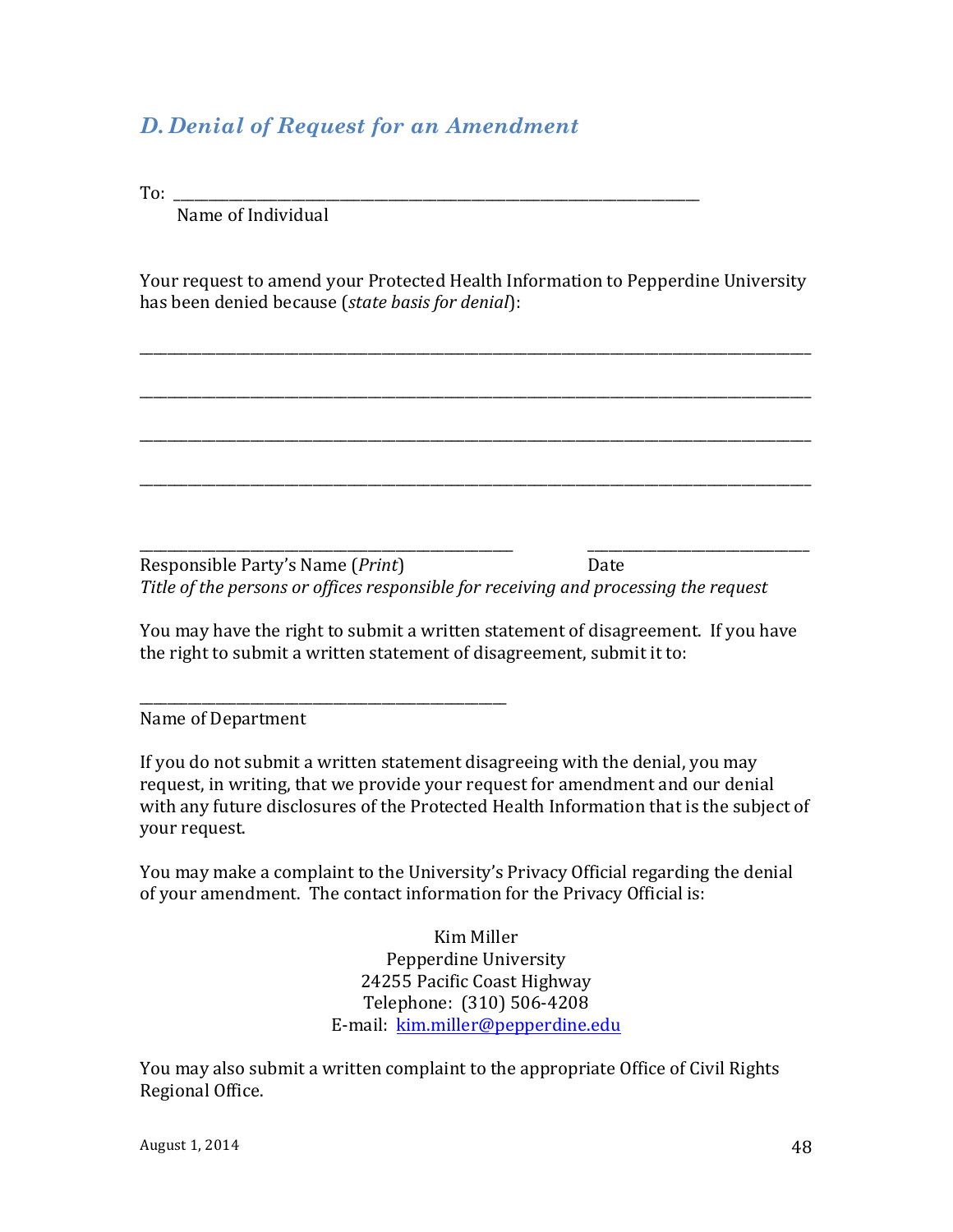### *D. Denial of Request for an Amendment*

To: ___________________________________________________________________________

Name of Individual

Your request to amend your Protected Health Information to Pepperdine University has been denied because (*state basis for denial*):

______________________________________________________________________________________________

______________________________________________________________________________________________

______________________________________________________________________________________________

______________________________________________________________________________________________

_______________________________________________________ ________________________________

Responsible Party's Name (*Print*) Date

*Title of the persons or offices responsible for receiving and processing the request*

You may have the right to submit a written statement of disagreement. If you have the right to submit a written statement of disagreement, submit it to:

_____________________________________________________

Name of Department

If you do not submit a written statement disagreeing with the denial, you may request, in writing, that we provide your request for amendment and our denial with any future disclosures of the Protected Health Information that is the subject of your request.

You may make a complaint to the University's Privacy Official regarding the denial of your amendment. The contact information for the Privacy Official is:

Kim Miller
Pepperdine University
24255 Pacific Coast Highway
Telephone: (310) 506-4208
E-mail: kim.miller@pepperdine.edu

You may also submit a written complaint to the appropriate Office of Civil Rights Regional Office.

August 1, 2014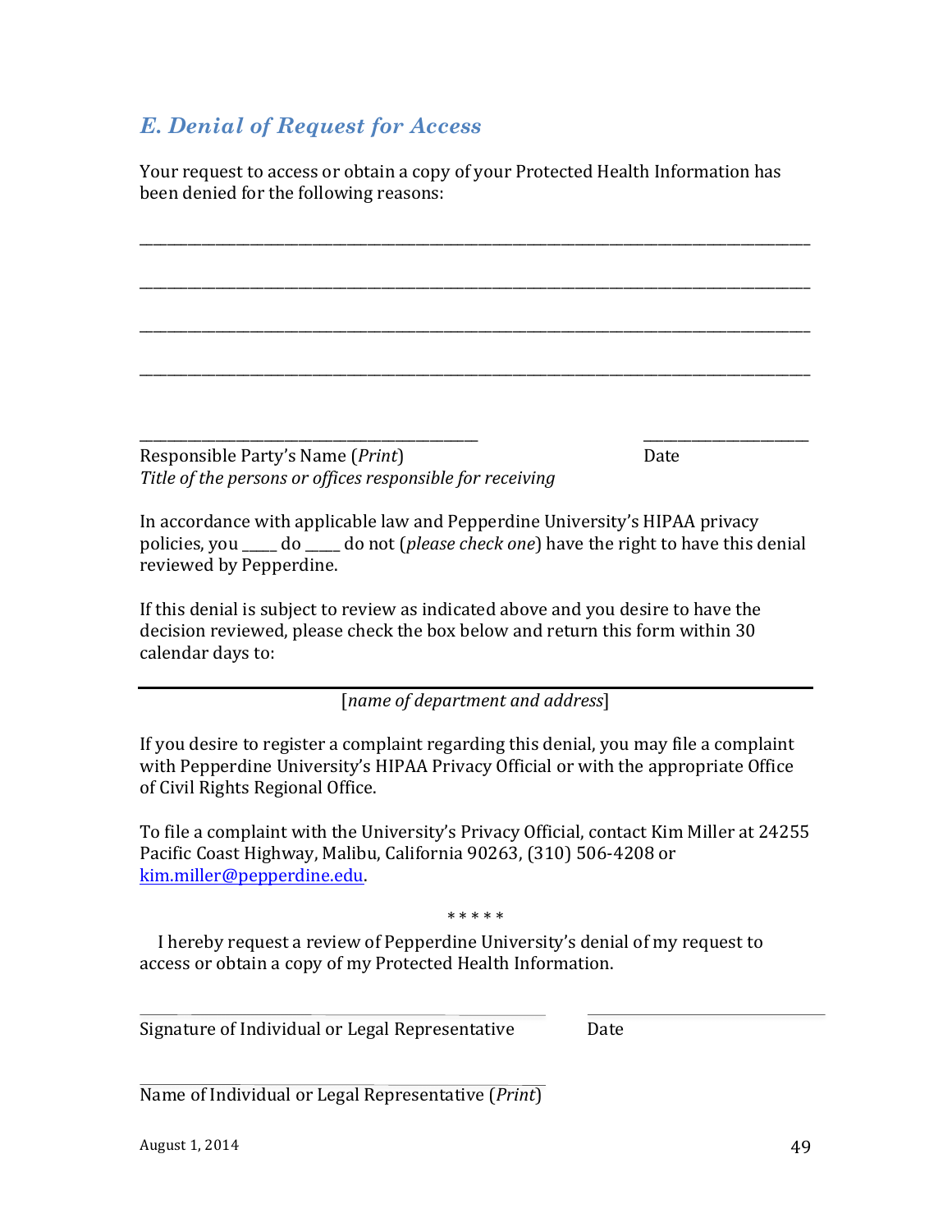## E. Denial of Request for Access

Your request to access or obtain a copy of your Protected Health Information has been denied for the following reasons:

_______________________________________________________________________________

_______________________________________________________________________________

_______________________________________________________________________________

_______________________________________________________________________________

________________________________________ ____________________

Responsible Party's Name (*Print*) Date

*Title of the persons or offices responsible for receiving*

In accordance with applicable law and Pepperdine University's HIPAA privacy policies, you _____ do _____ do not (*please check one*) have the right to have this denial reviewed by Pepperdine.

If this denial is subject to review as indicated above and you desire to have the decision reviewed, please check the box below and return this form within 30 calendar days to:

_______________________________________________________________________________

[*name of department and address*]

If you desire to register a complaint regarding this denial, you may file a complaint with Pepperdine University's HIPAA Privacy Official or with the appropriate Office of Civil Rights Regional Office.

To file a complaint with the University's Privacy Official, contact Kim Miller at 24255 Pacific Coast Highway, Malibu, California 90263, (310) 506-4208 or kim.miller@pepperdine.edu.

\* \* \* \* \*

I hereby request a review of Pepperdine University's denial of my request to access or obtain a copy of my Protected Health Information.

________________________________________ ____________________

Signature of Individual or Legal Representative Date

________________________________________

Name of Individual or Legal Representative (*Print*)

August 1, 2014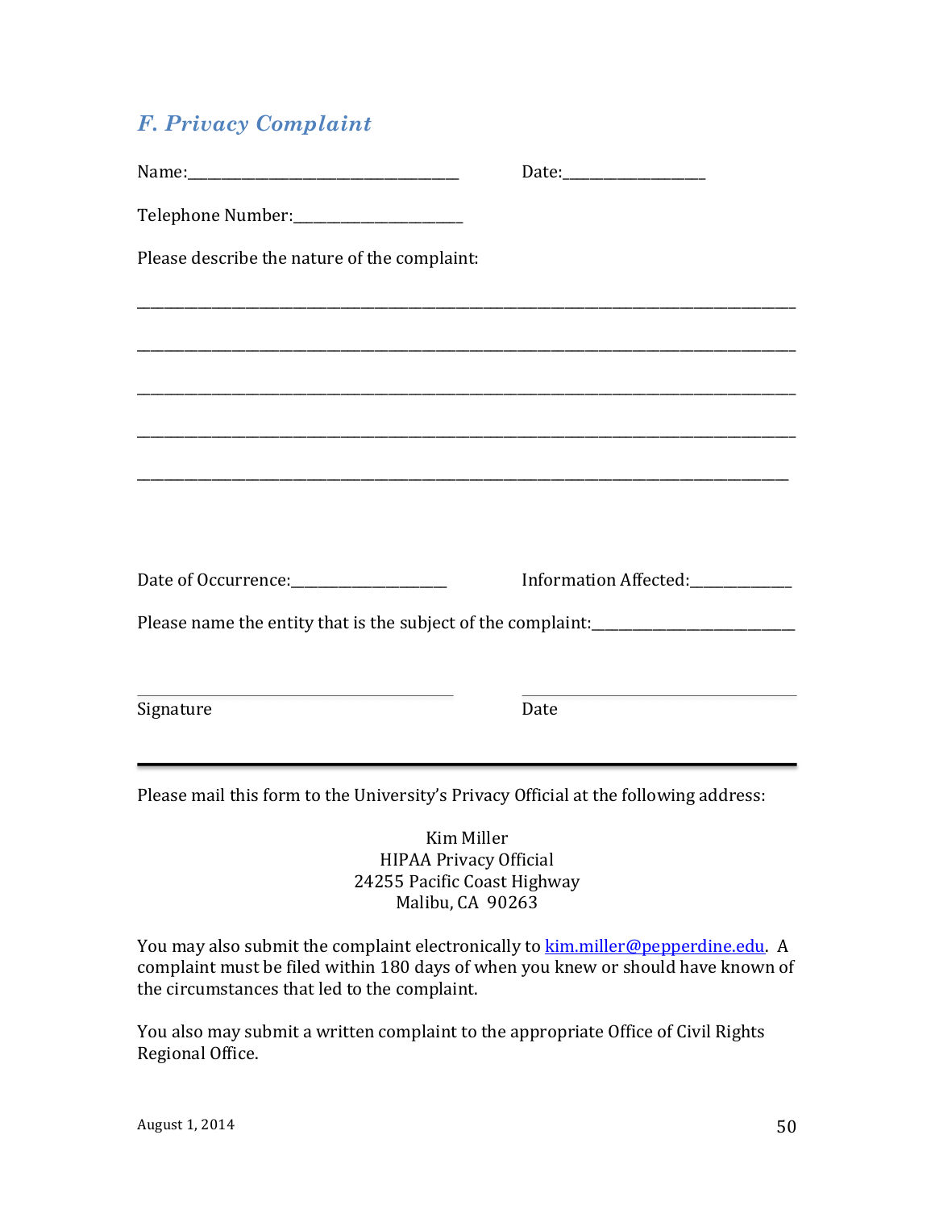## *F. Privacy Complaint*

Name:____________________________________ Date:__________________

Telephone Number:______________________

Please describe the nature of the complaint:

_____________________________________________________________________________________

_____________________________________________________________________________________

_____________________________________________________________________________________

_____________________________________________________________________________________

_____________________________________________________________________________________

Date of Occurrence:_____________________ Information Affected:_____________

Please name the entity that is the subject of the complaint:___________________________

______________________________________ ______________________________________
Signature Date

---

Please mail this form to the University's Privacy Official at the following address:

Kim Miller
HIPAA Privacy Official
24255 Pacific Coast Highway
Malibu, CA 90263

You may also submit the complaint electronically to kim.miller@pepperdine.edu. A complaint must be filed within 180 days of when you knew or should have known of the circumstances that led to the complaint.

You also may submit a written complaint to the appropriate Office of Civil Rights Regional Office.

August 1, 2014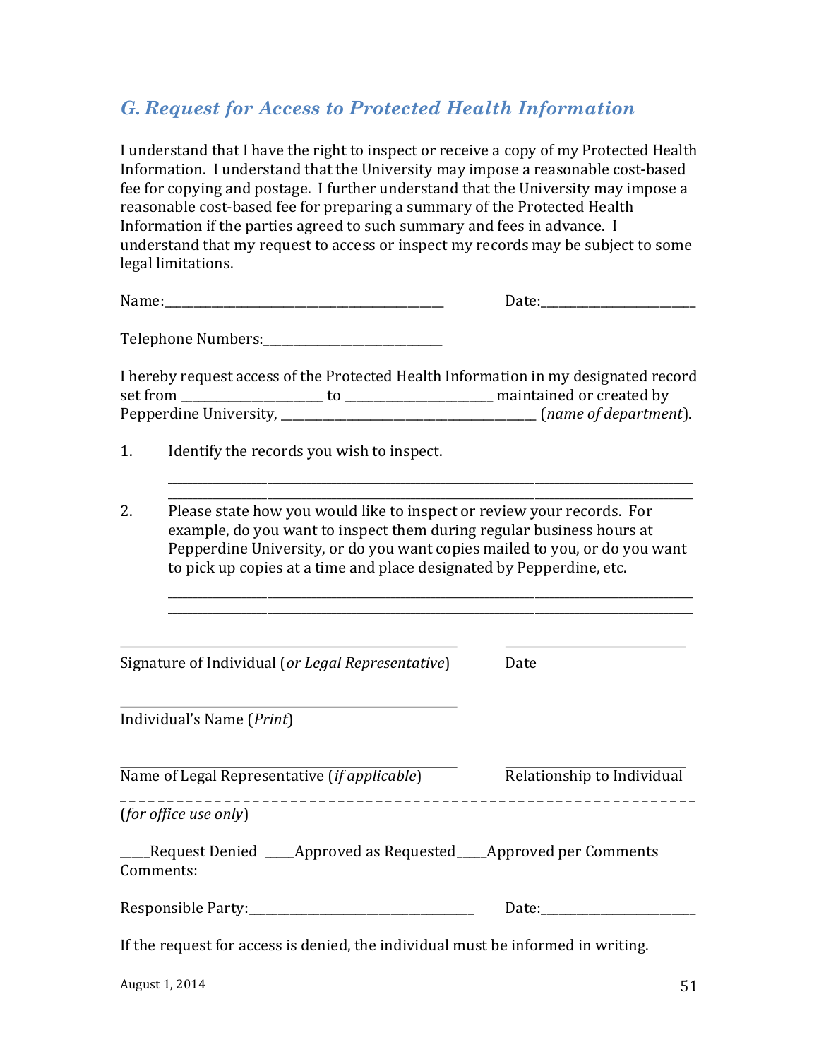## G. Request for Access to Protected Health Information

I understand that I have the right to inspect or receive a copy of my Protected Health Information. I understand that the University may impose a reasonable cost-based fee for copying and postage. I further understand that the University may impose a reasonable cost-based fee for preparing a summary of the Protected Health Information if the parties agreed to such summary and fees in advance. I understand that my request to access or inspect my records may be subject to some legal limitations.

Name:_______________________________________ Date:_______________________

Telephone Numbers:___________________________

I hereby request access of the Protected Health Information in my designated record set from _____________________ to _____________________ maintained or created by Pepperdine University, ______________________________________ (*name of department*).

1. Identify the records you wish to inspect.

   ___________________________________________________________________________
   ___________________________________________________________________________

2. Please state how you would like to inspect or review your records. For example, do you want to inspect them during regular business hours at Pepperdine University, or do you want copies mailed to you, or do you want to pick up copies at a time and place designated by Pepperdine, etc.

   ___________________________________________________________________________
   ___________________________________________________________________________

_____________________________________________ ___________________________
Signature of Individual (*or Legal Representative*) Date

_____________________________________________
Individual's Name (*Print*)

_____________________________________________ ___________________________
Name of Legal Representative (*if applicable*) Relationship to Individual

- - - - - - - - - - - - - - - - - - - - - - - - - - - - - - - - - - - - - - - - - - - - - - - - - - - -

(*for office use only*)

____Request Denied ____Approved as Requested____Approved per Comments
Comments:

Responsible Party:_________________________________ Date:_______________________

If the request for access is denied, the individual must be informed in writing.

August 1, 2014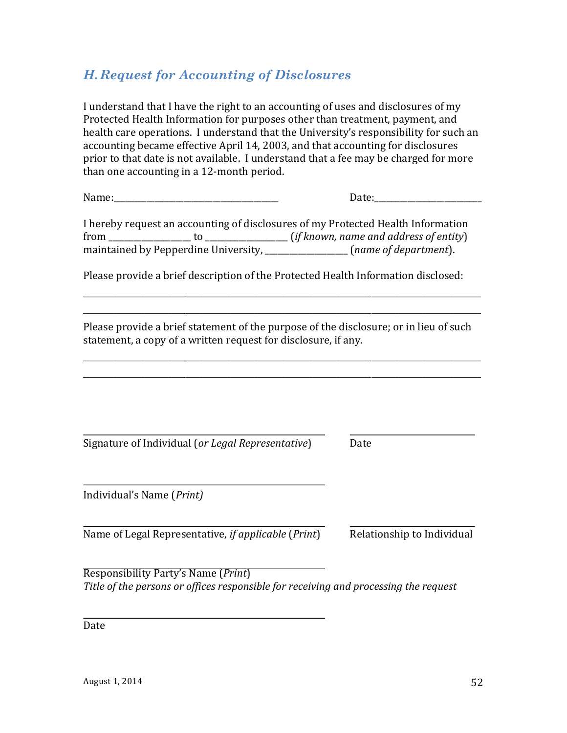## *H. Request for Accounting of Disclosures*

I understand that I have the right to an accounting of uses and disclosures of my Protected Health Information for purposes other than treatment, payment, and health care operations. I understand that the University's responsibility for such an accounting became effective April 14, 2003, and that accounting for disclosures prior to that date is not available. I understand that a fee may be charged for more than one accounting in a 12-month period.

Name:_____________________________________ Date:_________________________

I hereby request an accounting of disclosures of my Protected Health Information from ___________________ to ___________________ (*if known, name and address of entity*) maintained by Pepperdine University, ___________________ (*name of department*).

Please provide a brief description of the Protected Health Information disclosed:

_____________________________________________________________________________

_____________________________________________________________________________

Please provide a brief statement of the purpose of the disclosure; or in lieu of such statement, a copy of a written request for disclosure, if any.

_____________________________________________________________________________

_____________________________________________________________________________

_____________________________________________ _________________________

Signature of Individual (*or Legal Representative*) Date

_____________________________________________

Individual's Name (*Print)*

_____________________________________________ _________________________

Name of Legal Representative, *if applicable* (*Print*) Relationship to Individual

_____________________________________________

Responsibility Party's Name (*Print*)

*Title of the persons or offices responsible for receiving and processing the request*

_____________________________________________

Date

August 1, 2014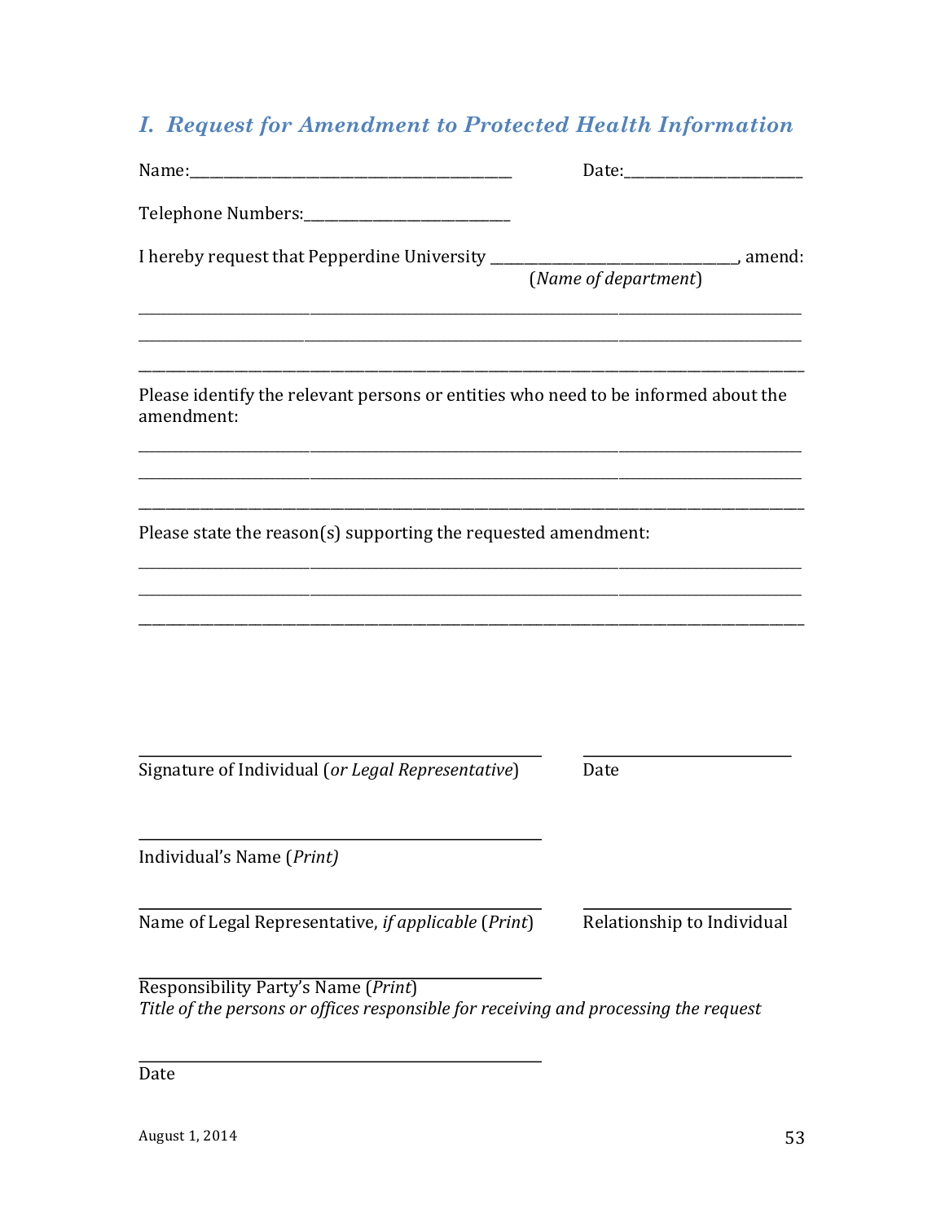## *I. Request for Amendment to Protected Health Information*

Name:_________________________________________ Date:______________________

Telephone Numbers:___________________________

I hereby request that Pepperdine University ________________________________, amend:
(*Name of department*)

______________________________________________________________________________

______________________________________________________________________________

______________________________________________________________________________

Please identify the relevant persons or entities who need to be informed about the amendment:

______________________________________________________________________________

______________________________________________________________________________

______________________________________________________________________________

Please state the reason(s) supporting the requested amendment:

______________________________________________________________________________

______________________________________________________________________________

______________________________________________________________________________

_______________________________________________ ________________________
Signature of Individual (*or Legal Representative*) Date

_______________________________________________
Individual's Name (*Print)*

_______________________________________________ ________________________
Name of Legal Representative, *if applicable* (*Print*) Relationship to Individual

_______________________________________________
Responsibility Party's Name (*Print*)
*Title of the persons or offices responsible for receiving and processing the request*

_______________________________________________
Date

August 1, 2014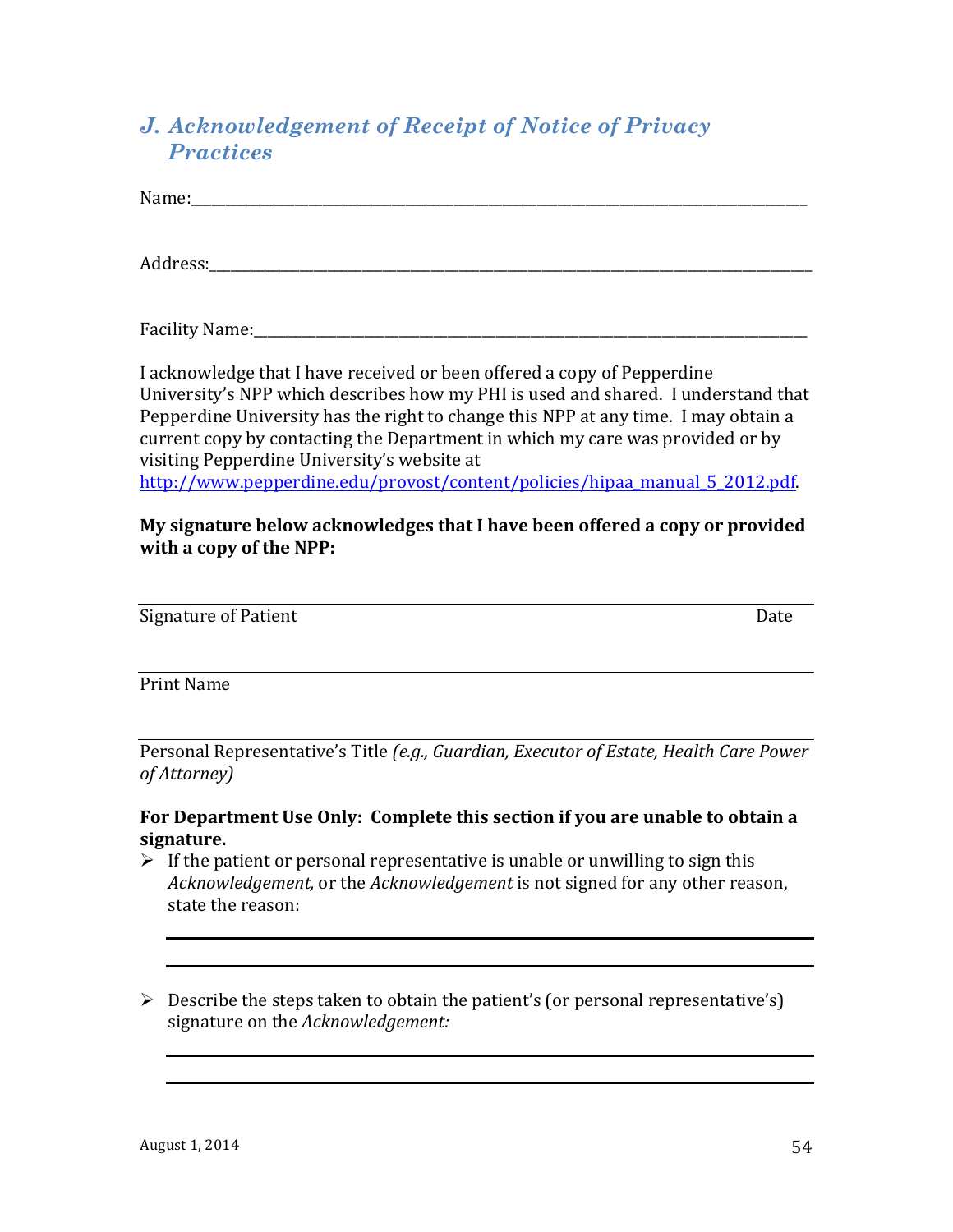## *J. Acknowledgement of Receipt of Notice of Privacy Practices*

Name:\_\_\_\_\_\_\_\_\_\_\_\_\_\_\_\_\_\_\_\_\_\_\_\_\_\_\_\_\_\_\_\_\_\_\_\_\_\_\_\_\_\_\_\_\_\_\_\_\_\_\_\_\_\_\_\_\_\_\_\_\_\_\_\_\_\_\_\_\_\_\_\_

Address:\_\_\_\_\_\_\_\_\_\_\_\_\_\_\_\_\_\_\_\_\_\_\_\_\_\_\_\_\_\_\_\_\_\_\_\_\_\_\_\_\_\_\_\_\_\_\_\_\_\_\_\_\_\_\_\_\_\_\_\_\_\_\_\_\_\_\_\_\_\_

Facility Name:\_\_\_\_\_\_\_\_\_\_\_\_\_\_\_\_\_\_\_\_\_\_\_\_\_\_\_\_\_\_\_\_\_\_\_\_\_\_\_\_\_\_\_\_\_\_\_\_\_\_\_\_\_\_\_\_\_\_\_\_\_\_\_\_

I acknowledge that I have received or been offered a copy of Pepperdine University's NPP which describes how my PHI is used and shared. I understand that Pepperdine University has the right to change this NPP at any time. I may obtain a current copy by contacting the Department in which my care was provided or by visiting Pepperdine University's website at http://www.pepperdine.edu/provost/content/policies/hipaa_manual_5_2012.pdf.

**My signature below acknowledges that I have been offered a copy or provided with a copy of the NPP:**

\_\_\_\_\_\_\_\_\_\_\_\_\_\_\_\_\_\_\_\_\_\_\_\_\_\_\_\_\_\_\_\_\_\_\_\_\_\_\_\_\_\_\_\_\_\_\_\_\_\_\_\_\_\_\_\_\_\_\_\_\_\_\_\_\_\_\_\_\_\_

Signature of Patient                                                                                     Date

\_\_\_\_\_\_\_\_\_\_\_\_\_\_\_\_\_\_\_\_\_\_\_\_\_\_\_\_\_\_\_\_\_\_\_\_\_\_\_\_\_\_\_\_\_\_\_\_\_\_\_\_\_\_\_\_\_\_\_\_\_\_\_\_\_\_\_\_\_\_

Print Name

\_\_\_\_\_\_\_\_\_\_\_\_\_\_\_\_\_\_\_\_\_\_\_\_\_\_\_\_\_\_\_\_\_\_\_\_\_\_\_\_\_\_\_\_\_\_\_\_\_\_\_\_\_\_\_\_\_\_\_\_\_\_\_\_\_\_\_\_\_\_

Personal Representative's Title *(e.g., Guardian, Executor of Estate, Health Care Power of Attorney)*

**For Department Use Only: Complete this section if you are unable to obtain a signature.**

- If the patient or personal representative is unable or unwilling to sign this *Acknowledgement,* or the *Acknowledgement* is not signed for any other reason, state the reason:

  \_\_\_\_\_\_\_\_\_\_\_\_\_\_\_\_\_\_\_\_\_\_\_\_\_\_\_\_\_\_\_\_\_\_\_\_\_\_\_\_\_\_\_\_\_\_\_\_\_\_\_\_\_\_\_\_\_\_\_\_\_\_\_\_\_\_

  \_\_\_\_\_\_\_\_\_\_\_\_\_\_\_\_\_\_\_\_\_\_\_\_\_\_\_\_\_\_\_\_\_\_\_\_\_\_\_\_\_\_\_\_\_\_\_\_\_\_\_\_\_\_\_\_\_\_\_\_\_\_\_\_\_\_

- Describe the steps taken to obtain the patient's (or personal representative's) signature on the *Acknowledgement:*

  \_\_\_\_\_\_\_\_\_\_\_\_\_\_\_\_\_\_\_\_\_\_\_\_\_\_\_\_\_\_\_\_\_\_\_\_\_\_\_\_\_\_\_\_\_\_\_\_\_\_\_\_\_\_\_\_\_\_\_\_\_\_\_\_\_\_

  \_\_\_\_\_\_\_\_\_\_\_\_\_\_\_\_\_\_\_\_\_\_\_\_\_\_\_\_\_\_\_\_\_\_\_\_\_\_\_\_\_\_\_\_\_\_\_\_\_\_\_\_\_\_\_\_\_\_\_\_\_\_\_\_\_\_

August 1, 2014